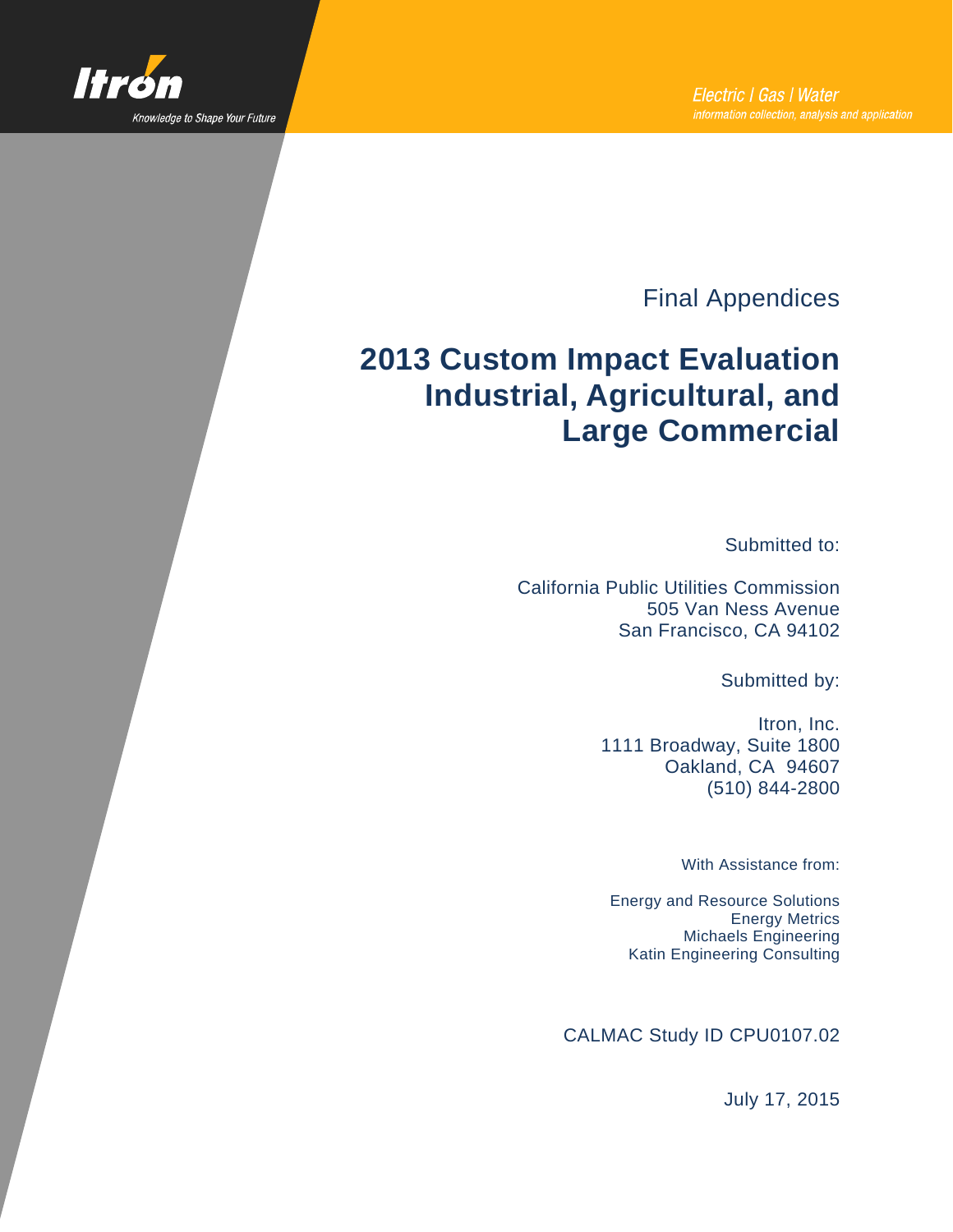Itron

Knowledge to Shape Your Future

Electric | Gas | Water

information collection, analysis and application

Final Appendices

# 2013 Custom Impact Evaluation Industrial, Agricultural, and Large Commercial

Submitted to:

California Public Utilities Commission
505 Van Ness Avenue
San Francisco, CA 94102

Submitted by:

Itron, Inc.
1111 Broadway, Suite 1800
Oakland, CA 94607
(510) 844-2800

With Assistance from:

Energy and Resource Solutions
Energy Metrics
Michaels Engineering
Katin Engineering Consulting

CALMAC Study ID CPU0107.02

July 17, 2015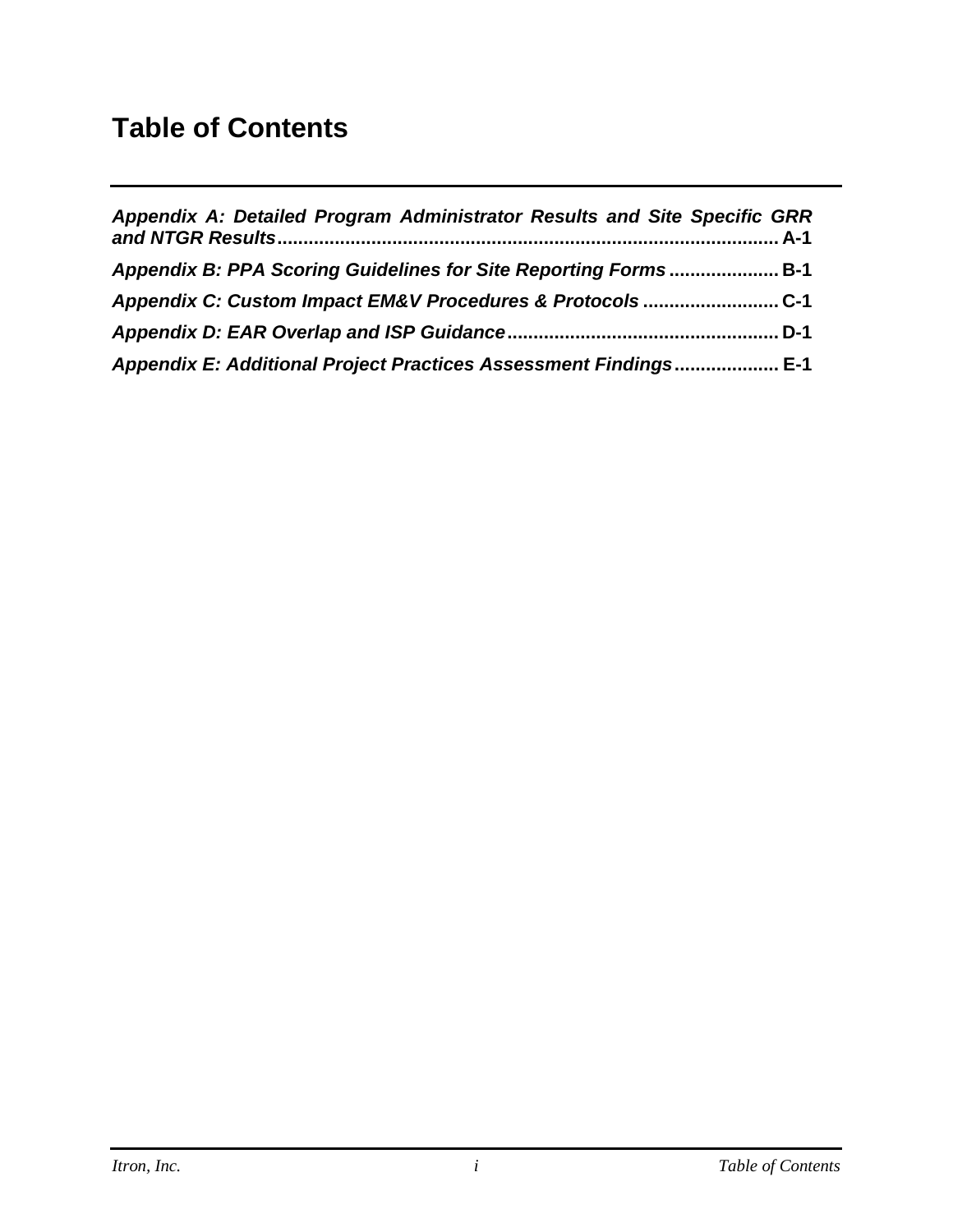# Table of Contents

***Appendix A: Detailed Program Administrator Results and Site Specific GRR and NTGR Results*** **....... A-1**

***Appendix B: PPA Scoring Guidelines for Site Reporting Forms*** **....... B-1**

***Appendix C: Custom Impact EM&V Procedures & Protocols*** **....... C-1**

***Appendix D: EAR Overlap and ISP Guidance*** **....... D-1**

***Appendix E: Additional Project Practices Assessment Findings*** **....... E-1**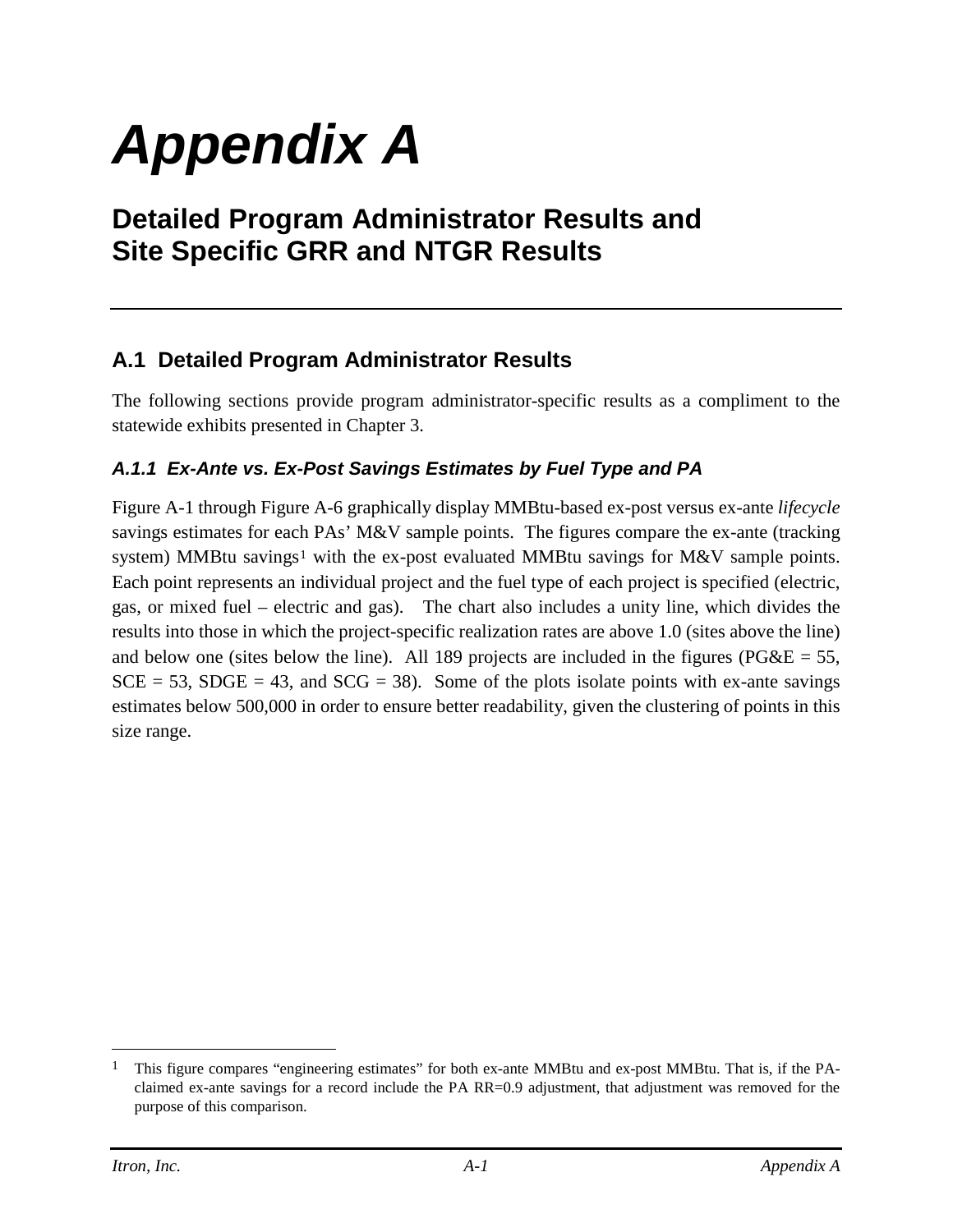# Appendix A

## Detailed Program Administrator Results and Site Specific GRR and NTGR Results

### A.1 Detailed Program Administrator Results

The following sections provide program administrator-specific results as a compliment to the statewide exhibits presented in Chapter 3.

#### *A.1.1 Ex-Ante vs. Ex-Post Savings Estimates by Fuel Type and PA*

Figure A-1 through Figure A-6 graphically display MMBtu-based ex-post versus ex-ante *lifecycle* savings estimates for each PAs' M&V sample points. The figures compare the ex-ante (tracking system) MMBtu savings[1] with the ex-post evaluated MMBtu savings for M&V sample points. Each point represents an individual project and the fuel type of each project is specified (electric, gas, or mixed fuel – electric and gas). The chart also includes a unity line, which divides the results into those in which the project-specific realization rates are above 1.0 (sites above the line) and below one (sites below the line). All 189 projects are included in the figures (PG&E = 55, SCE = 53, SDGE = 43, and SCG = 38). Some of the plots isolate points with ex-ante savings estimates below 500,000 in order to ensure better readability, given the clustering of points in this size range.

[1] This figure compares "engineering estimates" for both ex-ante MMBtu and ex-post MMBtu. That is, if the PA-claimed ex-ante savings for a record include the PA RR=0.9 adjustment, that adjustment was removed for the purpose of this comparison.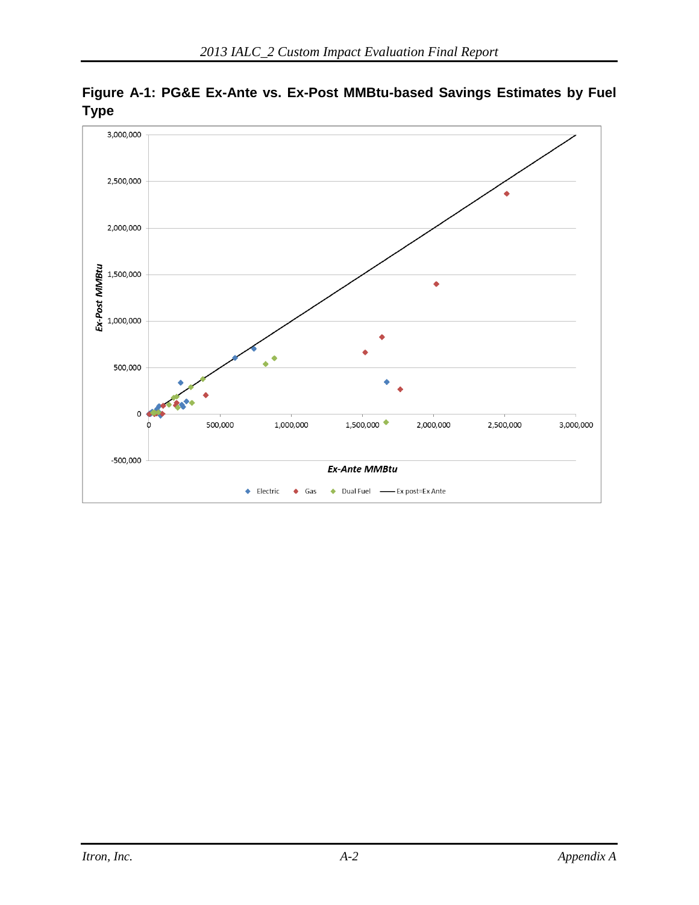**Figure A-1: PG&E Ex-Ante vs. Ex-Post MMBtu-based Savings Estimates by Fuel Type**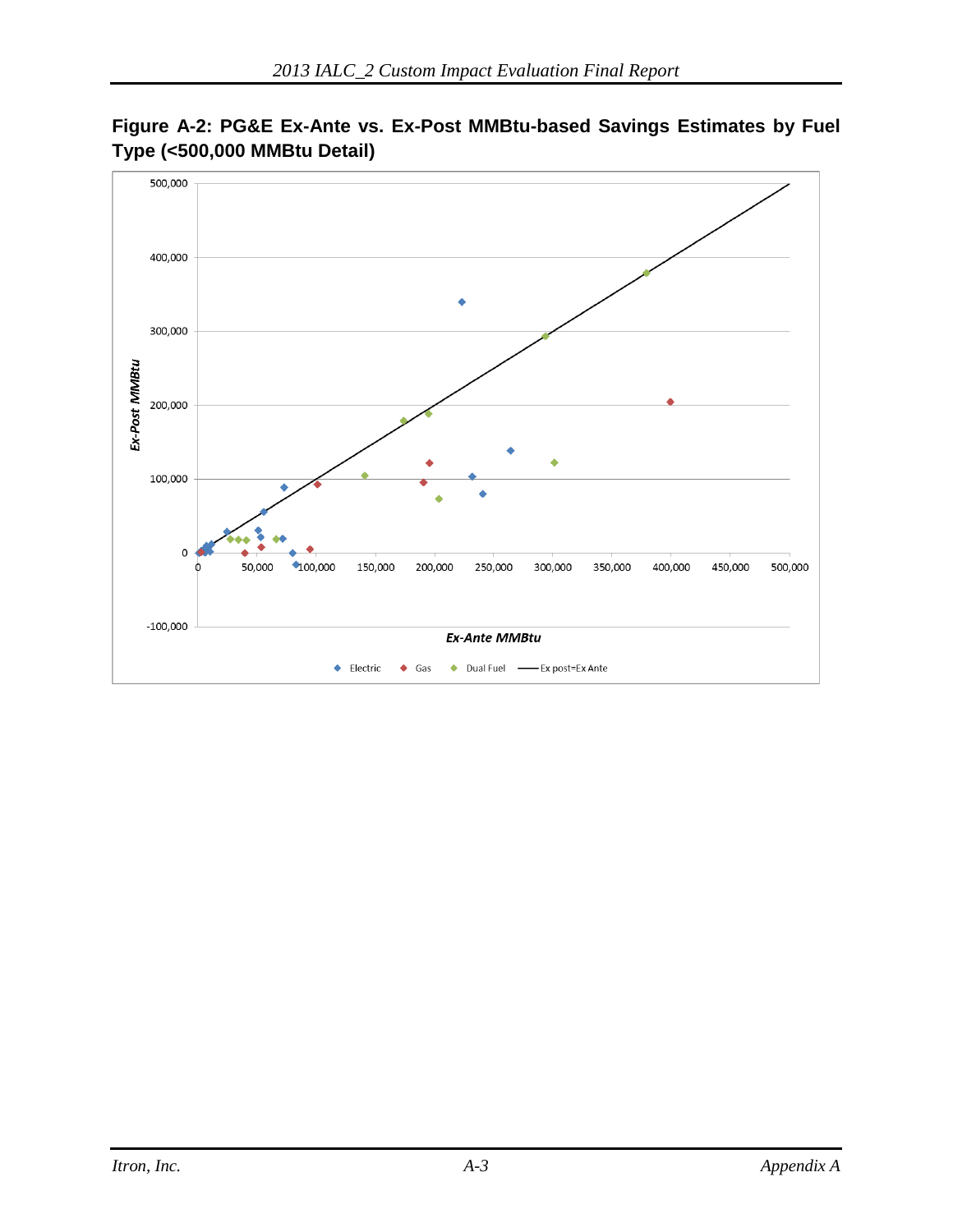**Figure A-2: PG&E Ex-Ante vs. Ex-Post MMBtu-based Savings Estimates by Fuel Type (<500,000 MMBtu Detail)**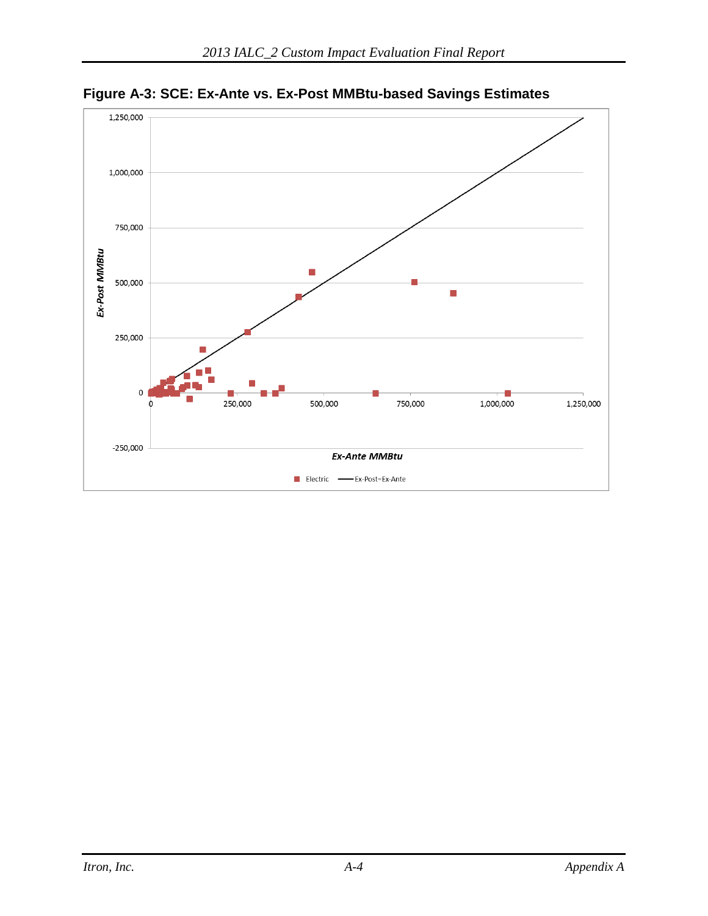**Figure A-3: SCE: Ex-Ante vs. Ex-Post MMBtu-based Savings Estimates**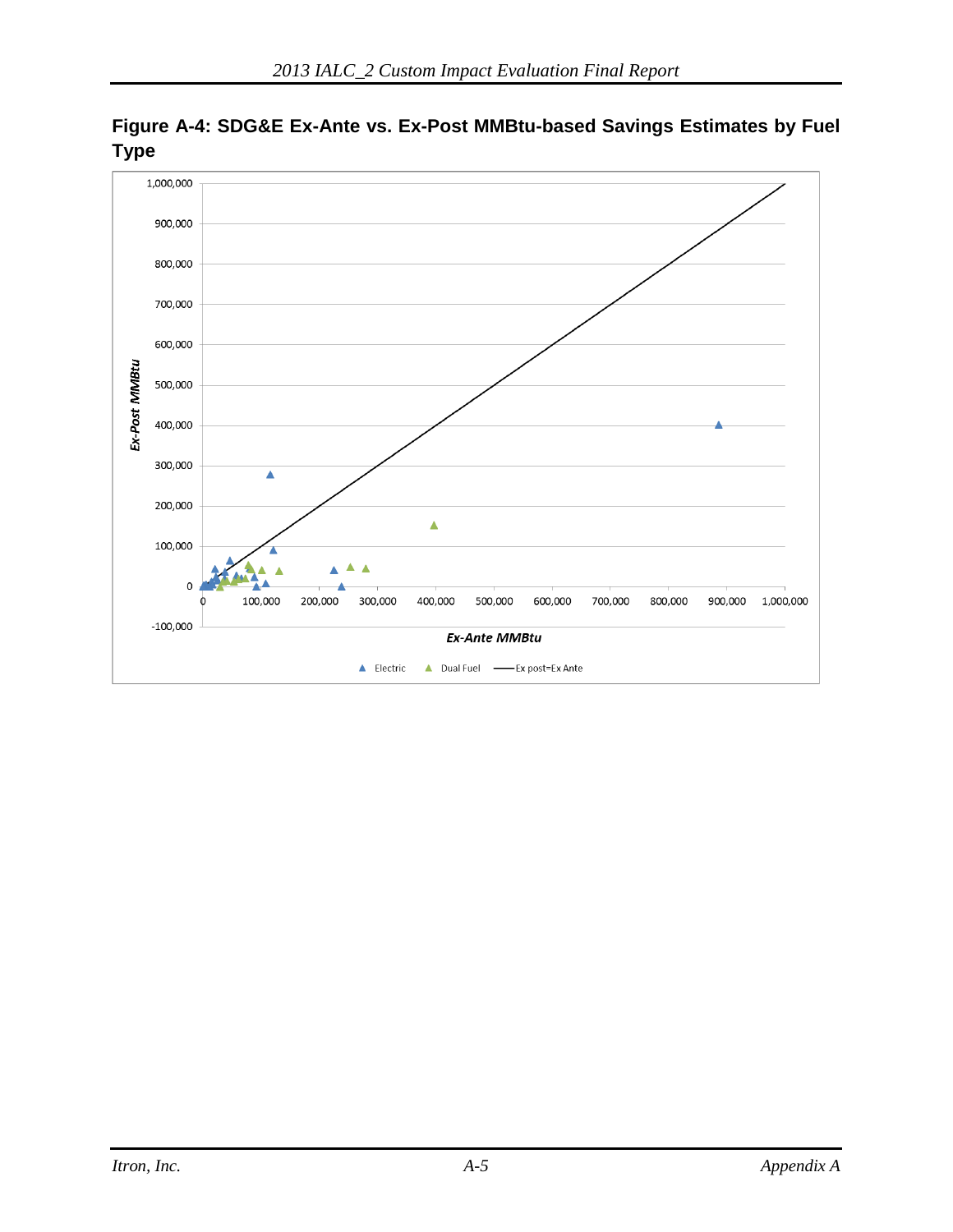**Figure A-4: SDG&E Ex-Ante vs. Ex-Post MMBtu-based Savings Estimates by Fuel Type**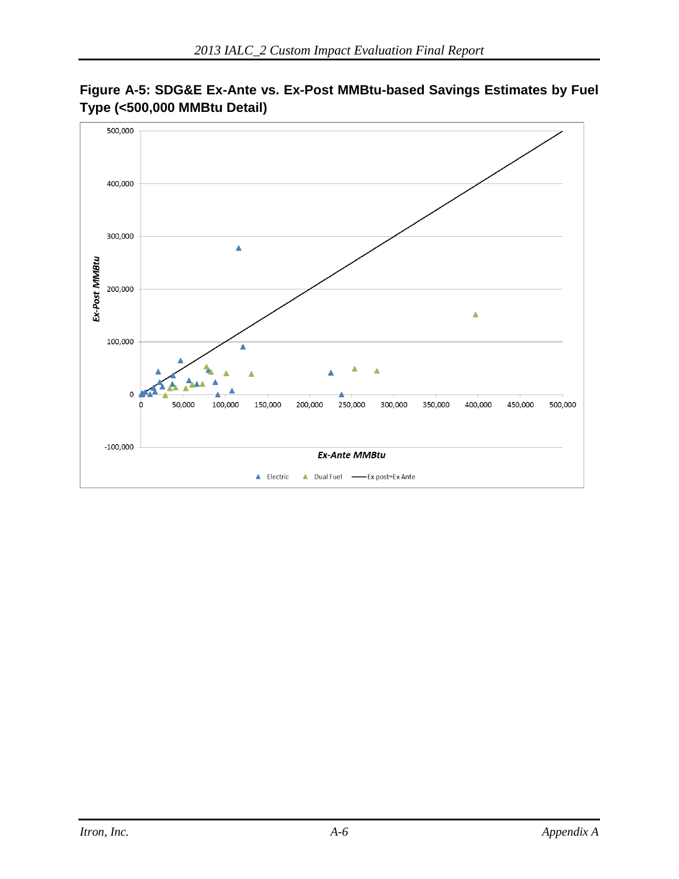**Figure A-5: SDG&E Ex-Ante vs. Ex-Post MMBtu-based Savings Estimates by Fuel Type (<500,000 MMBtu Detail)**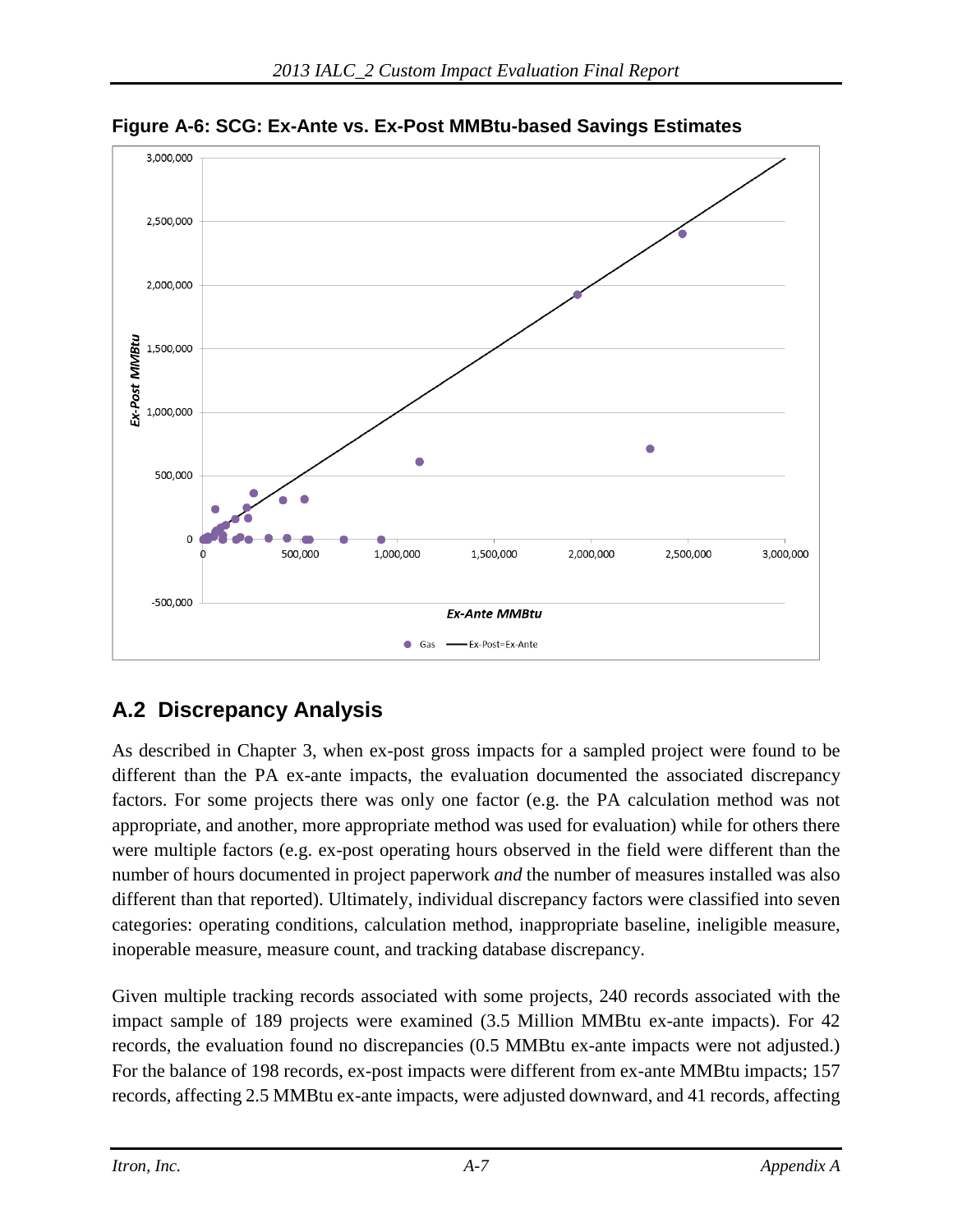**Figure A-6: SCG: Ex-Ante vs. Ex-Post MMBtu-based Savings Estimates**

## A.2 Discrepancy Analysis

As described in Chapter 3, when ex-post gross impacts for a sampled project were found to be different than the PA ex-ante impacts, the evaluation documented the associated discrepancy factors. For some projects there was only one factor (e.g. the PA calculation method was not appropriate, and another, more appropriate method was used for evaluation) while for others there were multiple factors (e.g. ex-post operating hours observed in the field were different than the number of hours documented in project paperwork *and* the number of measures installed was also different than that reported). Ultimately, individual discrepancy factors were classified into seven categories: operating conditions, calculation method, inappropriate baseline, ineligible measure, inoperable measure, measure count, and tracking database discrepancy.

Given multiple tracking records associated with some projects, 240 records associated with the impact sample of 189 projects were examined (3.5 Million MMBtu ex-ante impacts). For 42 records, the evaluation found no discrepancies (0.5 MMBtu ex-ante impacts were not adjusted.) For the balance of 198 records, ex-post impacts were different from ex-ante MMBtu impacts; 157 records, affecting 2.5 MMBtu ex-ante impacts, were adjusted downward, and 41 records, affecting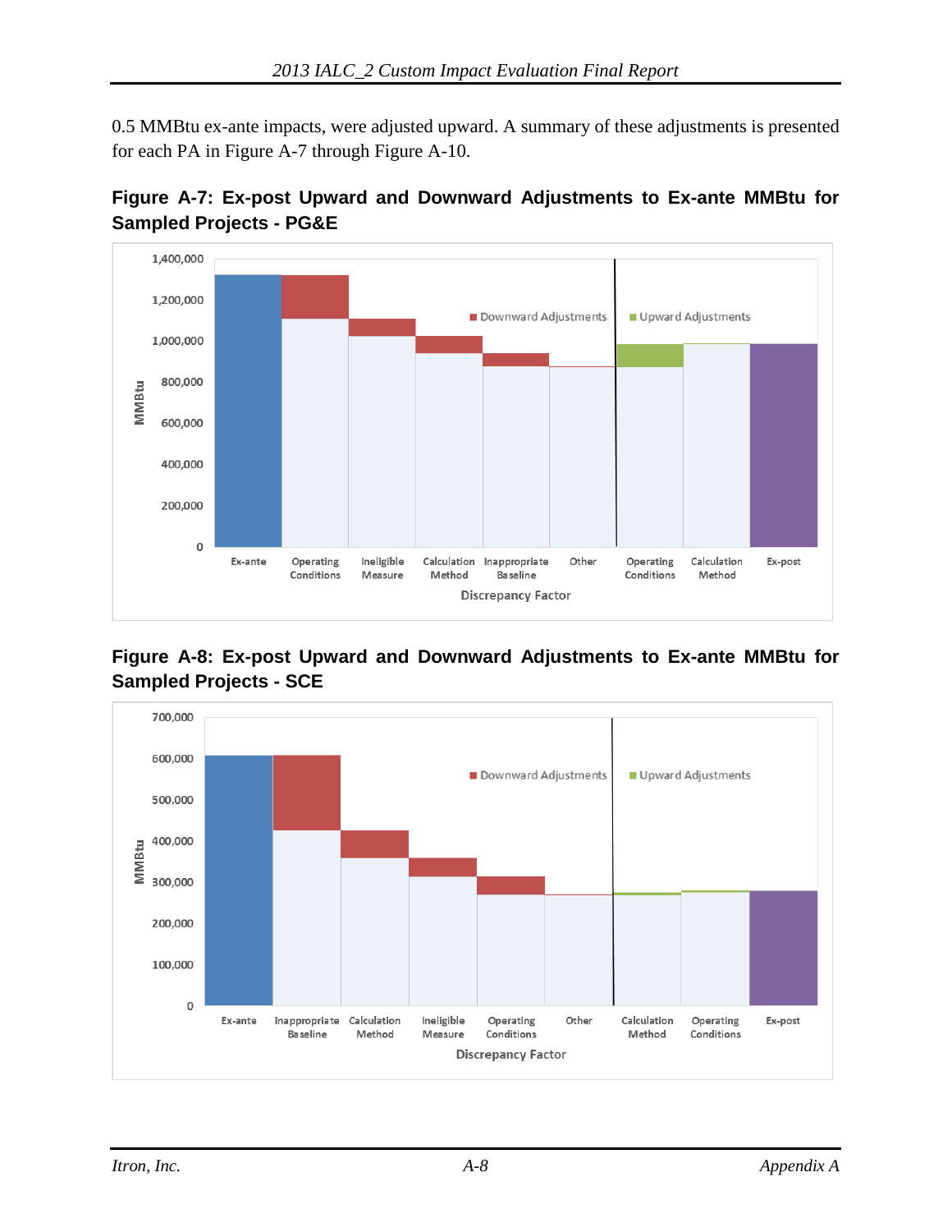0.5 MMBtu ex-ante impacts, were adjusted upward. A summary of these adjustments is presented for each PA in Figure A-7 through Figure A-10.

**Figure A-7: Ex-post Upward and Downward Adjustments to Ex-ante MMBtu for Sampled Projects - PG&E**

**Figure A-8: Ex-post Upward and Downward Adjustments to Ex-ante MMBtu for Sampled Projects - SCE**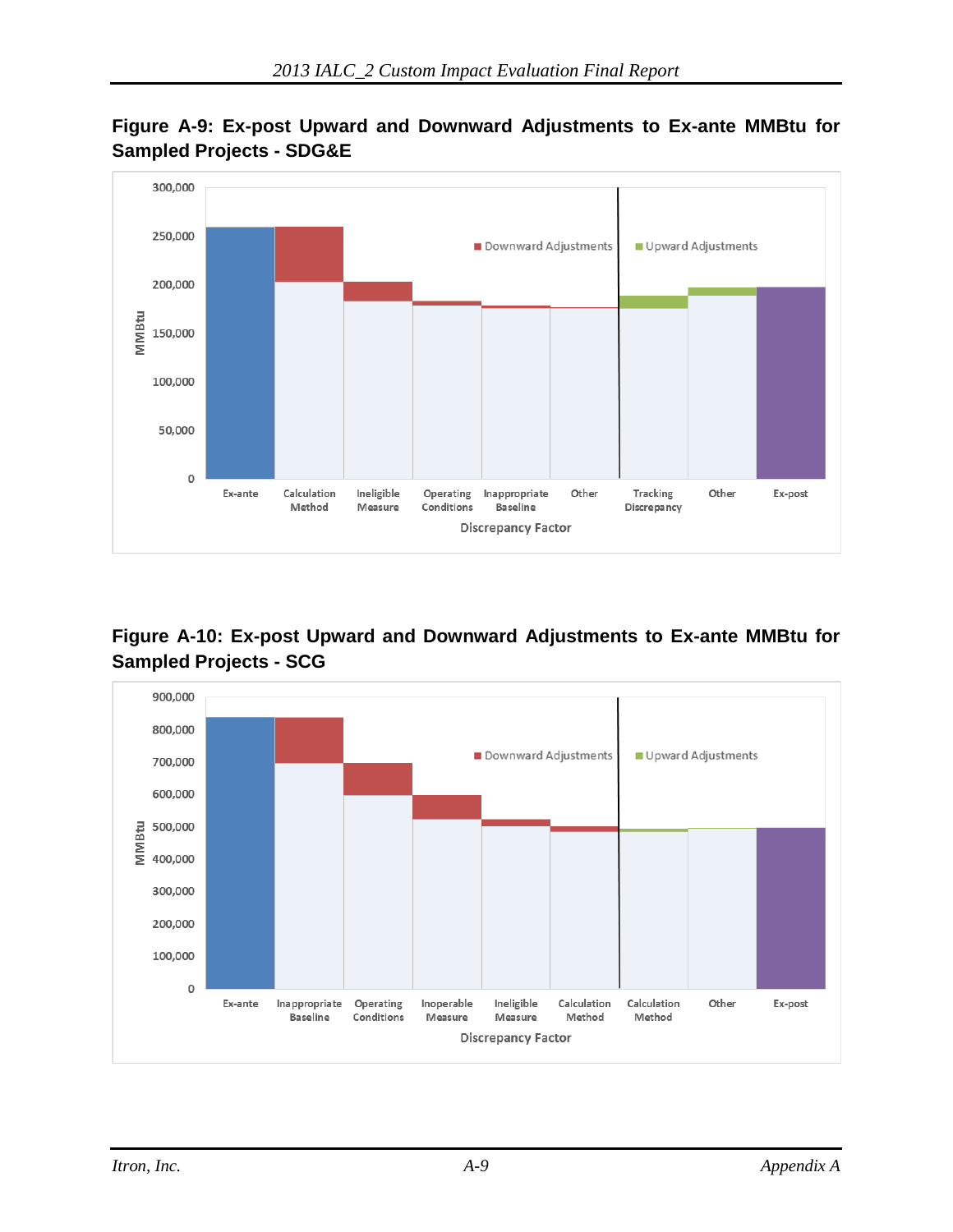**Figure A-9: Ex-post Upward and Downward Adjustments to Ex-ante MMBtu for Sampled Projects - SDG&E**

**Figure A-10: Ex-post Upward and Downward Adjustments to Ex-ante MMBtu for Sampled Projects - SCG**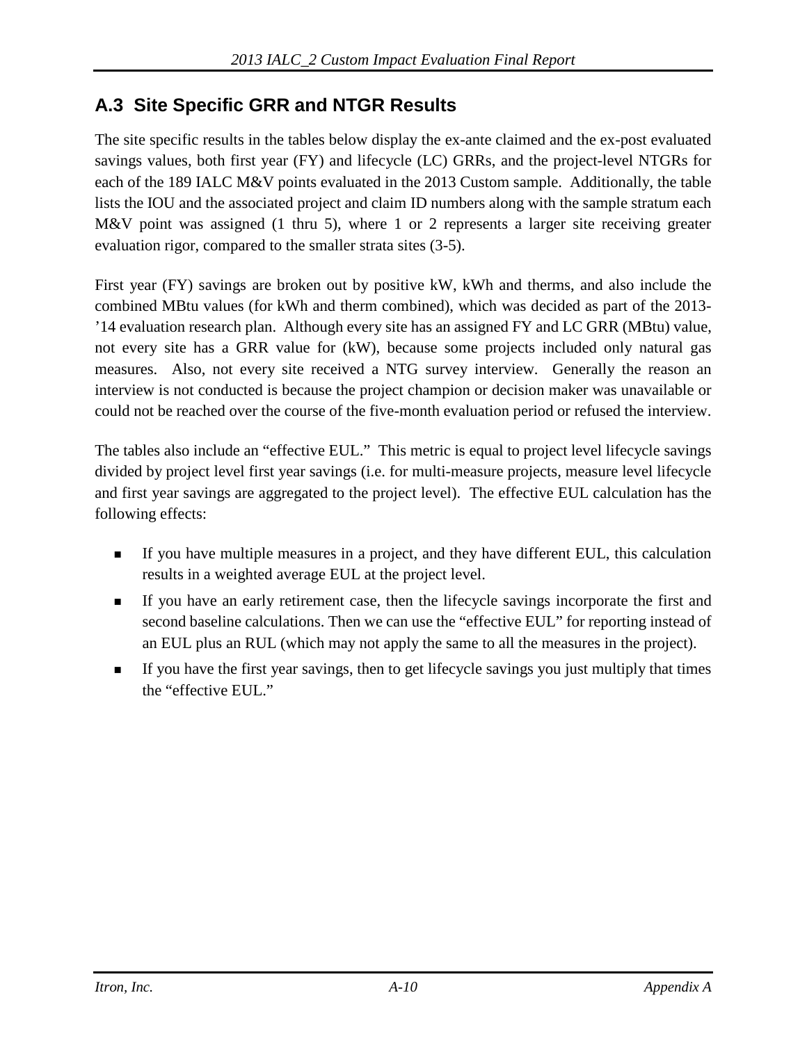## A.3 Site Specific GRR and NTGR Results

The site specific results in the tables below display the ex-ante claimed and the ex-post evaluated savings values, both first year (FY) and lifecycle (LC) GRRs, and the project-level NTGRs for each of the 189 IALC M&V points evaluated in the 2013 Custom sample. Additionally, the table lists the IOU and the associated project and claim ID numbers along with the sample stratum each M&V point was assigned (1 thru 5), where 1 or 2 represents a larger site receiving greater evaluation rigor, compared to the smaller strata sites (3-5).

First year (FY) savings are broken out by positive kW, kWh and therms, and also include the combined MBtu values (for kWh and therm combined), which was decided as part of the 2013-'14 evaluation research plan. Although every site has an assigned FY and LC GRR (MBtu) value, not every site has a GRR value for (kW), because some projects included only natural gas measures. Also, not every site received a NTG survey interview. Generally the reason an interview is not conducted is because the project champion or decision maker was unavailable or could not be reached over the course of the five-month evaluation period or refused the interview.

The tables also include an "effective EUL." This metric is equal to project level lifecycle savings divided by project level first year savings (i.e. for multi-measure projects, measure level lifecycle and first year savings are aggregated to the project level). The effective EUL calculation has the following effects:

- If you have multiple measures in a project, and they have different EUL, this calculation results in a weighted average EUL at the project level.
- If you have an early retirement case, then the lifecycle savings incorporate the first and second baseline calculations. Then we can use the "effective EUL" for reporting instead of an EUL plus an RUL (which may not apply the same to all the measures in the project).
- If you have the first year savings, then to get lifecycle savings you just multiply that times the "effective EUL."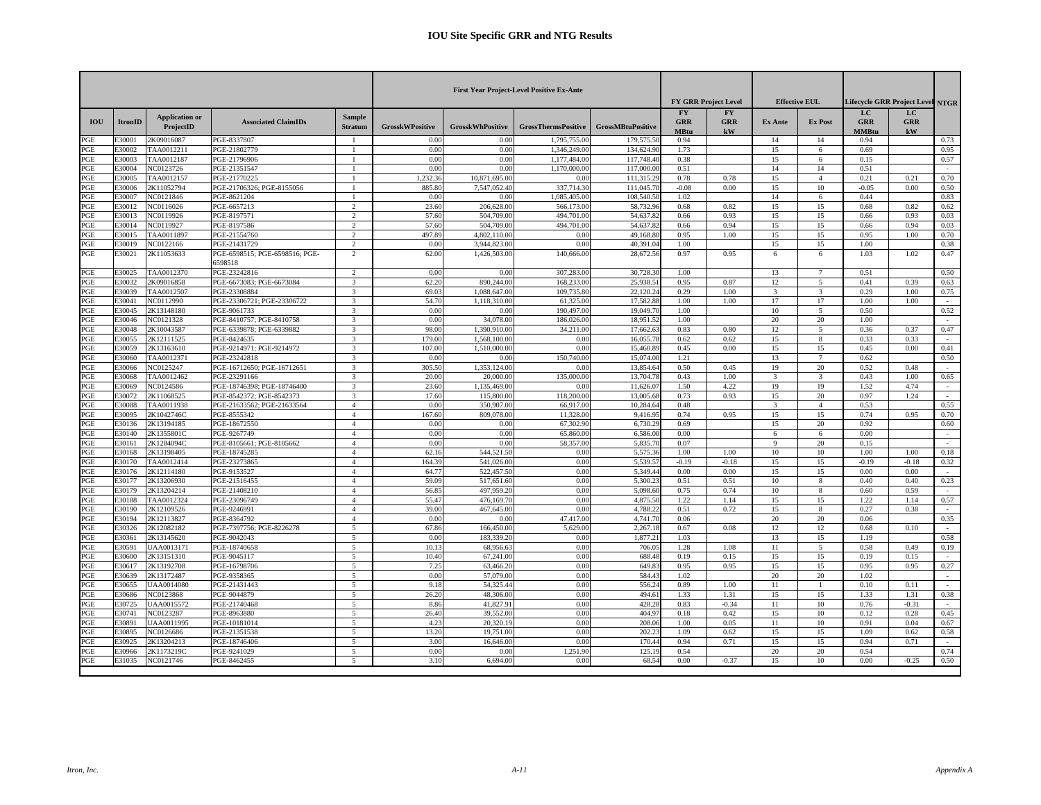# IOU Site Specific GRR and NTG Results

| | | | | | First Year Project-Level Positive Ex-Ante | | | | FY GRR Project Level | | Effective EUL | | Lifecycle GRR Project Level | | NTGR |
|---|---|---|---|---|---|---|---|---|---|---|---|---|---|---|---|
| IOU | ItronID | Application or ProjectID | Associated ClaimIDs | Sample Stratum | GrosskWPositive | GrosskWhPositive | GrossThermsPositive | GrossMBtuPositive | FY GRR MBtu | FY GRR kW | Ex Ante | Ex Post | LC GRR MMBtu | LC GRR kW | |
| PGE | E30001 | 2K09016087 | PGE-8337807 | 1 | 0.00 | 0.00 | 1,795,755.00 | 179,575.50 | 0.94 | | 14 | 14 | 0.94 | | 0.73 |
| PGE | E30002 | TAA0012211 | PGE-21802779 | 1 | 0.00 | 0.00 | 1,346,249.00 | 134,624.90 | 1.73 | | 15 | 6 | 0.69 | | 0.95 |
| PGE | E30003 | TAA0012187 | PGE-21796906 | 1 | 0.00 | 0.00 | 1,177,484.00 | 117,748.40 | 0.38 | | 15 | 6 | 0.15 | | 0.57 |
| PGE | E30004 | NC0123726 | PGE-21351547 | 1 | 0.00 | 0.00 | 1,170,000.00 | 117,000.00 | 0.51 | | 14 | 14 | 0.51 | | - |
| PGE | E30005 | TAA0012157 | PGE-21770225 | 1 | 1,232.36 | 10,871,695.00 | 0.00 | 111,315.29 | 0.78 | 0.78 | 15 | 4 | 0.21 | 0.21 | 0.70 |
| PGE | E30006 | 2K11052794 | PGE-21706326; PGE-8155056 | 1 | 885.80 | 7,547,052.40 | 337,714.30 | 111,045.70 | -0.08 | 0.00 | 15 | 10 | -0.05 | 0.00 | 0.50 |
| PGE | E30007 | NC0121846 | PGE-8621204 | 1 | 0.00 | 0.00 | 1,085,405.00 | 108,540.50 | 1.02 | | 14 | 6 | 0.44 | | 0.83 |
| PGE | E30012 | NC0116026 | PGE-6657213 | 2 | 23.60 | 206,628.00 | 566,173.00 | 58,732.96 | 0.68 | 0.82 | 15 | 15 | 0.68 | 0.82 | 0.62 |
| PGE | E30013 | NC0119926 | PGE-8197571 | 2 | 57.60 | 504,709.00 | 494,701.00 | 54,637.82 | 0.66 | 0.93 | 15 | 15 | 0.66 | 0.93 | 0.03 |
| PGE | E30014 | NC0119927 | PGE-8197586 | 2 | 57.60 | 504,709.00 | 494,701.00 | 54,637.82 | 0.66 | 0.94 | 15 | 15 | 0.66 | 0.94 | 0.03 |
| PGE | E30015 | TAA0011897 | PGE-21554760 | 2 | 497.89 | 4,802,110.00 | 0.00 | 49,168.80 | 0.95 | 1.00 | 15 | 15 | 0.95 | 1.00 | 0.70 |
| PGE | E30019 | NC0122166 | PGE-21431729 | 2 | 0.00 | 3,944,823.00 | 0.00 | 40,391.04 | 1.00 | | 15 | 15 | 1.00 | | 0.38 |
| PGE | E30021 | 2K11053633 | PGE-6598515; PGE-6598516; PGE-6598518 | 2 | 62.00 | 1,426,503.00 | 140,666.00 | 28,672.56 | 0.97 | 0.95 | 6 | 6 | 1.03 | 1.02 | 0.47 |
| PGE | E30025 | TAA0012370 | PGE-23242816 | 2 | 0.00 | 0.00 | 307,283.00 | 30,728.30 | 1.00 | | 13 | 7 | 0.51 | | 0.50 |
| PGE | E30032 | 2K09016858 | PGE-6673083; PGE-6673084 | 3 | 62.20 | 890,244.00 | 168,233.00 | 25,938.51 | 0.95 | 0.87 | 12 | 5 | 0.41 | 0.39 | 0.63 |
| PGE | E30039 | TAA0012507 | PGE-23308884 | 3 | 69.03 | 1,088,647.00 | 109,735.80 | 22,120.24 | 0.29 | 1.00 | 3 | 3 | 0.29 | 1.00 | 0.75 |
| PGE | E30041 | NC0112990 | PGE-23306721; PGE-23306722 | 3 | 54.70 | 1,118,310.00 | 61,325.00 | 17,582.88 | 1.00 | 1.00 | 17 | 17 | 1.00 | 1.00 | - |
| PGE | E30045 | 2K13148180 | PGE-9061733 | 3 | 0.00 | 0.00 | 190,497.00 | 19,049.70 | 1.00 | | 10 | 5 | 0.50 | | 0.52 |
| PGE | E30046 | NC0121328 | PGE-8410757; PGE-8410758 | 3 | 0.00 | 34,078.00 | 186,026.00 | 18,951.52 | 1.00 | | 20 | 20 | 1.00 | | - |
| PGE | E30048 | 2K10043587 | PGE-6339878; PGE-6339882 | 3 | 98.00 | 1,390,910.00 | 34,211.00 | 17,662.63 | 0.83 | 0.80 | 12 | 5 | 0.36 | 0.37 | 0.47 |
| PGE | E30055 | 2K12111525 | PGE-8424635 | 3 | 179.00 | 1,568,100.00 | 0.00 | 16,055.78 | 0.62 | 0.62 | 15 | 8 | 0.33 | 0.33 | - |
| PGE | E30059 | 2K13163610 | PGE-9214971; PGE-9214972 | 3 | 107.00 | 1,510,000.00 | 0.00 | 15,460.89 | 0.45 | 0.00 | 15 | 15 | 0.45 | 0.00 | 0.41 |
| PGE | E30060 | TAA0012371 | PGE-23242818 | 3 | 0.00 | 0.00 | 150,740.00 | 15,074.00 | 1.21 | | 13 | 7 | 0.62 | | 0.50 |
| PGE | E30066 | NC0125247 | PGE-16712650; PGE-16712651 | 3 | 305.50 | 1,353,124.00 | 0.00 | 13,854.64 | 0.50 | 0.45 | 19 | 20 | 0.52 | 0.48 | - |
| PGE | E30068 | TAA0012462 | PGE-23291166 | 3 | 20.00 | 20,000.00 | 135,000.00 | 13,704.78 | 0.43 | 1.00 | 3 | 3 | 0.43 | 1.00 | 0.65 |
| PGE | E30069 | NC0124586 | PGE-18746398; PGE-18746400 | 3 | 23.60 | 1,135,469.00 | 0.00 | 11,626.07 | 1.50 | 4.22 | 19 | 19 | 1.52 | 4.74 | - |
| PGE | E30072 | 2K11068525 | PGE-8542372; PGE-8542373 | 3 | 17.60 | 115,800.00 | 118,200.00 | 13,005.68 | 0.73 | 0.93 | 15 | 20 | 0.97 | 1.24 | - |
| PGE | E30088 | TAA0011938 | PGE-21633562; PGE-21633564 | 4 | 0.00 | 350,907.00 | 66,917.00 | 10,284.64 | 0.48 | | 3 | 4 | 0.53 | | 0.55 |
| PGE | E30095 | 2K1042746C | PGE-8555342 | 4 | 167.60 | 809,078.00 | 11,328.00 | 9,416.95 | 0.74 | 0.95 | 15 | 15 | 0.74 | 0.95 | 0.70 |
| PGE | E30136 | 2K13194185 | PGE-18672550 | 4 | 0.00 | 0.00 | 67,302.90 | 6,730.29 | 0.69 | | 15 | 20 | 0.92 | | 0.60 |
| PGE | E30140 | 2K1355801C | PGE-9267749 | 4 | 0.00 | 0.00 | 65,860.00 | 6,586.00 | 0.00 | | 6 | 6 | 0.00 | | - |
| PGE | E30161 | 2K1284094C | PGE-8105661; PGE-8105662 | 4 | 0.00 | 0.00 | 58,357.00 | 5,835.70 | 0.07 | | 9 | 20 | 0.15 | | - |
| PGE | E30168 | 2K13198405 | PGE-18745285 | 4 | 62.16 | 544,521.50 | 0.00 | 5,575.36 | 1.00 | 1.00 | 10 | 10 | 1.00 | 1.00 | 0.18 |
| PGE | E30170 | TAA0012414 | PGE-23273865 | 4 | 164.39 | 541,026.00 | 0.00 | 5,539.57 | -0.19 | -0.18 | 15 | 15 | -0.19 | -0.18 | 0.32 |
| PGE | E30176 | 2K12114180 | PGE-9153527 | 4 | 64.77 | 522,457.50 | 0.00 | 5,349.44 | 0.00 | 0.00 | 15 | 15 | 0.00 | 0.00 | - |
| PGE | E30177 | 2K13206930 | PGE-21516455 | 4 | 59.09 | 517,651.60 | 0.00 | 5,300.23 | 0.51 | 0.51 | 10 | 8 | 0.40 | 0.40 | 0.23 |
| PGE | E30179 | 2K13204214 | PGE-21408210 | 4 | 56.85 | 497,959.20 | 0.00 | 5,098.60 | 0.75 | 0.74 | 10 | 8 | 0.60 | 0.59 | - |
| PGE | E30188 | TAA0012324 | PGE-23096749 | 4 | 55.47 | 476,169.70 | 0.00 | 4,875.50 | 1.22 | 1.14 | 15 | 15 | 1.22 | 1.14 | 0.57 |
| PGE | E30190 | 2K12109526 | PGE-9246991 | 4 | 39.00 | 467,645.00 | 0.00 | 4,788.22 | 0.51 | 0.72 | 15 | 8 | 0.27 | 0.38 | - |
| PGE | E30194 | 2K12113827 | PGE-8364792 | 4 | 0.00 | 0.00 | 47,417.00 | 4,741.70 | 0.06 | | 20 | 20 | 0.06 | | 0.35 |
| PGE | E30326 | 2K12082182 | PGE-7397756; PGE-8226278 | 5 | 67.86 | 166,450.00 | 5,629.00 | 2,267.18 | 0.67 | 0.08 | 12 | 12 | 0.68 | 0.10 | - |
| PGE | E30361 | 2K13145620 | PGE-9042043 | 5 | 0.00 | 183,339.20 | 0.00 | 1,877.21 | 1.03 | | 13 | 15 | 1.19 | | 0.58 |
| PGE | E30591 | UAA0013171 | PGE-18740658 | 5 | 10.13 | 68,956.63 | 0.00 | 706.05 | 1.28 | 1.08 | 11 | 5 | 0.58 | 0.49 | 0.19 |
| PGE | E30600 | 2K13151310 | PGE-9045117 | 5 | 10.40 | 67,241.00 | 0.00 | 688.48 | 0.19 | 0.15 | 15 | 15 | 0.19 | 0.15 | - |
| PGE | E30617 | 2K13192708 | PGE-16798706 | 5 | 7.25 | 63,466.20 | 0.00 | 649.83 | 0.95 | 0.95 | 15 | 15 | 0.95 | 0.95 | 0.27 |
| PGE | E30639 | 2K13172487 | PGE-9358365 | 5 | 0.00 | 57,079.00 | 0.00 | 584.43 | 1.02 | | 20 | 20 | 1.02 | | - |
| PGE | E30655 | UAA0014080 | PGE-21431443 | 5 | 9.18 | 54,325.44 | 0.00 | 556.24 | 0.89 | 1.00 | 11 | 1 | 0.10 | 0.11 | - |
| PGE | E30686 | NC0123868 | PGE-9044879 | 5 | 26.20 | 48,306.00 | 0.00 | 494.61 | 1.33 | 1.31 | 15 | 15 | 1.33 | 1.31 | 0.38 |
| PGE | E30725 | UAA0015572 | PGE-21740468 | 5 | 8.86 | 41,827.91 | 0.00 | 428.28 | 0.83 | -0.34 | 11 | 10 | 0.76 | -0.31 | - |
| PGE | E30741 | NC0123287 | PGE-8963880 | 5 | 26.40 | 39,552.00 | 0.00 | 404.97 | 0.18 | 0.42 | 15 | 10 | 0.12 | 0.28 | 0.45 |
| PGE | E30891 | UAA0011995 | PGE-10181014 | 5 | 4.23 | 20,320.19 | 0.00 | 208.06 | 1.00 | 0.05 | 11 | 10 | 0.91 | 0.04 | 0.67 |
| PGE | E30895 | NC0126686 | PGE-21351538 | 5 | 13.20 | 19,751.00 | 0.00 | 202.23 | 1.09 | 0.62 | 15 | 15 | 1.09 | 0.62 | 0.58 |
| PGE | E30925 | 2K13204213 | PGE-18746406 | 5 | 3.00 | 16,646.00 | 0.00 | 170.44 | 0.94 | 0.71 | 15 | 15 | 0.94 | 0.71 | - |
| PGE | E30966 | 2K1173219C | PGE-9241029 | 5 | 0.00 | 0.00 | 1,251.90 | 125.19 | 0.54 | | 20 | 20 | 0.54 | | 0.74 |
| PGE | E31035 | NC0121746 | PGE-8462455 | 5 | 3.10 | 6,694.00 | 0.00 | 68.54 | 0.00 | -0.37 | 15 | 10 | 0.00 | -0.25 | 0.50 |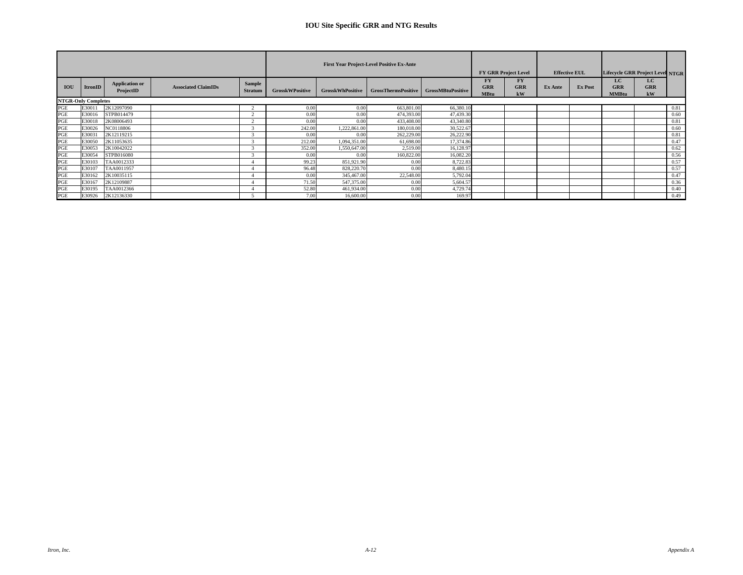# IOU Site Specific GRR and NTG Results

| | | | | | First Year Project-Level Positive Ex-Ante | | | | FY GRR Project Level | | Effective EUL | | Lifecycle GRR Project Level | | NTGR |
|---|---|---|---|---|---|---|---|---|---|---|---|---|---|---|---|
| IOU | ItronID | Application or ProjectID | Associated ClaimIDs | Sample Stratum | GrosskWPositive | GrosskWhPositive | GrossThermsPositive | GrossMBtuPositive | FY GRR MBtu | FY GRR kW | Ex Ante | Ex Post | LC GRR MMBtu | LC GRR kW | |
| **NTGR-Only Completes** | | | | | | | | | | | | | | | |
| PGE | E30011 | 2K12097090 | | 2 | 0.00 | 0.00 | 663,801.00 | 66,380.10 | | | | | | | 0.81 |
| PGE | E30016 | STPB014479 | | 2 | 0.00 | 0.00 | 474,393.00 | 47,439.30 | | | | | | | 0.60 |
| PGE | E30018 | 2K08006493 | | 2 | 0.00 | 0.00 | 433,408.00 | 43,340.80 | | | | | | | 0.81 |
| PGE | E30026 | NC0118806 | | 3 | 242.00 | 1,222,861.00 | 180,018.00 | 30,522.67 | | | | | | | 0.60 |
| PGE | E30031 | 2K12119215 | | 3 | 0.00 | 0.00 | 262,229.00 | 26,222.90 | | | | | | | 0.81 |
| PGE | E30050 | 2K11053635 | | 3 | 212.00 | 1,094,351.00 | 61,698.00 | 17,374.86 | | | | | | | 0.47 |
| PGE | E30053 | 2K10042022 | | 3 | 352.00 | 1,550,647.00 | 2,519.00 | 16,128.97 | | | | | | | 0.62 |
| PGE | E30054 | STPB016080 | | 3 | 0.00 | 0.00 | 160,822.00 | 16,082.20 | | | | | | | 0.56 |
| PGE | E30103 | TAA0012333 | | 4 | 99.23 | 851,921.90 | 0.00 | 8,722.83 | | | | | | | 0.57 |
| PGE | E30107 | TAA0011957 | | 4 | 96.48 | 828,220.70 | 0.00 | 8,480.15 | | | | | | | 0.57 |
| PGE | E30162 | 2K10035115 | | 4 | 0.00 | 345,467.00 | 22,548.00 | 5,792.04 | | | | | | | 0.47 |
| PGE | E30167 | 2K12109887 | | 4 | 71.50 | 547,375.00 | 0.00 | 5,604.57 | | | | | | | 0.36 |
| PGE | E30195 | TAA0012366 | | 4 | 52.80 | 461,934.00 | 0.00 | 4,729.74 | | | | | | | 0.40 |
| PGE | E30926 | 2K12136330 | | 5 | 7.00 | 16,600.00 | 0.00 | 169.97 | | | | | | | 0.49 |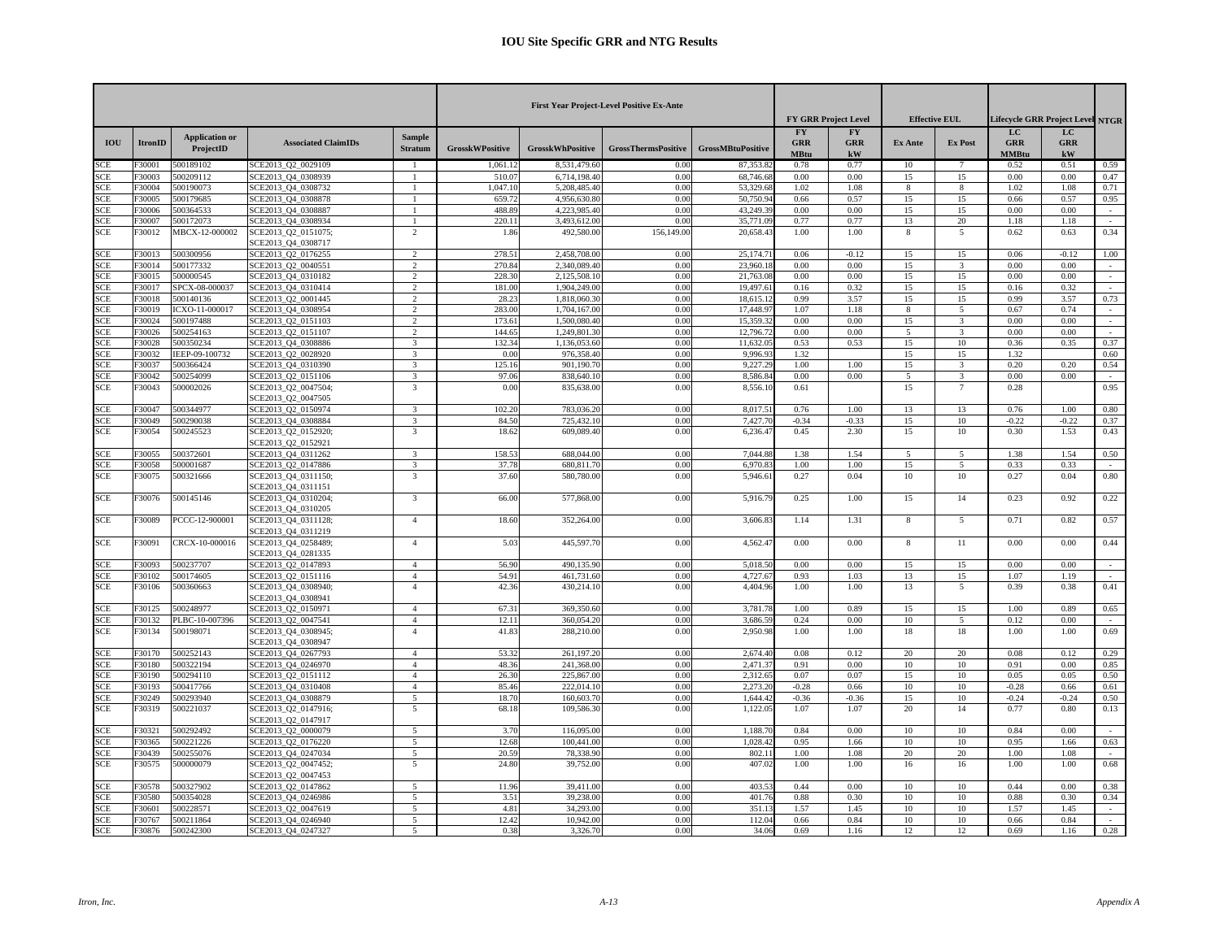# IOU Site Specific GRR and NTG Results

| | | | | | First Year Project-Level Positive Ex-Ante | | | | FY GRR Project Level | | Effective EUL | | Lifecycle GRR Project Level | | NTGR |
|---|---|---|---|---|---|---|---|---|---|---|---|---|---|---|---|
| IOU | ItronID | Application or ProjectID | Associated ClaimIDs | Sample Stratum | GrosskWPositive | GrosskWhPositive | GrossThermsPositive | GrossMBtuPositive | FY GRR MBtu | FY GRR kW | Ex Ante | Ex Post | LC GRR MMBtu | LC GRR kW | |
| SCE | F30001 | 500189102 | SCE2013_Q2_0029109 | 1 | 1,061.12 | 8,531,479.60 | 0.00 | 87,353.82 | 0.78 | 0.77 | 10 | 7 | 0.52 | 0.51 | 0.59 |
| SCE | F30003 | 500209112 | SCE2013_Q4_0308939 | 1 | 510.07 | 6,714,198.40 | 0.00 | 68,746.68 | 0.00 | 0.00 | 15 | 15 | 0.00 | 0.00 | 0.47 |
| SCE | F30004 | 500190073 | SCE2013_Q4_0308732 | 1 | 1,047.10 | 5,208,485.40 | 0.00 | 53,329.68 | 1.02 | 1.08 | 8 | 8 | 1.02 | 1.08 | 0.71 |
| SCE | F30005 | 500179685 | SCE2013_Q4_0308878 | 1 | 659.72 | 4,956,630.80 | 0.00 | 50,750.94 | 0.66 | 0.57 | 15 | 15 | 0.66 | 0.57 | 0.95 |
| SCE | F30006 | 500364533 | SCE2013_Q4_0308887 | 1 | 488.89 | 4,223,985.40 | 0.00 | 43,249.39 | 0.00 | 0.00 | 15 | 15 | 0.00 | 0.00 | - |
| SCE | F30007 | 500172073 | SCE2013_Q4_0308934 | 1 | 220.11 | 3,493,612.00 | 0.00 | 35,771.09 | 0.77 | 0.77 | 13 | 20 | 1.18 | 1.18 | - |
| SCE | F30012 | MBCX-12-000002 | SCE2013_Q2_0151075; SCE2013_Q4_0308717 | 2 | 1.86 | 492,580.00 | 156,149.00 | 20,658.43 | 1.00 | 1.00 | 8 | 5 | 0.62 | 0.63 | 0.34 |
| SCE | F30013 | 500300956 | SCE2013_Q2_0176255 | 2 | 278.51 | 2,458,708.00 | 0.00 | 25,174.71 | 0.06 | -0.12 | 15 | 15 | 0.06 | -0.12 | 1.00 |
| SCE | F30014 | 500177332 | SCE2013_Q2_0040551 | 2 | 270.84 | 2,340,089.40 | 0.00 | 23,960.18 | 0.00 | 0.00 | 15 | 3 | 0.00 | 0.00 | - |
| SCE | F30015 | 500000545 | SCE2013_Q4_0310182 | 2 | 228.30 | 2,125,508.10 | 0.00 | 21,763.08 | 0.00 | 0.00 | 15 | 15 | 0.00 | 0.00 | - |
| SCE | F30017 | SPCX-08-000037 | SCE2013_Q4_0310414 | 2 | 181.00 | 1,904,249.00 | 0.00 | 19,497.61 | 0.16 | 0.32 | 15 | 15 | 0.16 | 0.32 | - |
| SCE | F30018 | 500140136 | SCE2013_Q2_0001445 | 2 | 28.23 | 1,818,060.30 | 0.00 | 18,615.12 | 0.99 | 3.57 | 15 | 15 | 0.99 | 3.57 | 0.73 |
| SCE | F30019 | ICXO-11-000017 | SCE2013_Q4_0308954 | 2 | 283.00 | 1,704,167.00 | 0.00 | 17,448.97 | 1.07 | 1.18 | 8 | 5 | 0.67 | 0.74 | - |
| SCE | F30024 | 500197488 | SCE2013_Q2_0151103 | 2 | 173.61 | 1,500,080.40 | 0.00 | 15,359.32 | 0.00 | 0.00 | 15 | 3 | 0.00 | 0.00 | - |
| SCE | F30026 | 500254163 | SCE2013_Q2_0151107 | 2 | 144.65 | 1,249,801.30 | 0.00 | 12,796.72 | 0.00 | 0.00 | 5 | 3 | 0.00 | 0.00 | - |
| SCE | F30028 | 500350234 | SCE2013_Q4_0308886 | 3 | 132.34 | 1,136,053.60 | 0.00 | 11,632.05 | 0.53 | 0.53 | 15 | 10 | 0.36 | 0.35 | 0.37 |
| SCE | F30032 | IEEP-09-100732 | SCE2013_Q2_0028920 | 3 | 0.00 | 976,358.40 | 0.00 | 9,996.93 | 1.32 | | 15 | 15 | 1.32 | | 0.60 |
| SCE | F30037 | 500366424 | SCE2013_Q4_0310390 | 3 | 125.16 | 901,190.70 | 0.00 | 9,227.29 | 1.00 | 1.00 | 15 | 3 | 0.20 | 0.20 | 0.54 |
| SCE | F30042 | 500254099 | SCE2013_Q2_0151106 | 3 | 97.06 | 838,640.10 | 0.00 | 8,586.84 | 0.00 | 0.00 | 5 | 3 | 0.00 | 0.00 | - |
| SCE | F30043 | 500002026 | SCE2013_Q2_0047504; SCE2013_Q2_0047505 | 3 | 0.00 | 835,638.00 | 0.00 | 8,556.10 | 0.61 | | 15 | 7 | 0.28 | | 0.95 |
| SCE | F30047 | 500344977 | SCE2013_Q2_0150974 | 3 | 102.20 | 783,036.20 | 0.00 | 8,017.51 | 0.76 | 1.00 | 13 | 13 | 0.76 | 1.00 | 0.80 |
| SCE | F30049 | 500290038 | SCE2013_Q4_0308884 | 3 | 84.50 | 725,432.10 | 0.00 | 7,427.70 | -0.34 | -0.33 | 15 | 10 | -0.22 | -0.22 | 0.37 |
| SCE | F30054 | 500245523 | SCE2013_Q2_0152920; SCE2013_Q2_0152921 | 3 | 18.62 | 609,089.40 | 0.00 | 6,236.47 | 0.45 | 2.30 | 15 | 10 | 0.30 | 1.53 | 0.43 |
| SCE | F30055 | 500372601 | SCE2013_Q4_0311262 | 3 | 158.53 | 688,044.00 | 0.00 | 7,044.88 | 1.38 | 1.54 | 5 | 5 | 1.38 | 1.54 | 0.50 |
| SCE | F30058 | 500001687 | SCE2013_Q2_0147886 | 3 | 37.78 | 680,811.70 | 0.00 | 6,970.83 | 1.00 | 1.00 | 15 | 5 | 0.33 | 0.33 | - |
| SCE | F30075 | 500321666 | SCE2013_Q4_0311150; SCE2013_Q4_0311151 | 3 | 37.60 | 580,780.00 | 0.00 | 5,946.61 | 0.27 | 0.04 | 10 | 10 | 0.27 | 0.04 | 0.80 |
| SCE | F30076 | 500145146 | SCE2013_Q4_0310204; SCE2013_Q4_0310205 | 3 | 66.00 | 577,868.00 | 0.00 | 5,916.79 | 0.25 | 1.00 | 15 | 14 | 0.23 | 0.92 | 0.22 |
| SCE | F30089 | PCCC-12-900001 | SCE2013_Q4_0311128; SCE2013_Q4_0311219 | 4 | 18.60 | 352,264.00 | 0.00 | 3,606.83 | 1.14 | 1.31 | 8 | 5 | 0.71 | 0.82 | 0.57 |
| SCE | F30091 | CRCX-10-000016 | SCE2013_Q4_0258489; SCE2013_Q4_0281335 | 4 | 5.03 | 445,597.70 | 0.00 | 4,562.47 | 0.00 | 0.00 | 8 | 11 | 0.00 | 0.00 | 0.44 |
| SCE | F30093 | 500237707 | SCE2013_Q2_0147893 | 4 | 56.90 | 490,135.90 | 0.00 | 5,018.50 | 0.00 | 0.00 | 15 | 15 | 0.00 | 0.00 | - |
| SCE | F30102 | 500174605 | SCE2013_Q2_0151116 | 4 | 54.91 | 461,731.60 | 0.00 | 4,727.67 | 0.93 | 1.03 | 13 | 15 | 1.07 | 1.19 | - |
| SCE | F30106 | 500360663 | SCE2013_Q4_0308940; SCE2013_Q4_0308941 | 4 | 42.36 | 430,214.10 | 0.00 | 4,404.96 | 1.00 | 1.00 | 13 | 5 | 0.39 | 0.38 | 0.41 |
| SCE | F30125 | 500248977 | SCE2013_Q2_0150971 | 4 | 67.31 | 369,350.60 | 0.00 | 3,781.78 | 1.00 | 0.89 | 15 | 15 | 1.00 | 0.89 | 0.65 |
| SCE | F30132 | PLBC-10-007396 | SCE2013_Q2_0047541 | 4 | 12.11 | 360,054.20 | 0.00 | 3,686.59 | 0.24 | 0.00 | 10 | 5 | 0.12 | 0.00 | - |
| SCE | F30134 | 500198071 | SCE2013_Q4_0308945; SCE2013_Q4_0308947 | 4 | 41.83 | 288,210.00 | 0.00 | 2,950.98 | 1.00 | 1.00 | 18 | 18 | 1.00 | 1.00 | 0.69 |
| SCE | F30170 | 500252143 | SCE2013_Q4_0267793 | 4 | 53.32 | 261,197.20 | 0.00 | 2,674.40 | 0.08 | 0.12 | 20 | 20 | 0.08 | 0.12 | 0.29 |
| SCE | F30180 | 500322194 | SCE2013_Q4_0246970 | 4 | 48.36 | 241,368.00 | 0.00 | 2,471.37 | 0.91 | 0.00 | 10 | 10 | 0.91 | 0.00 | 0.85 |
| SCE | F30190 | 500294110 | SCE2013_Q2_0151112 | 4 | 26.30 | 225,867.00 | 0.00 | 2,312.65 | 0.07 | 0.07 | 15 | 10 | 0.05 | 0.05 | 0.50 |
| SCE | F30193 | 500417766 | SCE2013_Q4_0310408 | 4 | 85.46 | 222,014.10 | 0.00 | 2,273.20 | -0.28 | 0.66 | 10 | 10 | -0.28 | 0.66 | 0.61 |
| SCE | F30249 | 500293940 | SCE2013_Q4_0308879 | 5 | 18.70 | 160,603.70 | 0.00 | 1,644.42 | -0.36 | -0.36 | 15 | 10 | -0.24 | -0.24 | 0.50 |
| SCE | F30319 | 500221037 | SCE2013_Q2_0147916; SCE2013_Q2_0147917 | 5 | 68.18 | 109,586.30 | 0.00 | 1,122.05 | 1.07 | 1.07 | 20 | 14 | 0.77 | 0.80 | 0.13 |
| SCE | F30321 | 500292492 | SCE2013_Q2_0000079 | 5 | 3.70 | 116,095.00 | 0.00 | 1,188.70 | 0.84 | 0.00 | 10 | 10 | 0.84 | 0.00 | - |
| SCE | F30365 | 500221226 | SCE2013_Q2_0176220 | 5 | 12.68 | 100,441.00 | 0.00 | 1,028.42 | 0.95 | 1.66 | 10 | 10 | 0.95 | 1.66 | 0.63 |
| SCE | F30439 | 500255076 | SCE2013_Q4_0247034 | 5 | 20.59 | 78,338.90 | 0.00 | 802.11 | 1.00 | 1.08 | 20 | 20 | 1.00 | 1.08 | - |
| SCE | F30575 | 500000079 | SCE2013_Q2_0047452; SCE2013_Q2_0047453 | 5 | 24.80 | 39,752.00 | 0.00 | 407.02 | 1.00 | 1.00 | 16 | 16 | 1.00 | 1.00 | 0.68 |
| SCE | F30578 | 500327902 | SCE2013_Q2_0147862 | 5 | 11.96 | 39,411.00 | 0.00 | 403.53 | 0.44 | 0.00 | 10 | 10 | 0.44 | 0.00 | 0.38 |
| SCE | F30580 | 500354028 | SCE2013_Q4_0246986 | 5 | 3.51 | 39,238.00 | 0.00 | 401.76 | 0.88 | 0.30 | 10 | 10 | 0.88 | 0.30 | 0.34 |
| SCE | F30601 | 500228571 | SCE2013_Q2_0047619 | 5 | 4.81 | 34,293.00 | 0.00 | 351.13 | 1.57 | 1.45 | 10 | 10 | 1.57 | 1.45 | - |
| SCE | F30767 | 500211864 | SCE2013_Q4_0246940 | 5 | 12.42 | 10,942.00 | 0.00 | 112.04 | 0.66 | 0.84 | 10 | 10 | 0.66 | 0.84 | - |
| SCE | F30876 | 500242300 | SCE2013_Q4_0247327 | 5 | 0.38 | 3,326.70 | 0.00 | 34.06 | 0.69 | 1.16 | 12 | 12 | 0.69 | 1.16 | 0.28 |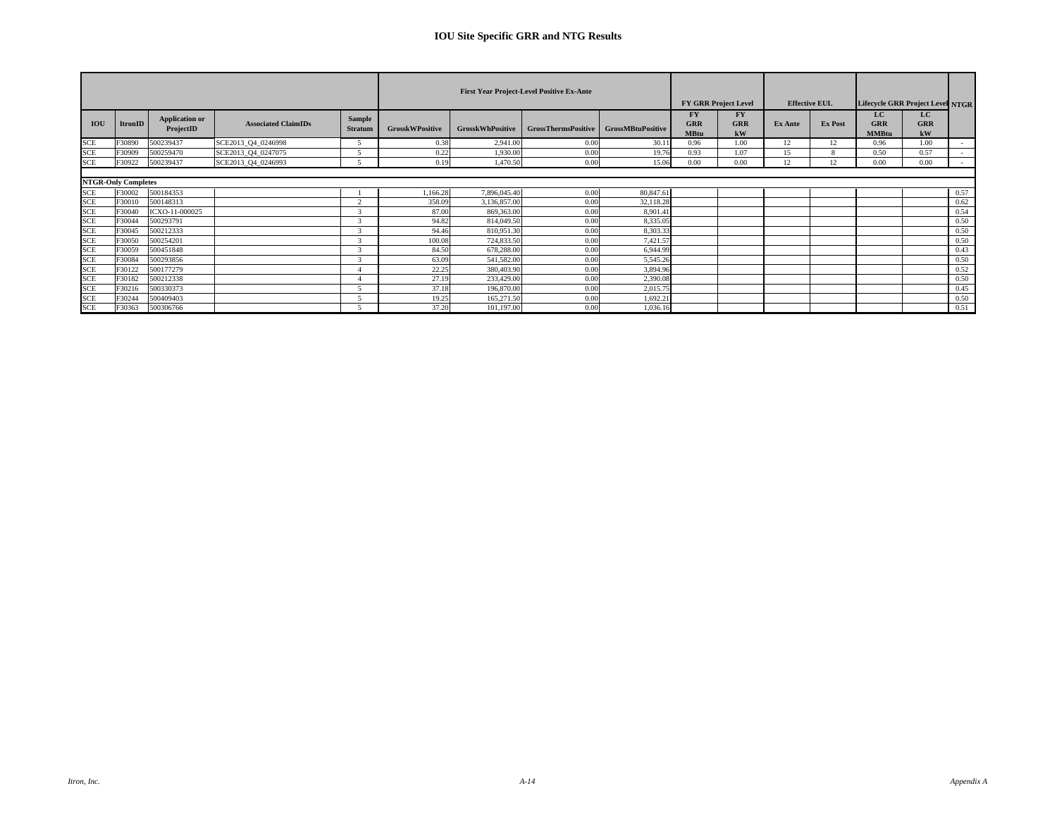# IOU Site Specific GRR and NTG Results

| | | | | | First Year Project-Level Positive Ex-Ante | | | | FY GRR Project Level | | Effective EUL | | Lifecycle GRR Project Level | | NTGR |
|---|---|---|---|---|---|---|---|---|---|---|---|---|---|---|---|
| IOU | ItronID | Application or ProjectID | Associated ClaimIDs | Sample Stratum | GrosskWPositive | GrosskWhPositive | GrossThermsPositive | GrossMBtuPositive | FY GRR MBtu | FY GRR kW | Ex Ante | Ex Post | LC GRR MMBtu | LC GRR kW | |
| SCE | F30890 | 500239437 | SCE2013_Q4_0246998 | 5 | 0.38 | 2,941.00 | 0.00 | 30.11 | 0.96 | 1.00 | 12 | 12 | 0.96 | 1.00 | - |
| SCE | F30909 | 500259470 | SCE2013_Q4_0247075 | 5 | 0.22 | 1,930.00 | 0.00 | 19.76 | 0.93 | 1.07 | 15 | 8 | 0.50 | 0.57 | - |
| SCE | F30922 | 500239437 | SCE2013_Q4_0246993 | 5 | 0.19 | 1,470.50 | 0.00 | 15.06 | 0.00 | 0.00 | 12 | 12 | 0.00 | 0.00 | - |
| **NTGR-Only Completes** | | | | | | | | | | | | | | | |
| SCE | F30002 | 500184353 | | 1 | 1,166.28 | 7,896,045.40 | 0.00 | 80,847.61 | | | | | | | 0.57 |
| SCE | F30010 | 500148313 | | 2 | 358.09 | 3,136,857.00 | 0.00 | 32,118.28 | | | | | | | 0.62 |
| SCE | F30040 | ICXO-11-000025 | | 3 | 87.00 | 869,363.00 | 0.00 | 8,901.41 | | | | | | | 0.54 |
| SCE | F30044 | 500293791 | | 3 | 94.82 | 814,049.50 | 0.00 | 8,335.05 | | | | | | | 0.50 |
| SCE | F30045 | 500212333 | | 3 | 94.46 | 810,951.30 | 0.00 | 8,303.33 | | | | | | | 0.50 |
| SCE | F30050 | 500254201 | | 3 | 100.08 | 724,833.50 | 0.00 | 7,421.57 | | | | | | | 0.50 |
| SCE | F30059 | 500451848 | | 3 | 84.50 | 678,288.00 | 0.00 | 6,944.99 | | | | | | | 0.43 |
| SCE | F30084 | 500293856 | | 3 | 63.09 | 541,582.00 | 0.00 | 5,545.26 | | | | | | | 0.50 |
| SCE | F30122 | 500177279 | | 4 | 22.25 | 380,403.90 | 0.00 | 3,894.96 | | | | | | | 0.52 |
| SCE | F30182 | 500212338 | | 4 | 27.19 | 233,429.00 | 0.00 | 2,390.08 | | | | | | | 0.50 |
| SCE | F30216 | 500330373 | | 5 | 37.18 | 196,870.00 | 0.00 | 2,015.75 | | | | | | | 0.45 |
| SCE | F30244 | 500409403 | | 5 | 19.25 | 165,271.50 | 0.00 | 1,692.21 | | | | | | | 0.50 |
| SCE | F30363 | 500306766 | | 5 | 37.20 | 101,197.00 | 0.00 | 1,036.16 | | | | | | | 0.51 |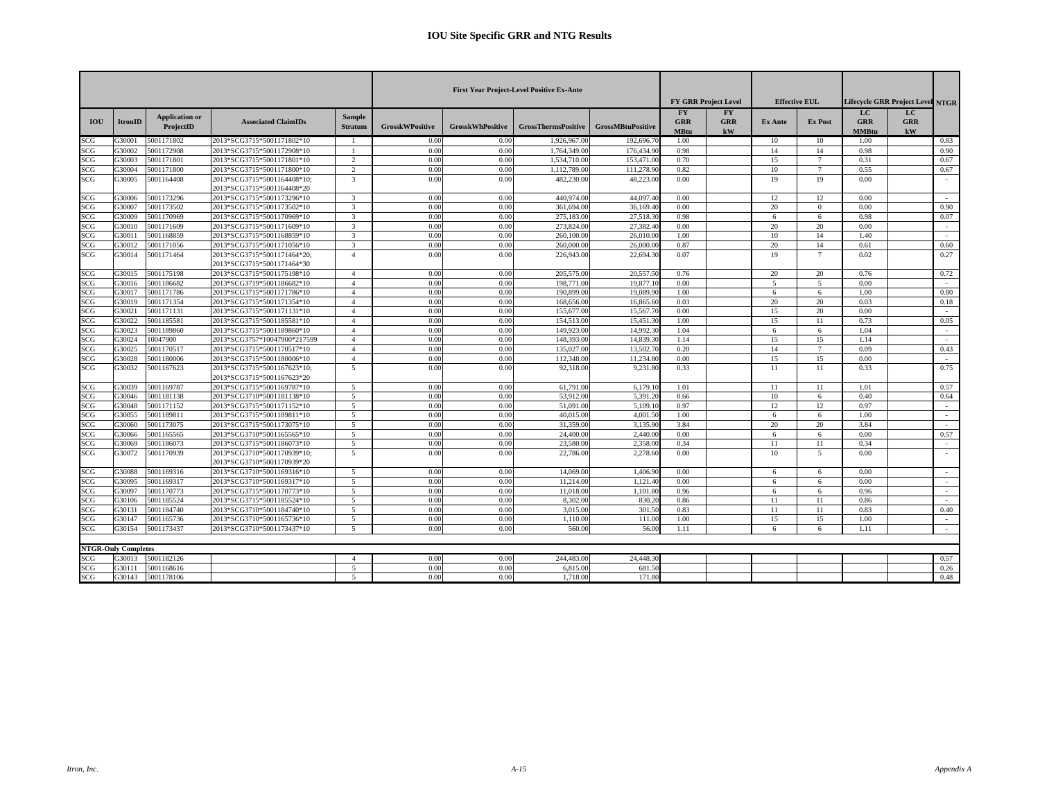# IOU Site Specific GRR and NTG Results

| | | | | | First Year Project-Level Positive Ex-Ante | | | | FY GRR Project Level | | Effective EUL | | Lifecycle GRR Project Level | | NTGR |
|---|---|---|---|---|---|---|---|---|---|---|---|---|---|---|---|
| IOU | ItronID | Application or ProjectID | Associated ClaimIDs | Sample Stratum | GrosskWPositive | GrosskWhPositive | GrossThermsPositive | GrossMBtuPositive | FY GRR MBtu | FY GRR kW | Ex Ante | Ex Post | LC GRR MMBtu | LC GRR kW | |
| SCG | G30001 | 5001171802 | 2013*SCG3715*5001171802*10 | 1 | 0.00 | 0.00 | 1,926,967.00 | 192,696.70 | 1.00 | | 10 | 10 | 1.00 | | 0.83 |
| SCG | G30002 | 5001172908 | 2013*SCG3715*5001172908*10 | 1 | 0.00 | 0.00 | 1,764,349.00 | 176,434.90 | 0.98 | | 14 | 14 | 0.98 | | 0.90 |
| SCG | G30003 | 5001171801 | 2013*SCG3715*5001171801*10 | 2 | 0.00 | 0.00 | 1,534,710.00 | 153,471.00 | 0.70 | | 15 | 7 | 0.31 | | 0.67 |
| SCG | G30004 | 5001171800 | 2013*SCG3715*5001171800*10 | 2 | 0.00 | 0.00 | 1,112,789.00 | 111,278.90 | 0.82 | | 10 | 7 | 0.55 | | 0.67 |
| SCG | G30005 | 5001164408 | 2013*SCG3715*5001164408*10; 2013*SCG3715*5001164408*20 | 3 | 0.00 | 0.00 | 482,230.00 | 48,223.00 | 0.00 | | 19 | 19 | 0.00 | | - |
| SCG | G30006 | 5001173296 | 2013*SCG3715*5001173296*10 | 3 | 0.00 | 0.00 | 440,974.00 | 44,097.40 | 0.00 | | 12 | 12 | 0.00 | | - |
| SCG | G30007 | 5001173502 | 2013*SCG3715*5001173502*10 | 3 | 0.00 | 0.00 | 361,694.00 | 36,169.40 | 0.00 | | 20 | 0 | 0.00 | | 0.90 |
| SCG | G30009 | 5001170969 | 2013*SCG3715*5001170969*10 | 3 | 0.00 | 0.00 | 275,183.00 | 27,518.30 | 0.98 | | 6 | 6 | 0.98 | | 0.07 |
| SCG | G30010 | 5001171609 | 2013*SCG3715*5001171609*10 | 3 | 0.00 | 0.00 | 273,824.00 | 27,382.40 | 0.00 | | 20 | 20 | 0.00 | | - |
| SCG | G30011 | 5001168859 | 2013*SCG3715*5001168859*10 | 3 | 0.00 | 0.00 | 260,100.00 | 26,010.00 | 1.00 | | 10 | 14 | 1.40 | | - |
| SCG | G30012 | 5001171056 | 2013*SCG3715*5001171056*10 | 3 | 0.00 | 0.00 | 260,000.00 | 26,000.00 | 0.87 | | 20 | 14 | 0.61 | | 0.60 |
| SCG | G30014 | 5001171464 | 2013*SCG3715*5001171464*20; 2013*SCG3715*5001171464*30 | 4 | 0.00 | 0.00 | 226,943.00 | 22,694.30 | 0.07 | | 19 | 7 | 0.02 | | 0.27 |
| SCG | G30015 | 5001175198 | 2013*SCG3715*5001175198*10 | 4 | 0.00 | 0.00 | 205,575.00 | 20,557.50 | 0.76 | | 20 | 20 | 0.76 | | 0.72 |
| SCG | G30016 | 5001186682 | 2013*SCG3719*5001186682*10 | 4 | 0.00 | 0.00 | 198,771.00 | 19,877.10 | 0.00 | | 5 | 5 | 0.00 | | - |
| SCG | G30017 | 5001171786 | 2013*SCG3715*5001171786*10 | 4 | 0.00 | 0.00 | 190,899.00 | 19,089.90 | 1.00 | | 6 | 6 | 1.00 | | 0.80 |
| SCG | G30019 | 5001171354 | 2013*SCG3715*5001171354*10 | 4 | 0.00 | 0.00 | 168,656.00 | 16,865.60 | 0.03 | | 20 | 20 | 0.03 | | 0.18 |
| SCG | G30021 | 5001171131 | 2013*SCG3715*5001171131*10 | 4 | 0.00 | 0.00 | 155,677.00 | 15,567.70 | 0.00 | | 15 | 20 | 0.00 | | - |
| SCG | G30022 | 5001185581 | 2013*SCG3715*5001185581*10 | 4 | 0.00 | 0.00 | 154,513.00 | 15,451.30 | 1.00 | | 15 | 11 | 0.73 | | 0.05 |
| SCG | G30023 | 5001189860 | 2013*SCG3715*5001189860*10 | 4 | 0.00 | 0.00 | 149,923.00 | 14,992.30 | 1.04 | | 6 | 6 | 1.04 | | - |
| SCG | G30024 | 10047900 | 2013*SCG3757*10047900*217599 | 4 | 0.00 | 0.00 | 148,393.00 | 14,839.30 | 1.14 | | 15 | 15 | 1.14 | | - |
| SCG | G30025 | 5001170517 | 2013*SCG3715*5001170517*10 | 4 | 0.00 | 0.00 | 135,027.00 | 13,502.70 | 0.20 | | 14 | 7 | 0.09 | | 0.43 |
| SCG | G30028 | 5001180006 | 2013*SCG3715*5001180006*10 | 4 | 0.00 | 0.00 | 112,348.00 | 11,234.80 | 0.00 | | 15 | 15 | 0.00 | | - |
| SCG | G30032 | 5001167623 | 2013*SCG3715*5001167623*10; 2013*SCG3715*5001167623*20 | 5 | 0.00 | 0.00 | 92,318.00 | 9,231.80 | 0.33 | | 11 | 11 | 0.33 | | 0.75 |
| SCG | G30039 | 5001169787 | 2013*SCG3715*5001169787*10 | 5 | 0.00 | 0.00 | 61,791.00 | 6,179.10 | 1.01 | | 11 | 11 | 1.01 | | 0.57 |
| SCG | G30046 | 5001181138 | 2013*SCG3710*5001181138*10 | 5 | 0.00 | 0.00 | 53,912.00 | 5,391.20 | 0.66 | | 10 | 6 | 0.40 | | 0.64 |
| SCG | G30048 | 5001171152 | 2013*SCG3715*5001171152*10 | 5 | 0.00 | 0.00 | 51,091.00 | 5,109.10 | 0.97 | | 12 | 12 | 0.97 | | - |
| SCG | G30055 | 5001189811 | 2013*SCG3715*5001189811*10 | 5 | 0.00 | 0.00 | 40,015.00 | 4,001.50 | 1.00 | | 6 | 6 | 1.00 | | - |
| SCG | G30060 | 5001173075 | 2013*SCG3715*5001173075*10 | 5 | 0.00 | 0.00 | 31,359.00 | 3,135.90 | 3.84 | | 20 | 20 | 3.84 | | - |
| SCG | G30066 | 5001165565 | 2013*SCG3710*5001165565*10 | 5 | 0.00 | 0.00 | 24,400.00 | 2,440.00 | 0.00 | | 6 | 6 | 0.00 | | 0.57 |
| SCG | G30069 | 5001186073 | 2013*SCG3715*5001186073*10 | 5 | 0.00 | 0.00 | 23,580.00 | 2,358.00 | 0.34 | | 11 | 11 | 0.34 | | - |
| SCG | G30072 | 5001170939 | 2013*SCG3710*5001170939*10; 2013*SCG3710*5001170939*20 | 5 | 0.00 | 0.00 | 22,786.00 | 2,278.60 | 0.00 | | 10 | 5 | 0.00 | | - |
| SCG | G30088 | 5001169316 | 2013*SCG3710*5001169316*10 | 5 | 0.00 | 0.00 | 14,069.00 | 1,406.90 | 0.00 | | 6 | 6 | 0.00 | | - |
| SCG | G30095 | 5001169317 | 2013*SCG3710*5001169317*10 | 5 | 0.00 | 0.00 | 11,214.00 | 1,121.40 | 0.00 | | 6 | 6 | 0.00 | | - |
| SCG | G30097 | 5001170773 | 2013*SCG3710*5001170773*10 | 5 | 0.00 | 0.00 | 11,018.00 | 1,101.80 | 0.96 | | 6 | 6 | 0.96 | | - |
| SCG | G30106 | 5001185524 | 2013*SCG3715*5001185524*10 | 5 | 0.00 | 0.00 | 8,302.00 | 830.20 | 0.86 | | 11 | 11 | 0.86 | | - |
| SCG | G30131 | 5001184740 | 2013*SCG3710*5001184740*10 | 5 | 0.00 | 0.00 | 3,015.00 | 301.50 | 0.83 | | 11 | 11 | 0.83 | | 0.40 |
| SCG | G30147 | 5001165736 | 2013*SCG3710*5001165736*10 | 5 | 0.00 | 0.00 | 1,110.00 | 111.00 | 1.00 | | 15 | 15 | 1.00 | | - |
| SCG | G30154 | 5001173437 | 2013*SCG3710*5001173437*10 | 5 | 0.00 | 0.00 | 560.00 | 56.00 | 1.11 | | 6 | 6 | 1.11 | | - |
| **NTGR-Only Completes** | | | | | | | | | | | | | | | |
| SCG | G30013 | 5001182126 | | 4 | 0.00 | 0.00 | 244,483.00 | 24,448.30 | | | | | | | 0.57 |
| SCG | G30111 | 5001168616 | | 5 | 0.00 | 0.00 | 6,815.00 | 681.50 | | | | | | | 0.26 |
| SCG | G30143 | 5001178106 | | 5 | 0.00 | 0.00 | 1,718.00 | 171.80 | | | | | | | 0.48 |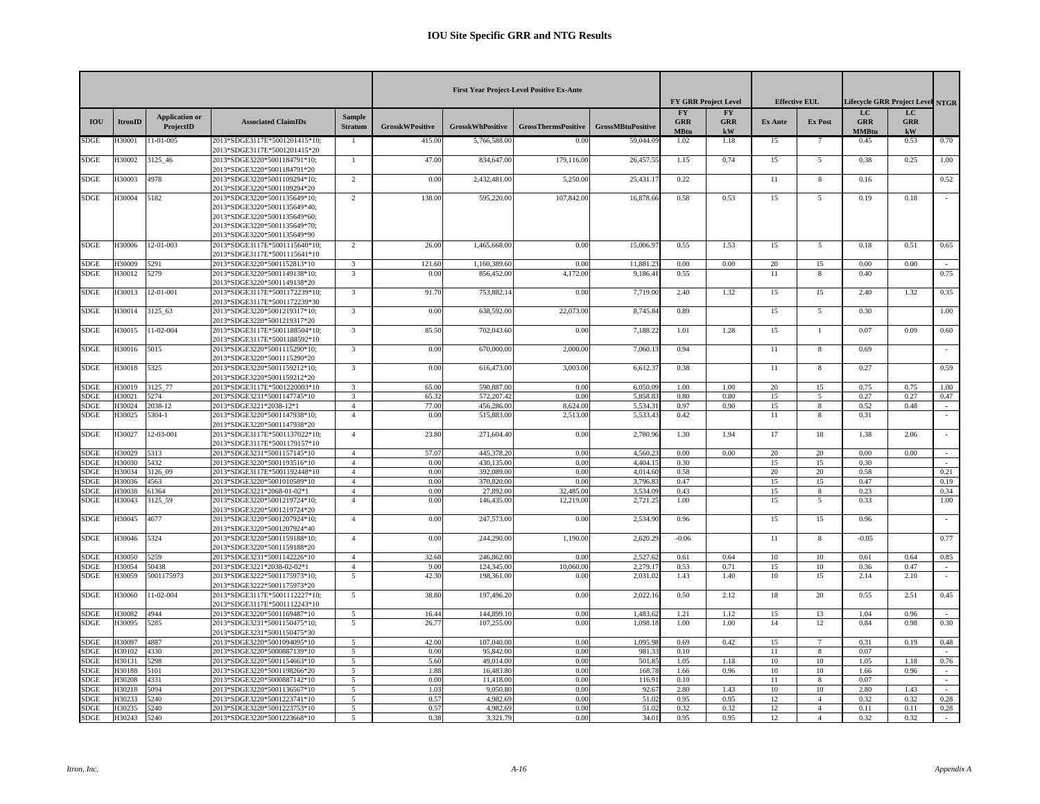# IOU Site Specific GRR and NTG Results

| | | | | | First Year Project-Level Positive Ex-Ante | | | | FY GRR Project Level | | Effective EUL | | Lifecycle GRR Project Level | | NTGR |
|---|---|---|---|---|---|---|---|---|---|---|---|---|---|---|---|
| IOU | ItronID | Application or ProjectID | Associated ClaimIDs | Sample Stratum | GrosskWPositive | GrosskWhPositive | GrossThermsPositive | GrossMBtuPositive | FY GRR MBtu | FY GRR kW | Ex Ante | Ex Post | LC GRR MMBtu | LC GRR kW | |
| SDGE | H30001 | 11-01-005 | 2013*SDGE3117E*5001201415*10; 2013*SDGE3117E*5001201415*20 | 1 | 415.00 | 5,766,588.00 | 0.00 | 59,044.09 | 1.02 | 1.18 | 15 | 7 | 0.45 | 0.53 | 0.70 |
| SDGE | H30002 | 3125_46 | 2013*SDGE3220*5001184791*10; 2013*SDGE3220*5001184791*20 | 1 | 47.00 | 834,647.00 | 179,116.00 | 26,457.55 | 1.15 | 0.74 | 15 | 5 | 0.38 | 0.25 | 1.00 |
| SDGE | H30003 | 4978 | 2013*SDGE3220*5001109294*10; 2013*SDGE3220*5001109294*20 | 2 | 0.00 | 2,432,481.00 | 5,250.00 | 25,431.17 | 0.22 | | 11 | 8 | 0.16 | | 0.52 |
| SDGE | H30004 | 5182 | 2013*SDGE3220*5001135649*10; 2013*SDGE3220*5001135649*40; 2013*SDGE3220*5001135649*60; 2013*SDGE3220*5001135649*70; 2013*SDGE3220*5001135649*90 | 2 | 138.00 | 595,220.00 | 107,842.00 | 16,878.66 | 0.58 | 0.53 | 15 | 5 | 0.19 | 0.18 | - |
| SDGE | H30006 | 12-01-003 | 2013*SDGE3117E*5001115640*10; 2013*SDGE3117E*5001115641*10 | 2 | 26.00 | 1,465,668.00 | 0.00 | 15,006.97 | 0.55 | 1.53 | 15 | 5 | 0.18 | 0.51 | 0.65 |
| SDGE | H30009 | 5291 | 2013*SDGE3220*5001152813*10 | 3 | 121.60 | 1,160,389.60 | 0.00 | 11,881.23 | 0.00 | 0.00 | 20 | 15 | 0.00 | 0.00 | - |
| SDGE | H30012 | 5279 | 2013*SDGE3220*5001149138*10; 2013*SDGE3220*5001149138*20 | 3 | 0.00 | 856,452.00 | 4,172.00 | 9,186.41 | 0.55 | | 11 | 8 | 0.40 | | 0.75 |
| SDGE | H30013 | 12-01-001 | 2013*SDGE3117E*5001172239*10; 2013*SDGE3117E*5001172239*30 | 3 | 91.70 | 753,882.14 | 0.00 | 7,719.00 | 2.40 | 1.32 | 15 | 15 | 2.40 | 1.32 | 0.35 |
| SDGE | H30014 | 3125_63 | 2013*SDGE3220*5001219317*10; 2013*SDGE3220*5001219317*20 | 3 | 0.00 | 638,592.00 | 22,073.00 | 8,745.84 | 0.89 | | 15 | 5 | 0.30 | | 1.00 |
| SDGE | H30015 | 11-02-004 | 2013*SDGE3117E*5001188504*10; 2013*SDGE3117E*5001188592*10 | 3 | 85.50 | 702,043.60 | 0.00 | 7,188.22 | 1.01 | 1.28 | 15 | 1 | 0.07 | 0.09 | 0.60 |
| SDGE | H30016 | 5015 | 2013*SDGE3220*5001115290*10; 2013*SDGE3220*5001115290*20 | 3 | 0.00 | 670,000.00 | 2,000.00 | 7,060.13 | 0.94 | | 11 | 8 | 0.69 | | - |
| SDGE | H30018 | 5325 | 2013*SDGE3220*5001159212*10; 2013*SDGE3220*5001159212*20 | 3 | 0.00 | 616,473.00 | 3,003.00 | 6,612.37 | 0.38 | | 11 | 8 | 0.27 | | 0.59 |
| SDGE | H30019 | 3125_77 | 2013*SDGE3117E*5001220003*10 | 3 | 65.00 | 590,887.00 | 0.00 | 6,050.09 | 1.00 | 1.00 | 20 | 15 | 0.75 | 0.75 | 1.00 |
| SDGE | H30021 | 5274 | 2013*SDGE3231*5001147745*10 | 3 | 65.32 | 572,207.42 | 0.00 | 5,858.83 | 0.80 | 0.80 | 15 | 5 | 0.27 | 0.27 | 0.47 |
| SDGE | H30024 | 2038-12 | 2013*SDGE3221*2038-12*1 | 4 | 77.00 | 456,286.00 | 8,624.00 | 5,534.31 | 0.97 | 0.90 | 15 | 8 | 0.52 | 0.48 | - |
| SDGE | H30025 | 5304-1 | 2013*SDGE3220*5001147938*10; 2013*SDGE3220*5001147938*20 | 4 | 0.00 | 515,883.00 | 2,513.00 | 5,533.43 | 0.42 | | 11 | 8 | 0.31 | | - |
| SDGE | H30027 | 12-03-001 | 2013*SDGE3117E*5001137022*10; 2013*SDGE3117E*5001179157*10 | 4 | 23.80 | 271,604.40 | 0.00 | 2,780.96 | 1.30 | 1.94 | 17 | 18 | 1.38 | 2.06 | - |
| SDGE | H30029 | 5313 | 2013*SDGE3231*5001157145*10 | 4 | 57.07 | 445,378.20 | 0.00 | 4,560.23 | 0.00 | 0.00 | 20 | 20 | 0.00 | 0.00 | - |
| SDGE | H30030 | 5432 | 2013*SDGE3220*5001193516*10 | 4 | 0.00 | 430,135.00 | 0.00 | 4,404.15 | 0.30 | | 15 | 15 | 0.30 | | - |
| SDGE | H30034 | 3126_09 | 2013*SDGE3117E*5001192448*10 | 4 | 0.00 | 392,089.00 | 0.00 | 4,014.60 | 0.58 | | 20 | 20 | 0.58 | | 0.21 |
| SDGE | H30036 | 4563 | 2013*SDGE3220*5001010589*10 | 4 | 0.00 | 370,820.00 | 0.00 | 3,796.83 | 0.47 | | 15 | 15 | 0.47 | | 0.19 |
| SDGE | H30038 | 61364 | 2013*SDGE3221*2068-01-02*1 | 4 | 0.00 | 27,892.00 | 32,485.00 | 3,534.09 | 0.43 | | 15 | 8 | 0.23 | | 0.34 |
| SDGE | H30043 | 3125_59 | 2013*SDGE3220*5001219724*10; 2013*SDGE3220*5001219724*20 | 4 | 0.00 | 146,435.00 | 12,219.00 | 2,721.25 | 1.00 | | 15 | 5 | 0.33 | | 1.00 |
| SDGE | H30045 | 4677 | 2013*SDGE3220*5001207924*10; 2013*SDGE3220*5001207924*40 | 4 | 0.00 | 247,573.00 | 0.00 | 2,534.90 | 0.96 | | 15 | 15 | 0.96 | | - |
| SDGE | H30046 | 5324 | 2013*SDGE3220*5001159188*10; 2013*SDGE3220*5001159188*20 | 4 | 0.00 | 244,290.00 | 1,190.00 | 2,620.29 | -0.06 | | 11 | 8 | -0.05 | | 0.77 |
| SDGE | H30050 | 5259 | 2013*SDGE3231*5001142226*10 | 4 | 32.68 | 246,862.00 | 0.00 | 2,527.62 | 0.61 | 0.64 | 10 | 10 | 0.61 | 0.64 | 0.85 |
| SDGE | H30054 | 50438 | 2013*SDGE3221*2038-02-02*1 | 4 | 9.00 | 124,345.00 | 10,060.00 | 2,279.17 | 0.53 | 0.71 | 15 | 10 | 0.36 | 0.47 | - |
| SDGE | H30059 | 5001175973 | 2013*SDGE3222*5001175973*10; 2013*SDGE3222*5001175973*20 | 5 | 42.30 | 198,361.00 | 0.00 | 2,031.02 | 1.43 | 1.40 | 10 | 15 | 2.14 | 2.10 | - |
| SDGE | H30060 | 11-02-004 | 2013*SDGE3117E*5001112227*10; 2013*SDGE3117E*5001112243*10 | 5 | 38.80 | 197,496.20 | 0.00 | 2,022.16 | 0.50 | 2.12 | 18 | 20 | 0.55 | 2.51 | 0.45 |
| SDGE | H30082 | 4944 | 2013*SDGE3220*5001169487*10 | 5 | 16.44 | 144,899.10 | 0.00 | 1,483.62 | 1.21 | 1.12 | 15 | 13 | 1.04 | 0.96 | - |
| SDGE | H30095 | 5285 | 2013*SDGE3231*5001150475*10; 2013*SDGE3231*5001150475*30 | 5 | 26.77 | 107,255.00 | 0.00 | 1,098.18 | 1.00 | 1.00 | 14 | 12 | 0.84 | 0.98 | 0.30 |
| SDGE | H30097 | 4887 | 2013*SDGE3220*5001094095*10 | 5 | 42.00 | 107,040.00 | 0.00 | 1,095.98 | 0.69 | 0.42 | 15 | 7 | 0.31 | 0.19 | 0.48 |
| SDGE | H30102 | 4330 | 2013*SDGE3220*5000887139*10 | 5 | 0.00 | 95,842.00 | 0.00 | 981.33 | 0.10 | | 11 | 8 | 0.07 | | - |
| SDGE | H30131 | 5298 | 2013*SDGE3220*5001154663*10 | 5 | 5.60 | 49,014.00 | 0.00 | 501.85 | 1.05 | 1.18 | 10 | 10 | 1.05 | 1.18 | 0.76 |
| SDGE | H30188 | 5101 | 2013*SDGE3220*5001198266*20 | 5 | 1.88 | 16,483.80 | 0.00 | 168.78 | 1.66 | 0.96 | 10 | 10 | 1.66 | 0.96 | - |
| SDGE | H30208 | 4331 | 2013*SDGE3220*5000887142*10 | 5 | 0.00 | 11,418.00 | 0.00 | 116.91 | 0.10 | | 11 | 8 | 0.07 | | - |
| SDGE | H30218 | 5094 | 2013*SDGE3220*5001136567*10 | 5 | 1.03 | 9,050.80 | 0.00 | 92.67 | 2.80 | 1.43 | 10 | 10 | 2.80 | 1.43 | - |
| SDGE | H30233 | 5240 | 2013*SDGE3220*5001223741*10 | 5 | 0.57 | 4,982.69 | 0.00 | 51.02 | 0.95 | 0.95 | 12 | 4 | 0.32 | 0.32 | 0.28 |
| SDGE | H30235 | 5240 | 2013*SDGE3220*5001223753*10 | 5 | 0.57 | 4,982.69 | 0.00 | 51.02 | 0.32 | 0.32 | 12 | 4 | 0.11 | 0.11 | 0.28 |
| SDGE | H30243 | 5240 | 2013*SDGE3220*5001223668*10 | 5 | 0.38 | 3,321.79 | 0.00 | 34.01 | 0.95 | 0.95 | 12 | 4 | 0.32 | 0.32 | - |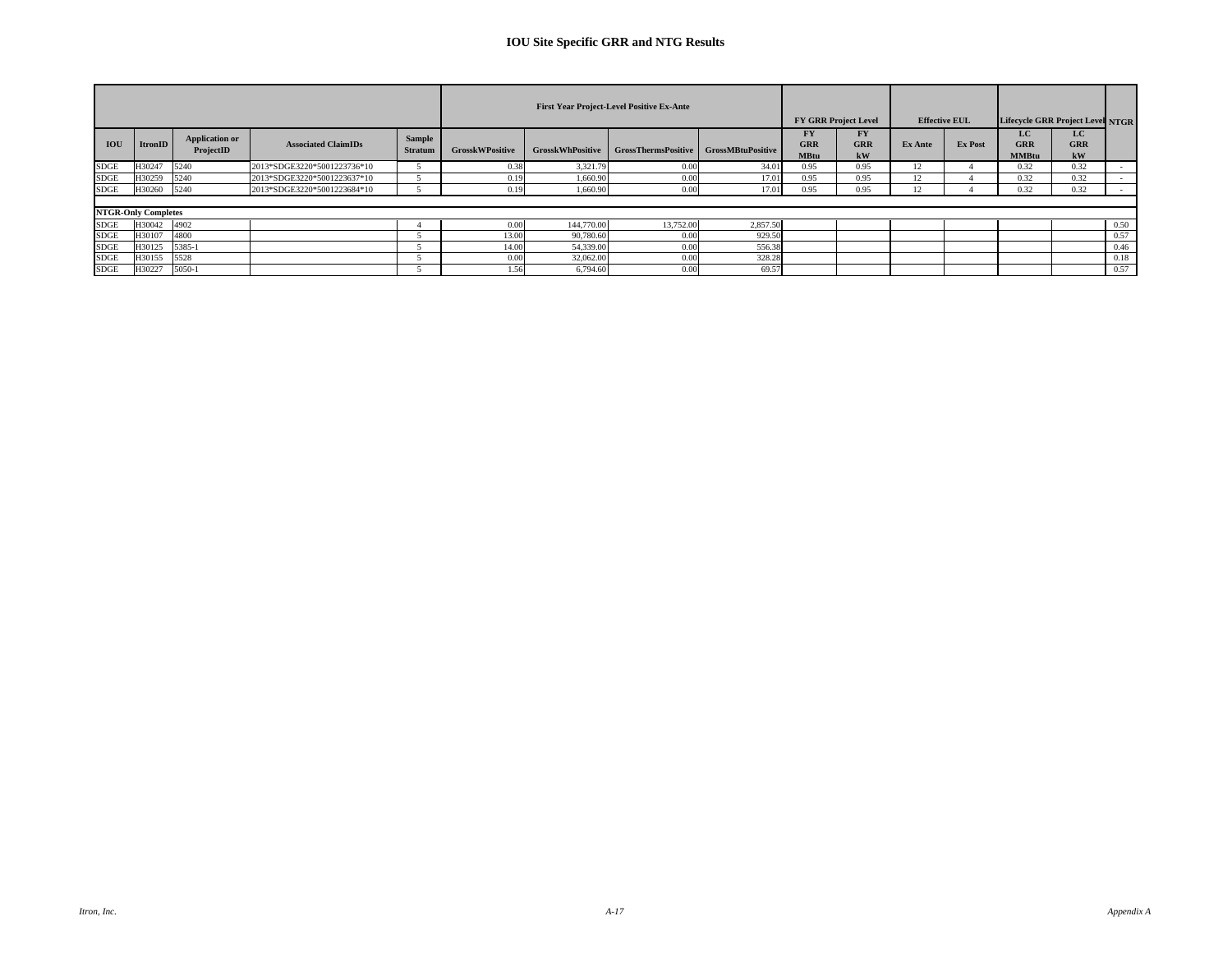# IOU Site Specific GRR and NTG Results

| | | | | | First Year Project-Level Positive Ex-Ante | | | | FY GRR Project Level | | Effective EUL | | Lifecycle GRR Project Level | | NTGR |
|---|---|---|---|---|---|---|---|---|---|---|---|---|---|---|---|
| IOU | ItronID | Application or ProjectID | Associated ClaimIDs | Sample Stratum | GrosskWPositive | GrosskWhPositive | GrossThermsPositive | GrossMBtuPositive | FY GRR MBtu | FY GRR kW | Ex Ante | Ex Post | LC GRR MMBtu | LC GRR kW | |
| SDGE | H30247 | 5240 | 2013*SDGE3220*5001223736*10 | 5 | 0.38 | 3,321.79 | 0.00 | 34.01 | 0.95 | 0.95 | 12 | 4 | 0.32 | 0.32 | - |
| SDGE | H30259 | 5240 | 2013*SDGE3220*5001223637*10 | 5 | 0.19 | 1,660.90 | 0.00 | 17.01 | 0.95 | 0.95 | 12 | 4 | 0.32 | 0.32 | - |
| SDGE | H30260 | 5240 | 2013*SDGE3220*5001223684*10 | 5 | 0.19 | 1,660.90 | 0.00 | 17.01 | 0.95 | 0.95 | 12 | 4 | 0.32 | 0.32 | - |
| **NTGR-Only Completes** | | | | | | | | | | | | | | | |
| SDGE | H30042 | 4902 | | 4 | 0.00 | 144,770.00 | 13,752.00 | 2,857.50 | | | | | | | 0.50 |
| SDGE | H30107 | 4800 | | 5 | 13.00 | 90,780.60 | 0.00 | 929.50 | | | | | | | 0.57 |
| SDGE | H30125 | 5385-1 | | 5 | 14.00 | 54,339.00 | 0.00 | 556.38 | | | | | | | 0.46 |
| SDGE | H30155 | 5528 | | 5 | 0.00 | 32,062.00 | 0.00 | 328.28 | | | | | | | 0.18 |
| SDGE | H30227 | 5050-1 | | 5 | 1.56 | 6,794.60 | 0.00 | 69.57 | | | | | | | 0.57 |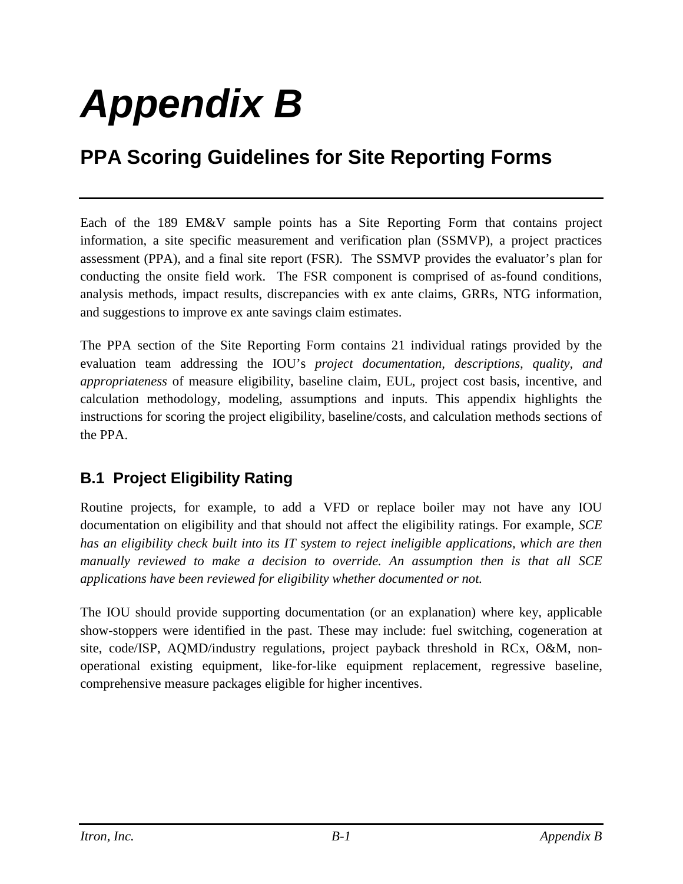# *Appendix B*

## PPA Scoring Guidelines for Site Reporting Forms

Each of the 189 EM&V sample points has a Site Reporting Form that contains project information, a site specific measurement and verification plan (SSMVP), a project practices assessment (PPA), and a final site report (FSR). The SSMVP provides the evaluator's plan for conducting the onsite field work. The FSR component is comprised of as-found conditions, analysis methods, impact results, discrepancies with ex ante claims, GRRs, NTG information, and suggestions to improve ex ante savings claim estimates.

The PPA section of the Site Reporting Form contains 21 individual ratings provided by the evaluation team addressing the IOU's *project documentation, descriptions, quality, and appropriateness* of measure eligibility, baseline claim, EUL, project cost basis, incentive, and calculation methodology, modeling, assumptions and inputs. This appendix highlights the instructions for scoring the project eligibility, baseline/costs, and calculation methods sections of the PPA.

### B.1 Project Eligibility Rating

Routine projects, for example, to add a VFD or replace boiler may not have any IOU documentation on eligibility and that should not affect the eligibility ratings. For example, *SCE has an eligibility check built into its IT system to reject ineligible applications, which are then manually reviewed to make a decision to override. An assumption then is that all SCE applications have been reviewed for eligibility whether documented or not.*

The IOU should provide supporting documentation (or an explanation) where key, applicable show-stoppers were identified in the past. These may include: fuel switching, cogeneration at site, code/ISP, AQMD/industry regulations, project payback threshold in RCx, O&M, non-operational existing equipment, like-for-like equipment replacement, regressive baseline, comprehensive measure packages eligible for higher incentives.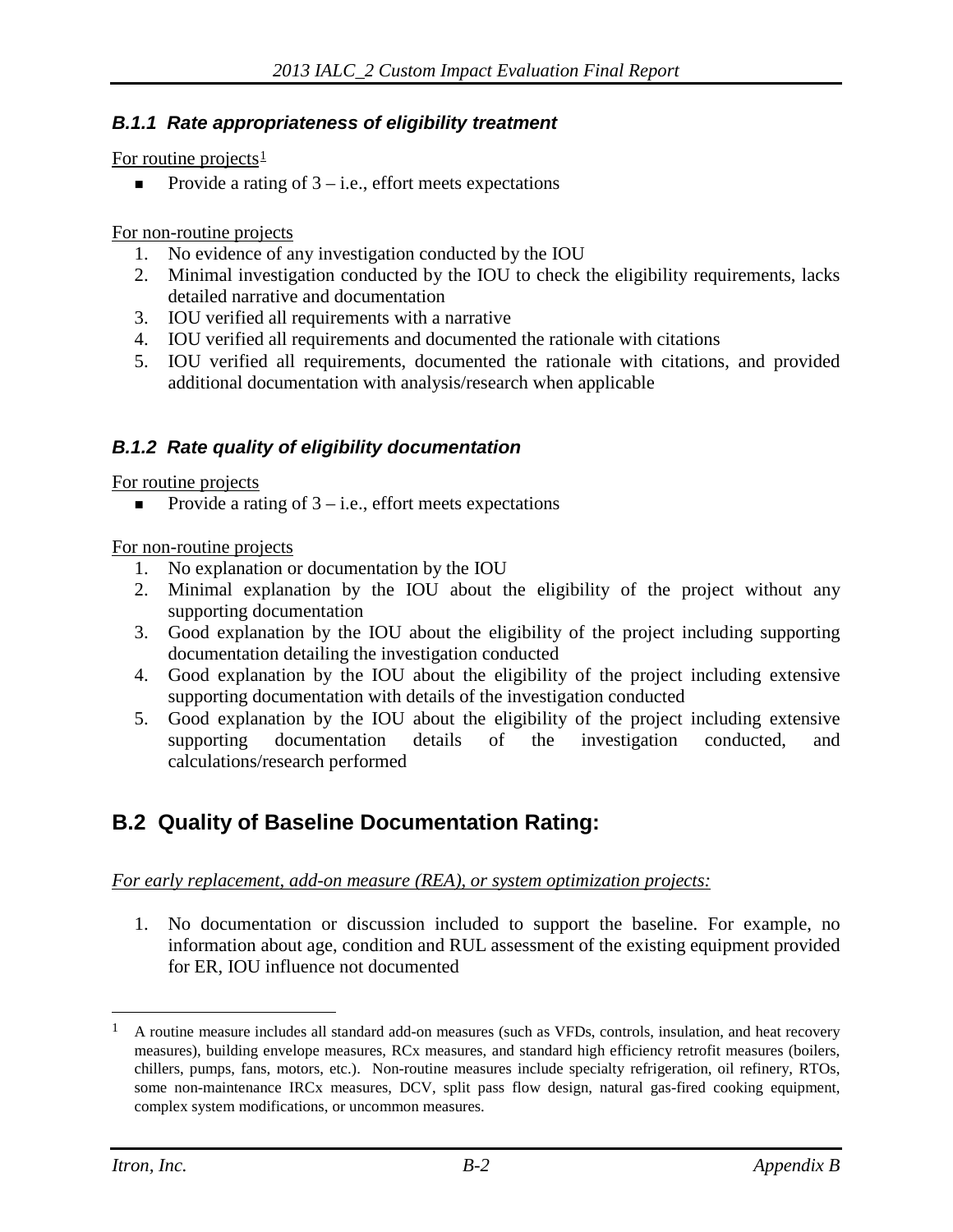### *B.1.1 Rate appropriateness of eligibility treatment*

For routine projects[1]

- Provide a rating of 3 – i.e., effort meets expectations

For non-routine projects

1. No evidence of any investigation conducted by the IOU
2. Minimal investigation conducted by the IOU to check the eligibility requirements, lacks detailed narrative and documentation
3. IOU verified all requirements with a narrative
4. IOU verified all requirements and documented the rationale with citations
5. IOU verified all requirements, documented the rationale with citations, and provided additional documentation with analysis/research when applicable

### *B.1.2 Rate quality of eligibility documentation*

For routine projects

- Provide a rating of 3 – i.e., effort meets expectations

For non-routine projects

1. No explanation or documentation by the IOU
2. Minimal explanation by the IOU about the eligibility of the project without any supporting documentation
3. Good explanation by the IOU about the eligibility of the project including supporting documentation detailing the investigation conducted
4. Good explanation by the IOU about the eligibility of the project including extensive supporting documentation with details of the investigation conducted
5. Good explanation by the IOU about the eligibility of the project including extensive supporting documentation details of the investigation conducted, and calculations/research performed

## B.2 Quality of Baseline Documentation Rating:

*For early replacement, add-on measure (REA), or system optimization projects:*

1. No documentation or discussion included to support the baseline. For example, no information about age, condition and RUL assessment of the existing equipment provided for ER, IOU influence not documented

---

[1] A routine measure includes all standard add-on measures (such as VFDs, controls, insulation, and heat recovery measures), building envelope measures, RCx measures, and standard high efficiency retrofit measures (boilers, chillers, pumps, fans, motors, etc.). Non-routine measures include specialty refrigeration, oil refinery, RTOs, some non-maintenance IRCx measures, DCV, split pass flow design, natural gas-fired cooking equipment, complex system modifications, or uncommon measures.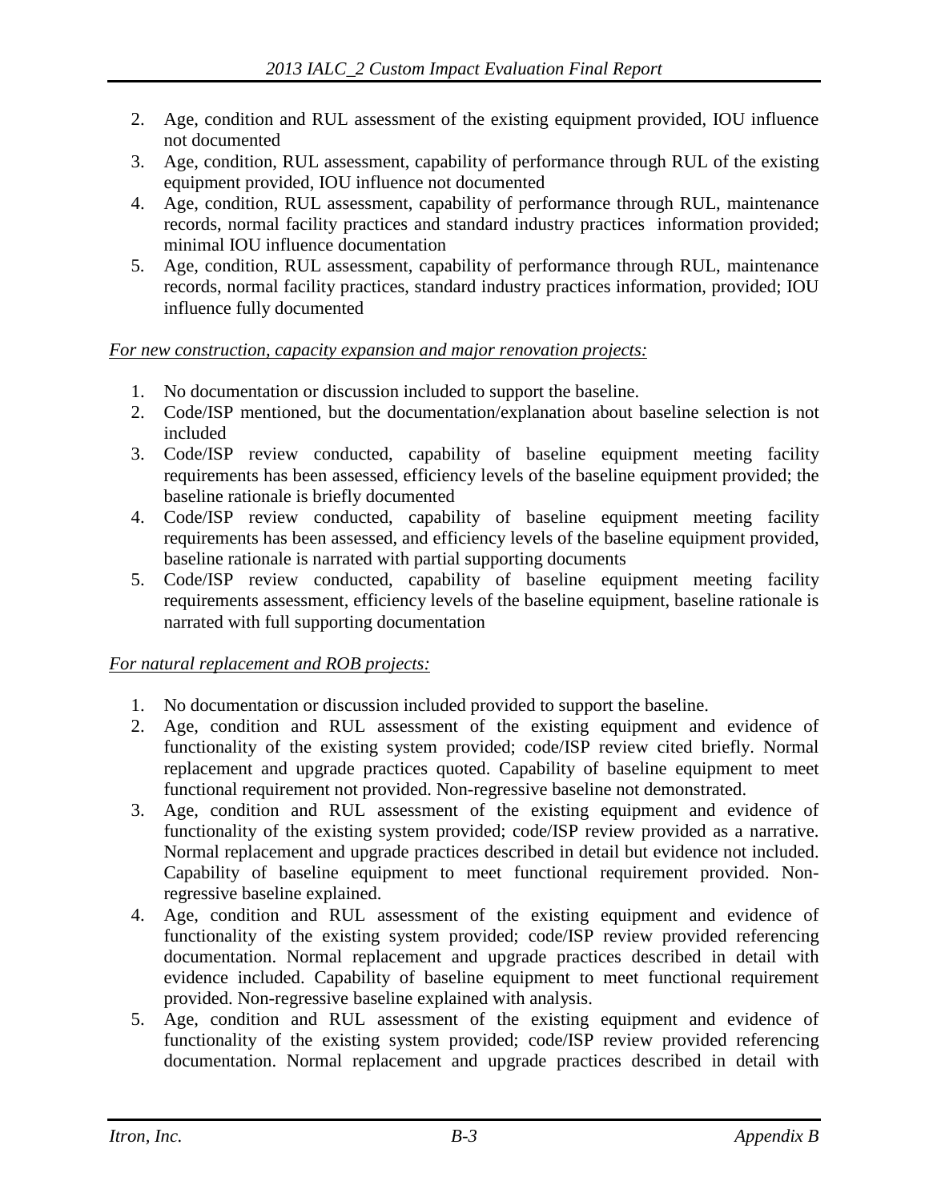2. Age, condition and RUL assessment of the existing equipment provided, IOU influence not documented
3. Age, condition, RUL assessment, capability of performance through RUL of the existing equipment provided, IOU influence not documented
4. Age, condition, RUL assessment, capability of performance through RUL, maintenance records, normal facility practices and standard industry practices information provided; minimal IOU influence documentation
5. Age, condition, RUL assessment, capability of performance through RUL, maintenance records, normal facility practices, standard industry practices information, provided; IOU influence fully documented

*For new construction, capacity expansion and major renovation projects:*

1. No documentation or discussion included to support the baseline.
2. Code/ISP mentioned, but the documentation/explanation about baseline selection is not included
3. Code/ISP review conducted, capability of baseline equipment meeting facility requirements has been assessed, efficiency levels of the baseline equipment provided; the baseline rationale is briefly documented
4. Code/ISP review conducted, capability of baseline equipment meeting facility requirements has been assessed, and efficiency levels of the baseline equipment provided, baseline rationale is narrated with partial supporting documents
5. Code/ISP review conducted, capability of baseline equipment meeting facility requirements assessment, efficiency levels of the baseline equipment, baseline rationale is narrated with full supporting documentation

*For natural replacement and ROB projects:*

1. No documentation or discussion included provided to support the baseline.
2. Age, condition and RUL assessment of the existing equipment and evidence of functionality of the existing system provided; code/ISP review cited briefly. Normal replacement and upgrade practices quoted. Capability of baseline equipment to meet functional requirement not provided. Non-regressive baseline not demonstrated.
3. Age, condition and RUL assessment of the existing equipment and evidence of functionality of the existing system provided; code/ISP review provided as a narrative. Normal replacement and upgrade practices described in detail but evidence not included. Capability of baseline equipment to meet functional requirement provided. Non-regressive baseline explained.
4. Age, condition and RUL assessment of the existing equipment and evidence of functionality of the existing system provided; code/ISP review provided referencing documentation. Normal replacement and upgrade practices described in detail with evidence included. Capability of baseline equipment to meet functional requirement provided. Non-regressive baseline explained with analysis.
5. Age, condition and RUL assessment of the existing equipment and evidence of functionality of the existing system provided; code/ISP review provided referencing documentation. Normal replacement and upgrade practices described in detail with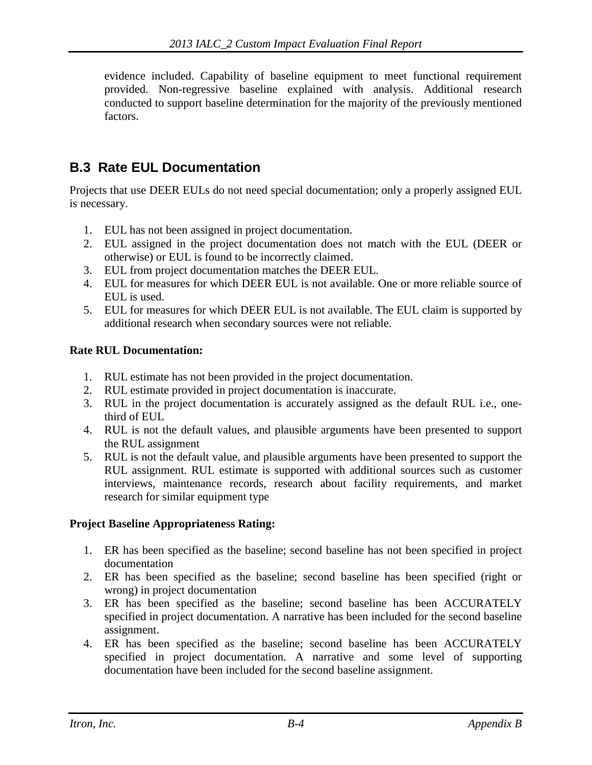evidence included. Capability of baseline equipment to meet functional requirement provided. Non-regressive baseline explained with analysis. Additional research conducted to support baseline determination for the majority of the previously mentioned factors.

## B.3 Rate EUL Documentation

Projects that use DEER EULs do not need special documentation; only a properly assigned EUL is necessary.

1. EUL has not been assigned in project documentation.
2. EUL assigned in the project documentation does not match with the EUL (DEER or otherwise) or EUL is found to be incorrectly claimed.
3. EUL from project documentation matches the DEER EUL.
4. EUL for measures for which DEER EUL is not available. One or more reliable source of EUL is used.
5. EUL for measures for which DEER EUL is not available. The EUL claim is supported by additional research when secondary sources were not reliable.

**Rate RUL Documentation:**

1. RUL estimate has not been provided in the project documentation.
2. RUL estimate provided in project documentation is inaccurate.
3. RUL in the project documentation is accurately assigned as the default RUL i.e., one-third of EUL
4. RUL is not the default values, and plausible arguments have been presented to support the RUL assignment
5. RUL is not the default value, and plausible arguments have been presented to support the RUL assignment. RUL estimate is supported with additional sources such as customer interviews, maintenance records, research about facility requirements, and market research for similar equipment type

**Project Baseline Appropriateness Rating:**

1. ER has been specified as the baseline; second baseline has not been specified in project documentation
2. ER has been specified as the baseline; second baseline has been specified (right or wrong) in project documentation
3. ER has been specified as the baseline; second baseline has been ACCURATELY specified in project documentation. A narrative has been included for the second baseline assignment.
4. ER has been specified as the baseline; second baseline has been ACCURATELY specified in project documentation. A narrative and some level of supporting documentation have been included for the second baseline assignment.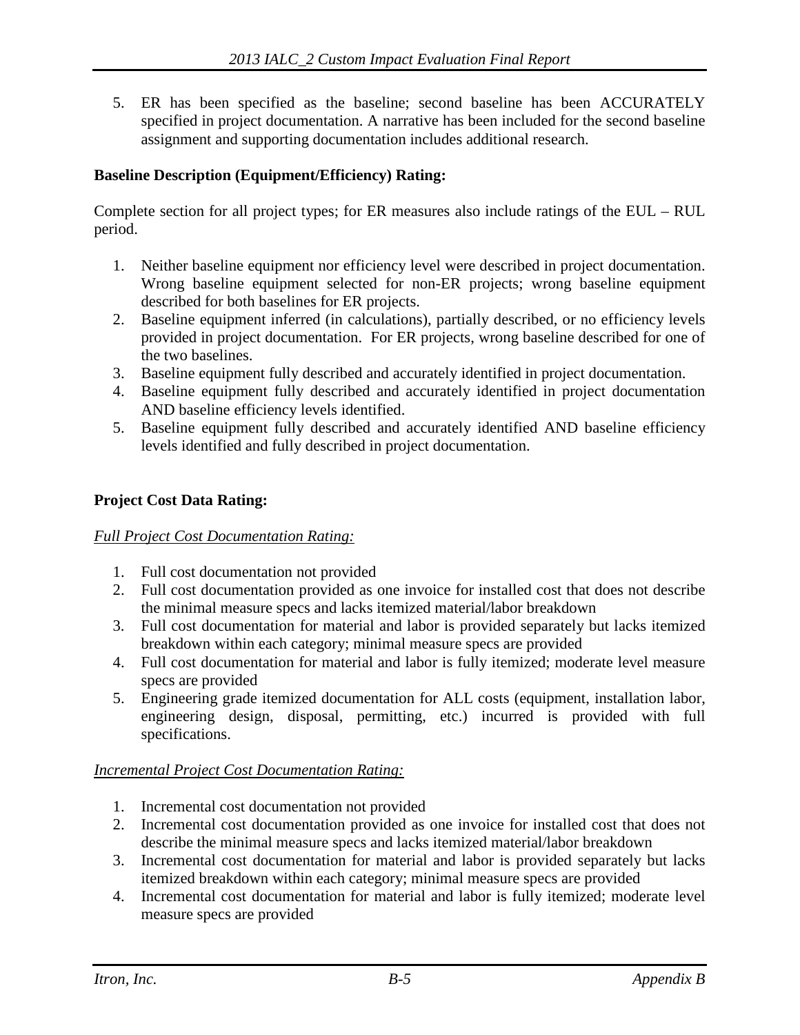5. ER has been specified as the baseline; second baseline has been ACCURATELY specified in project documentation. A narrative has been included for the second baseline assignment and supporting documentation includes additional research.

**Baseline Description (Equipment/Efficiency) Rating:**

Complete section for all project types; for ER measures also include ratings of the EUL – RUL period.

1. Neither baseline equipment nor efficiency level were described in project documentation. Wrong baseline equipment selected for non-ER projects; wrong baseline equipment described for both baselines for ER projects.
2. Baseline equipment inferred (in calculations), partially described, or no efficiency levels provided in project documentation. For ER projects, wrong baseline described for one of the two baselines.
3. Baseline equipment fully described and accurately identified in project documentation.
4. Baseline equipment fully described and accurately identified in project documentation AND baseline efficiency levels identified.
5. Baseline equipment fully described and accurately identified AND baseline efficiency levels identified and fully described in project documentation.

**Project Cost Data Rating:**

*Full Project Cost Documentation Rating:*

1. Full cost documentation not provided
2. Full cost documentation provided as one invoice for installed cost that does not describe the minimal measure specs and lacks itemized material/labor breakdown
3. Full cost documentation for material and labor is provided separately but lacks itemized breakdown within each category; minimal measure specs are provided
4. Full cost documentation for material and labor is fully itemized; moderate level measure specs are provided
5. Engineering grade itemized documentation for ALL costs (equipment, installation labor, engineering design, disposal, permitting, etc.) incurred is provided with full specifications.

*Incremental Project Cost Documentation Rating:*

1. Incremental cost documentation not provided
2. Incremental cost documentation provided as one invoice for installed cost that does not describe the minimal measure specs and lacks itemized material/labor breakdown
3. Incremental cost documentation for material and labor is provided separately but lacks itemized breakdown within each category; minimal measure specs are provided
4. Incremental cost documentation for material and labor is fully itemized; moderate level measure specs are provided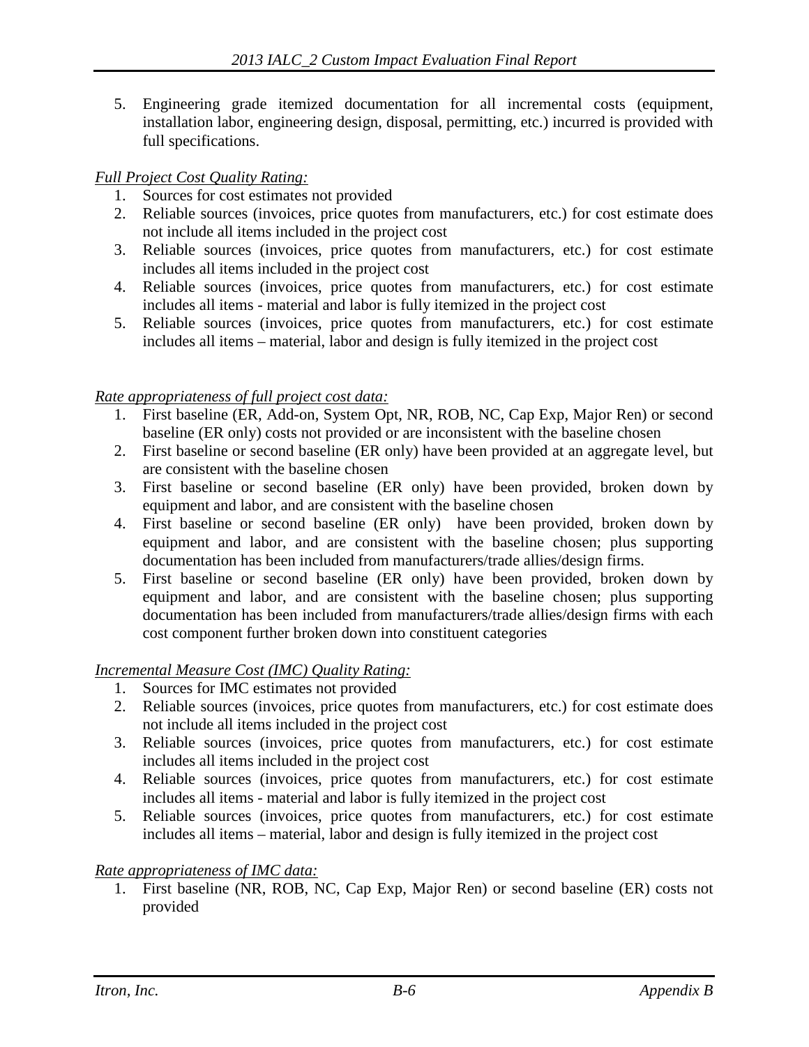5. Engineering grade itemized documentation for all incremental costs (equipment, installation labor, engineering design, disposal, permitting, etc.) incurred is provided with full specifications.

*Full Project Cost Quality Rating:*

1. Sources for cost estimates not provided
2. Reliable sources (invoices, price quotes from manufacturers, etc.) for cost estimate does not include all items included in the project cost
3. Reliable sources (invoices, price quotes from manufacturers, etc.) for cost estimate includes all items included in the project cost
4. Reliable sources (invoices, price quotes from manufacturers, etc.) for cost estimate includes all items - material and labor is fully itemized in the project cost
5. Reliable sources (invoices, price quotes from manufacturers, etc.) for cost estimate includes all items – material, labor and design is fully itemized in the project cost

*Rate appropriateness of full project cost data:*

1. First baseline (ER, Add-on, System Opt, NR, ROB, NC, Cap Exp, Major Ren) or second baseline (ER only) costs not provided or are inconsistent with the baseline chosen
2. First baseline or second baseline (ER only) have been provided at an aggregate level, but are consistent with the baseline chosen
3. First baseline or second baseline (ER only) have been provided, broken down by equipment and labor, and are consistent with the baseline chosen
4. First baseline or second baseline (ER only) have been provided, broken down by equipment and labor, and are consistent with the baseline chosen; plus supporting documentation has been included from manufacturers/trade allies/design firms.
5. First baseline or second baseline (ER only) have been provided, broken down by equipment and labor, and are consistent with the baseline chosen; plus supporting documentation has been included from manufacturers/trade allies/design firms with each cost component further broken down into constituent categories

*Incremental Measure Cost (IMC) Quality Rating:*

1. Sources for IMC estimates not provided
2. Reliable sources (invoices, price quotes from manufacturers, etc.) for cost estimate does not include all items included in the project cost
3. Reliable sources (invoices, price quotes from manufacturers, etc.) for cost estimate includes all items included in the project cost
4. Reliable sources (invoices, price quotes from manufacturers, etc.) for cost estimate includes all items - material and labor is fully itemized in the project cost
5. Reliable sources (invoices, price quotes from manufacturers, etc.) for cost estimate includes all items – material, labor and design is fully itemized in the project cost

*Rate appropriateness of IMC data:*

1. First baseline (NR, ROB, NC, Cap Exp, Major Ren) or second baseline (ER) costs not provided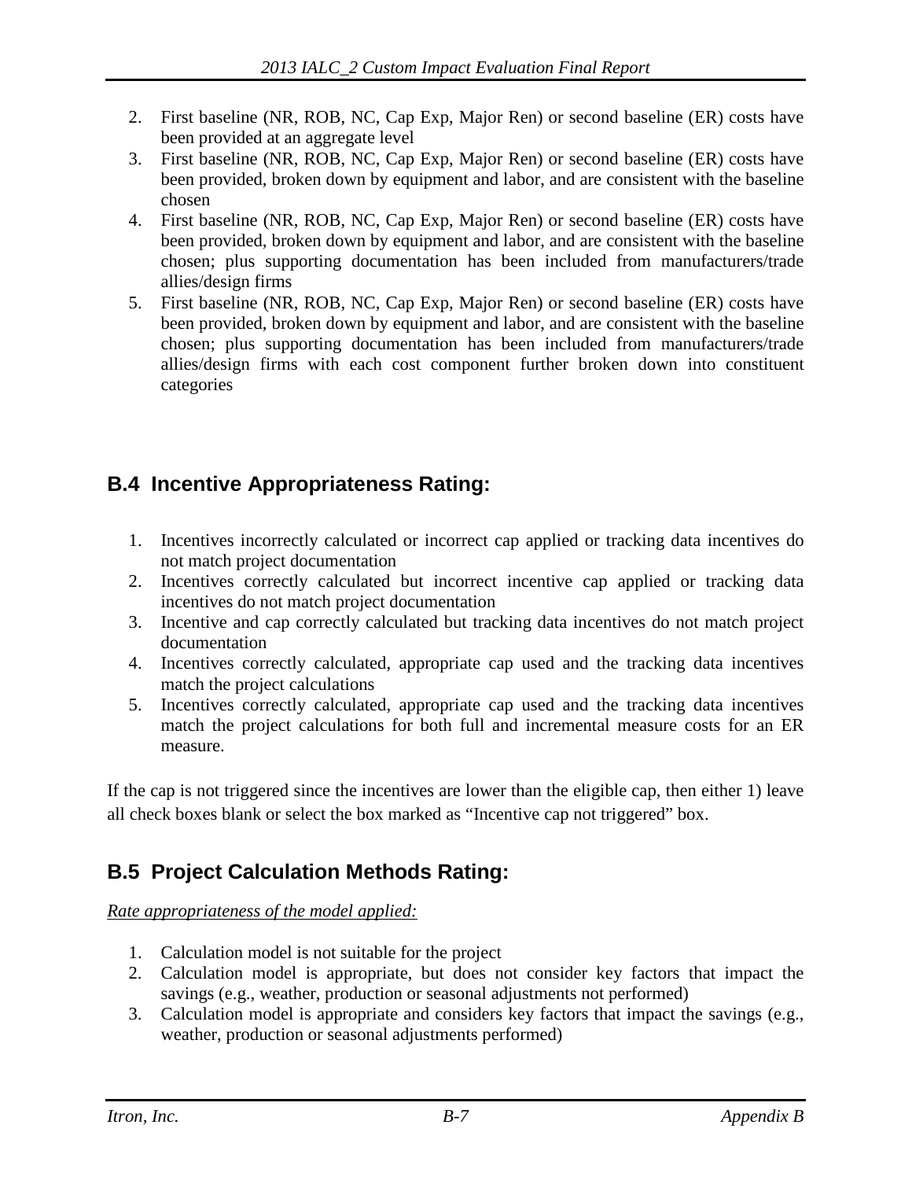2. First baseline (NR, ROB, NC, Cap Exp, Major Ren) or second baseline (ER) costs have been provided at an aggregate level
3. First baseline (NR, ROB, NC, Cap Exp, Major Ren) or second baseline (ER) costs have been provided, broken down by equipment and labor, and are consistent with the baseline chosen
4. First baseline (NR, ROB, NC, Cap Exp, Major Ren) or second baseline (ER) costs have been provided, broken down by equipment and labor, and are consistent with the baseline chosen; plus supporting documentation has been included from manufacturers/trade allies/design firms
5. First baseline (NR, ROB, NC, Cap Exp, Major Ren) or second baseline (ER) costs have been provided, broken down by equipment and labor, and are consistent with the baseline chosen; plus supporting documentation has been included from manufacturers/trade allies/design firms with each cost component further broken down into constituent categories

## B.4 Incentive Appropriateness Rating:

1. Incentives incorrectly calculated or incorrect cap applied or tracking data incentives do not match project documentation
2. Incentives correctly calculated but incorrect incentive cap applied or tracking data incentives do not match project documentation
3. Incentive and cap correctly calculated but tracking data incentives do not match project documentation
4. Incentives correctly calculated, appropriate cap used and the tracking data incentives match the project calculations
5. Incentives correctly calculated, appropriate cap used and the tracking data incentives match the project calculations for both full and incremental measure costs for an ER measure.

If the cap is not triggered since the incentives are lower than the eligible cap, then either 1) leave all check boxes blank or select the box marked as "Incentive cap not triggered" box.

## B.5 Project Calculation Methods Rating:

*Rate appropriateness of the model applied:*

1. Calculation model is not suitable for the project
2. Calculation model is appropriate, but does not consider key factors that impact the savings (e.g., weather, production or seasonal adjustments not performed)
3. Calculation model is appropriate and considers key factors that impact the savings (e.g., weather, production or seasonal adjustments performed)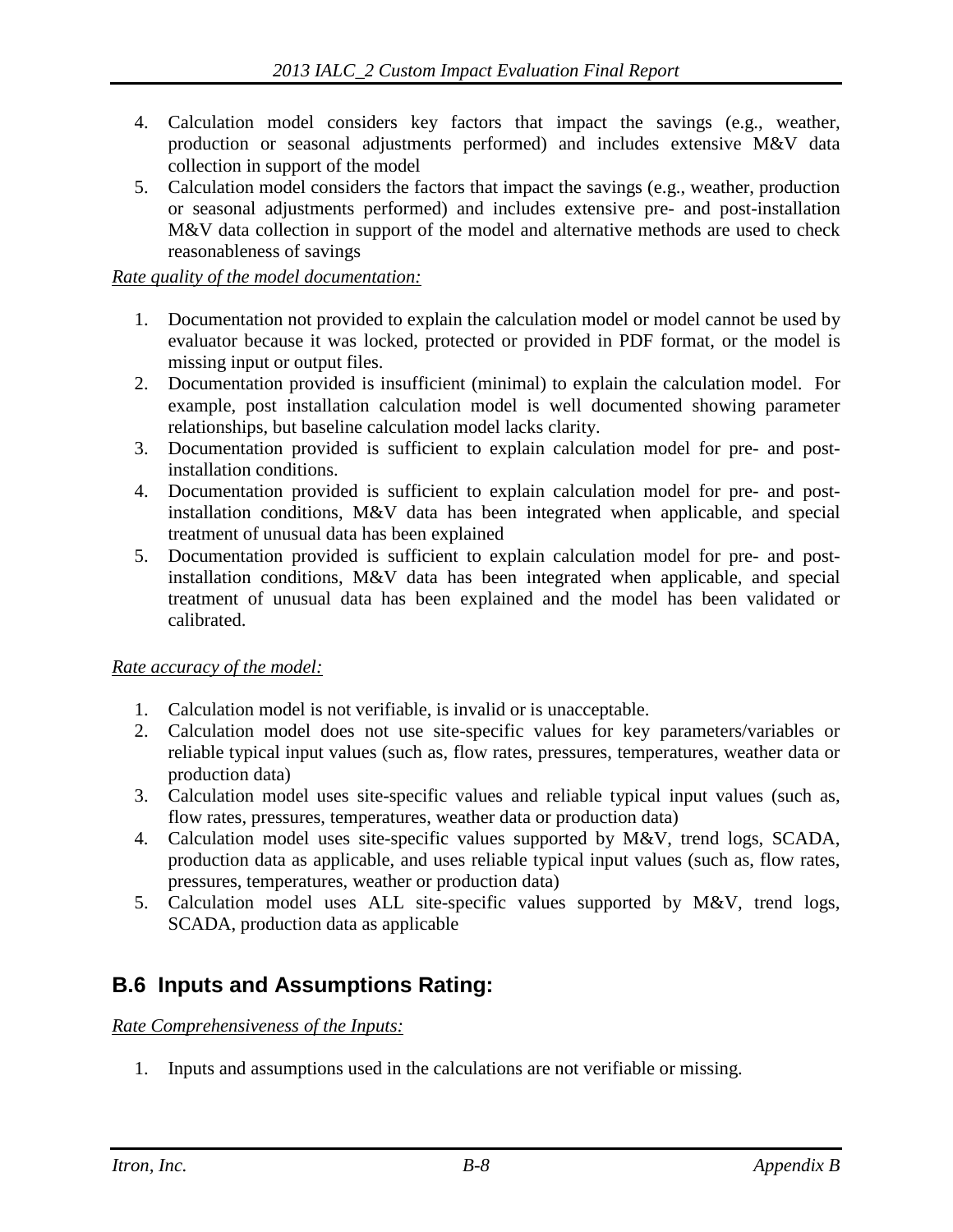4. Calculation model considers key factors that impact the savings (e.g., weather, production or seasonal adjustments performed) and includes extensive M&V data collection in support of the model
5. Calculation model considers the factors that impact the savings (e.g., weather, production or seasonal adjustments performed) and includes extensive pre- and post-installation M&V data collection in support of the model and alternative methods are used to check reasonableness of savings

*Rate quality of the model documentation:*

1. Documentation not provided to explain the calculation model or model cannot be used by evaluator because it was locked, protected or provided in PDF format, or the model is missing input or output files.
2. Documentation provided is insufficient (minimal) to explain the calculation model. For example, post installation calculation model is well documented showing parameter relationships, but baseline calculation model lacks clarity.
3. Documentation provided is sufficient to explain calculation model for pre- and post-installation conditions.
4. Documentation provided is sufficient to explain calculation model for pre- and post-installation conditions, M&V data has been integrated when applicable, and special treatment of unusual data has been explained
5. Documentation provided is sufficient to explain calculation model for pre- and post-installation conditions, M&V data has been integrated when applicable, and special treatment of unusual data has been explained and the model has been validated or calibrated.

*Rate accuracy of the model:*

1. Calculation model is not verifiable, is invalid or is unacceptable.
2. Calculation model does not use site-specific values for key parameters/variables or reliable typical input values (such as, flow rates, pressures, temperatures, weather data or production data)
3. Calculation model uses site-specific values and reliable typical input values (such as, flow rates, pressures, temperatures, weather data or production data)
4. Calculation model uses site-specific values supported by M&V, trend logs, SCADA, production data as applicable, and uses reliable typical input values (such as, flow rates, pressures, temperatures, weather or production data)
5. Calculation model uses ALL site-specific values supported by M&V, trend logs, SCADA, production data as applicable

## B.6 Inputs and Assumptions Rating:

*Rate Comprehensiveness of the Inputs:*

1. Inputs and assumptions used in the calculations are not verifiable or missing.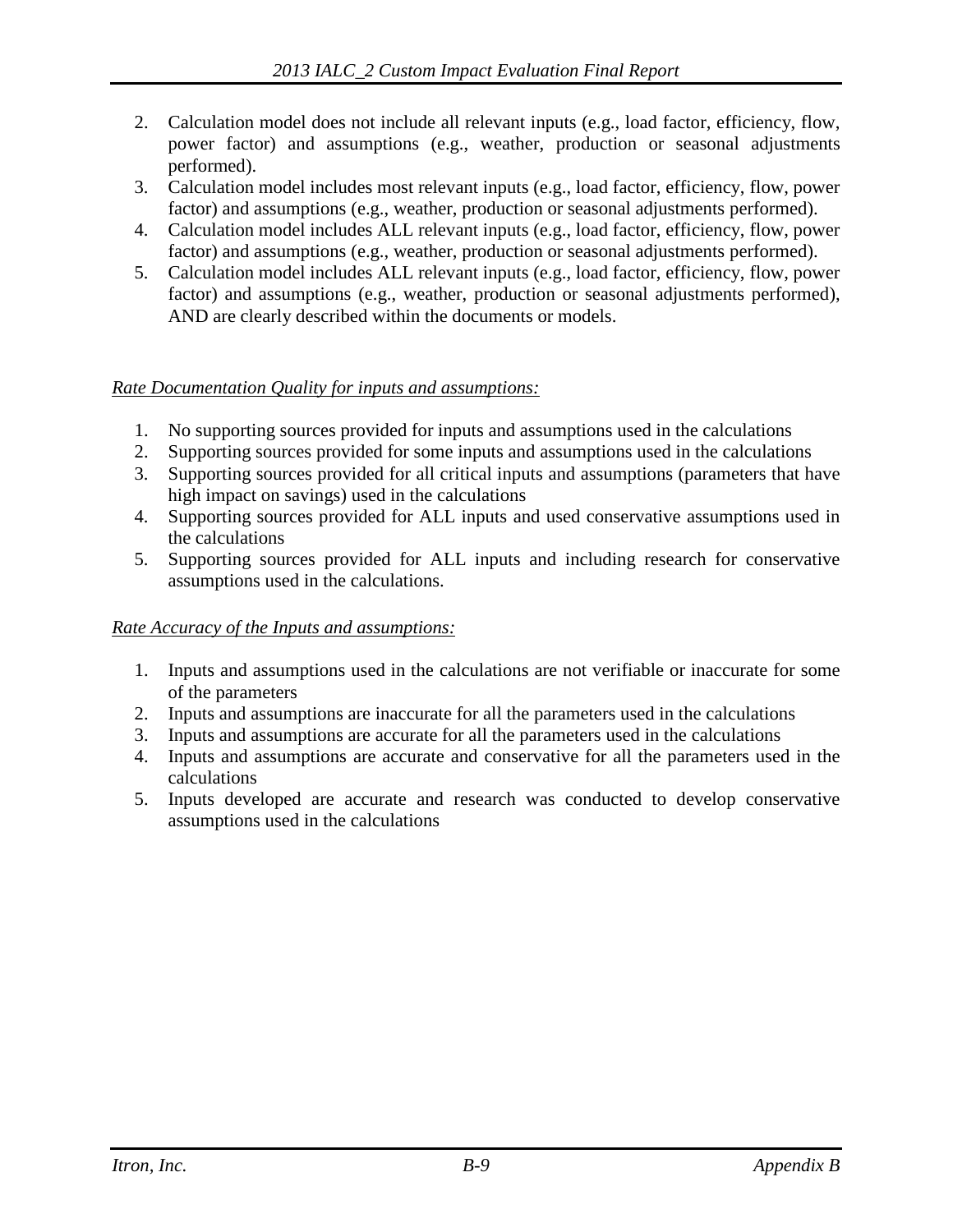2. Calculation model does not include all relevant inputs (e.g., load factor, efficiency, flow, power factor) and assumptions (e.g., weather, production or seasonal adjustments performed).
3. Calculation model includes most relevant inputs (e.g., load factor, efficiency, flow, power factor) and assumptions (e.g., weather, production or seasonal adjustments performed).
4. Calculation model includes ALL relevant inputs (e.g., load factor, efficiency, flow, power factor) and assumptions (e.g., weather, production or seasonal adjustments performed).
5. Calculation model includes ALL relevant inputs (e.g., load factor, efficiency, flow, power factor) and assumptions (e.g., weather, production or seasonal adjustments performed), AND are clearly described within the documents or models.

*Rate Documentation Quality for inputs and assumptions:*

1. No supporting sources provided for inputs and assumptions used in the calculations
2. Supporting sources provided for some inputs and assumptions used in the calculations
3. Supporting sources provided for all critical inputs and assumptions (parameters that have high impact on savings) used in the calculations
4. Supporting sources provided for ALL inputs and used conservative assumptions used in the calculations
5. Supporting sources provided for ALL inputs and including research for conservative assumptions used in the calculations.

*Rate Accuracy of the Inputs and assumptions:*

1. Inputs and assumptions used in the calculations are not verifiable or inaccurate for some of the parameters
2. Inputs and assumptions are inaccurate for all the parameters used in the calculations
3. Inputs and assumptions are accurate for all the parameters used in the calculations
4. Inputs and assumptions are accurate and conservative for all the parameters used in the calculations
5. Inputs developed are accurate and research was conducted to develop conservative assumptions used in the calculations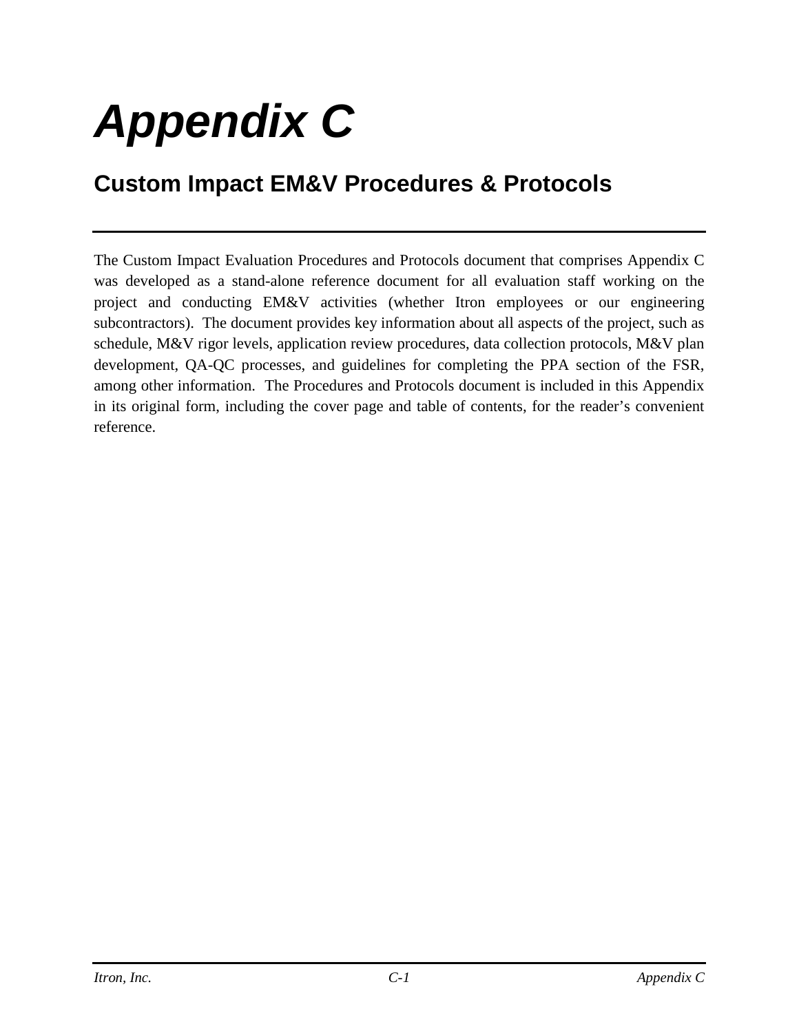# Appendix C

## Custom Impact EM&V Procedures & Protocols

The Custom Impact Evaluation Procedures and Protocols document that comprises Appendix C was developed as a stand-alone reference document for all evaluation staff working on the project and conducting EM&V activities (whether Itron employees or our engineering subcontractors). The document provides key information about all aspects of the project, such as schedule, M&V rigor levels, application review procedures, data collection protocols, M&V plan development, QA-QC processes, and guidelines for completing the PPA section of the FSR, among other information. The Procedures and Protocols document is included in this Appendix in its original form, including the cover page and table of contents, for the reader's convenient reference.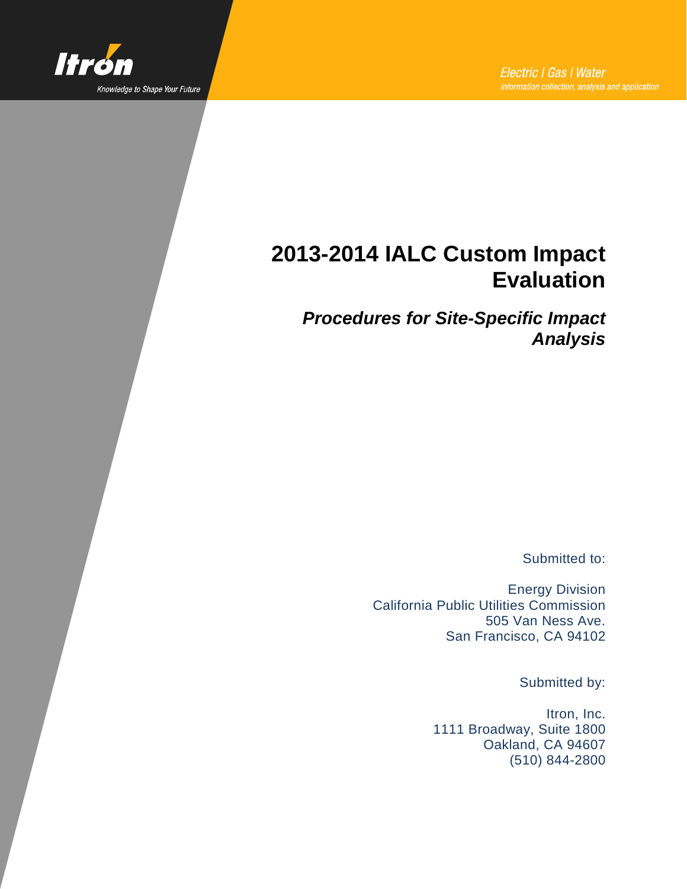Itron

Knowledge to Shape Your Future

Electric | Gas | Water
information collection, analysis and application

# 2013-2014 IALC Custom Impact Evaluation

## *Procedures for Site-Specific Impact Analysis*

Submitted to:

Energy Division
California Public Utilities Commission
505 Van Ness Ave.
San Francisco, CA 94102

Submitted by:

Itron, Inc.
1111 Broadway, Suite 1800
Oakland, CA 94607
(510) 844-2800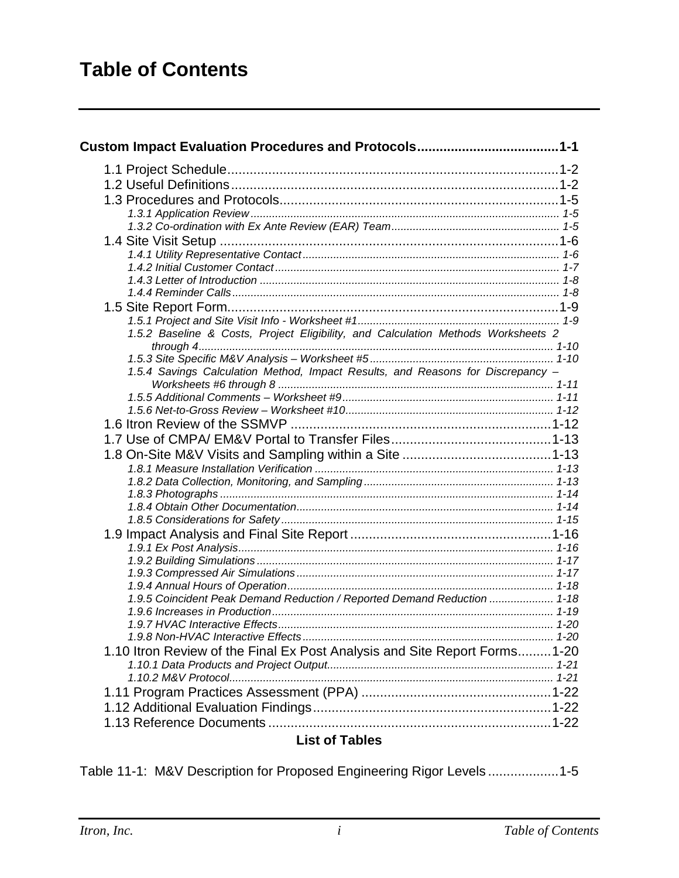# Table of Contents

**Custom Impact Evaluation Procedures and Protocols ..................................... 1-1**

- 1.1 Project Schedule ........................................................................................ 1-2
- 1.2 Useful Definitions ........................................................................................ 1-2
- 1.3 Procedures and Protocols ........................................................................... 1-5
  - *1.3.1 Application Review ................................................................................................... 1-5*
  - *1.3.2 Co-ordination with Ex Ante Review (EAR) Team ...................................................... 1-5*
- 1.4 Site Visit Setup ........................................................................................... 1-6
  - *1.4.1 Utility Representative Contact .................................................................................. 1-6*
  - *1.4.2 Initial Customer Contact ............................................................................................ 1-7*
  - *1.4.3 Letter of Introduction ................................................................................................ 1-8*
  - *1.4.4 Reminder Calls .......................................................................................................... 1-8*
- 1.5 Site Report Form ......................................................................................... 1-9
  - *1.5.1 Project and Site Visit Info - Worksheet #1 ................................................................. 1-9*
  - *1.5.2 Baseline & Costs, Project Eligibility, and Calculation Methods Worksheets 2 through 4 ..................................................................................................................... 1-10*
  - *1.5.3 Site Specific M&V Analysis – Worksheet #5 ............................................................ 1-10*
  - *1.5.4 Savings Calculation Method, Impact Results, and Reasons for Discrepancy – Worksheets #6 through 8 ......................................................................................... 1-11*
  - *1.5.5 Additional Comments – Worksheet #9 ..................................................................... 1-11*
  - *1.5.6 Net-to-Gross Review – Worksheet #10 .................................................................... 1-12*
- 1.6 Itron Review of the SSMVP ....................................................................... 1-12
- 1.7 Use of CMPA/ EM&V Portal to Transfer Files ........................................... 1-13
- 1.8 On-Site M&V Visits and Sampling within a Site ......................................... 1-13
  - *1.8.1 Measure Installation Verification ............................................................................. 1-13*
  - *1.8.2 Data Collection, Monitoring, and Sampling ............................................................. 1-13*
  - *1.8.3 Photographs ............................................................................................................ 1-14*
  - *1.8.4 Obtain Other Documentation ................................................................................... 1-14*
  - *1.8.5 Considerations for Safety ........................................................................................ 1-15*
- 1.9 Impact Analysis and Final Site Report ....................................................... 1-16
  - *1.9.1 Ex Post Analysis ...................................................................................................... 1-16*
  - *1.9.2 Building Simulations ................................................................................................ 1-17*
  - *1.9.3 Compressed Air Simulations ................................................................................... 1-17*
  - *1.9.4 Annual Hours of Operation ...................................................................................... 1-18*
  - *1.9.5 Coincident Peak Demand Reduction / Reported Demand Reduction ..................... 1-18*
  - *1.9.6 Increases in Production ........................................................................................... 1-19*
  - *1.9.7 HVAC Interactive Effects ......................................................................................... 1-20*
  - *1.9.8 Non-HVAC Interactive Effects ................................................................................. 1-20*
- 1.10 Itron Review of the Final Ex Post Analysis and Site Report Forms ......... 1-20
  - *1.10.1 Data Products and Project Output ......................................................................... 1-21*
  - *1.10.2 M&V Protocol ......................................................................................................... 1-21*
- 1.11 Program Practices Assessment (PPA) .................................................... 1-22
- 1.12 Additional Evaluation Findings ................................................................. 1-22
- 1.13 Reference Documents ............................................................................. 1-22

**List of Tables**

Table 11-1: M&V Description for Proposed Engineering Rigor Levels ................... 1-5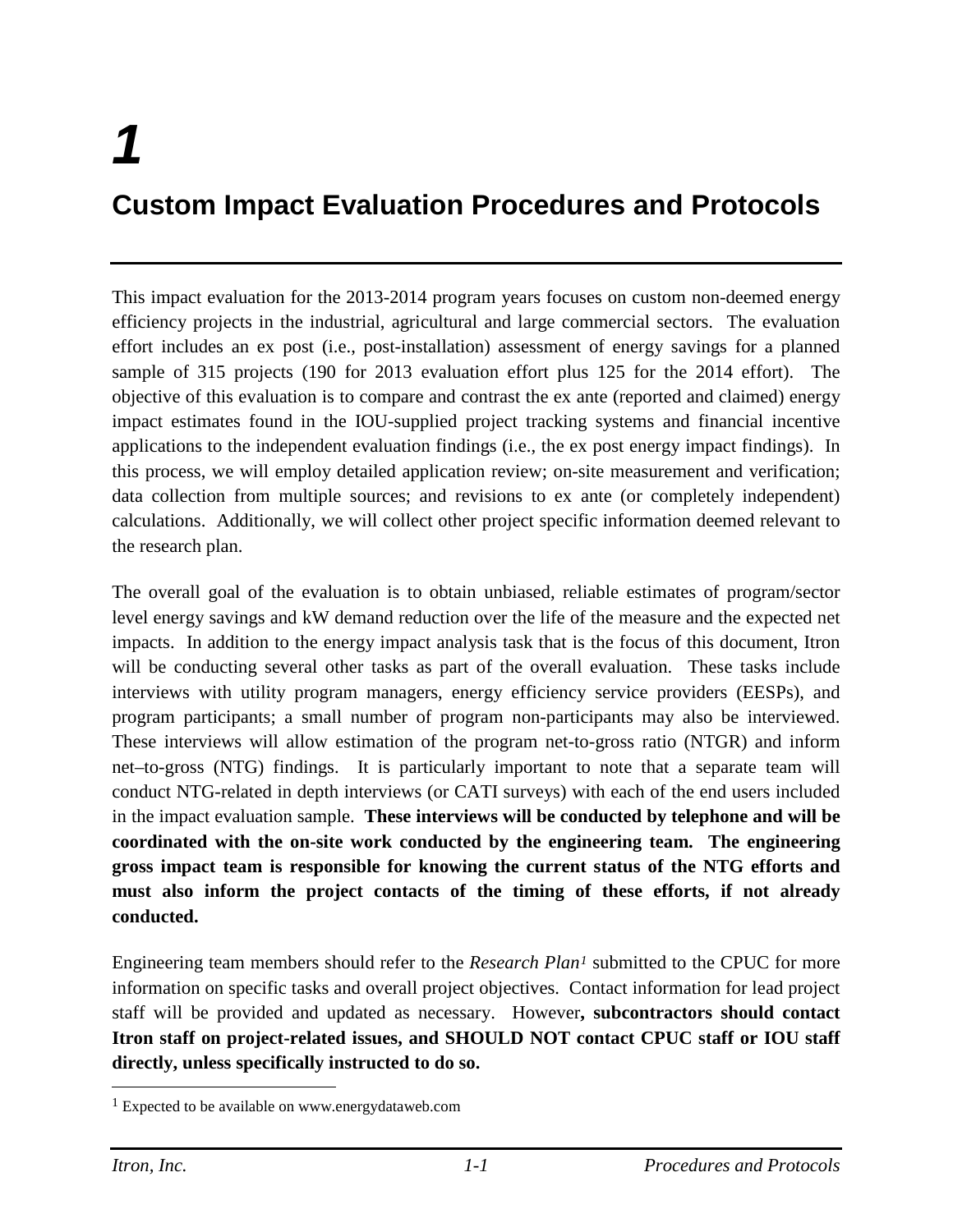# 1

# Custom Impact Evaluation Procedures and Protocols

This impact evaluation for the 2013-2014 program years focuses on custom non-deemed energy efficiency projects in the industrial, agricultural and large commercial sectors. The evaluation effort includes an ex post (i.e., post-installation) assessment of energy savings for a planned sample of 315 projects (190 for 2013 evaluation effort plus 125 for the 2014 effort). The objective of this evaluation is to compare and contrast the ex ante (reported and claimed) energy impact estimates found in the IOU-supplied project tracking systems and financial incentive applications to the independent evaluation findings (i.e., the ex post energy impact findings). In this process, we will employ detailed application review; on-site measurement and verification; data collection from multiple sources; and revisions to ex ante (or completely independent) calculations. Additionally, we will collect other project specific information deemed relevant to the research plan.

The overall goal of the evaluation is to obtain unbiased, reliable estimates of program/sector level energy savings and kW demand reduction over the life of the measure and the expected net impacts. In addition to the energy impact analysis task that is the focus of this document, Itron will be conducting several other tasks as part of the overall evaluation. These tasks include interviews with utility program managers, energy efficiency service providers (EESPs), and program participants; a small number of program non-participants may also be interviewed. These interviews will allow estimation of the program net-to-gross ratio (NTGR) and inform net–to-gross (NTG) findings. It is particularly important to note that a separate team will conduct NTG-related in depth interviews (or CATI surveys) with each of the end users included in the impact evaluation sample. **These interviews will be conducted by telephone and will be coordinated with the on-site work conducted by the engineering team. The engineering gross impact team is responsible for knowing the current status of the NTG efforts and must also inform the project contacts of the timing of these efforts, if not already conducted.**

Engineering team members should refer to the *Research Plan*[1] submitted to the CPUC for more information on specific tasks and overall project objectives. Contact information for lead project staff will be provided and updated as necessary. However**, subcontractors should contact Itron staff on project-related issues, and SHOULD NOT contact CPUC staff or IOU staff directly, unless specifically instructed to do so.**

[1] Expected to be available on www.energydataweb.com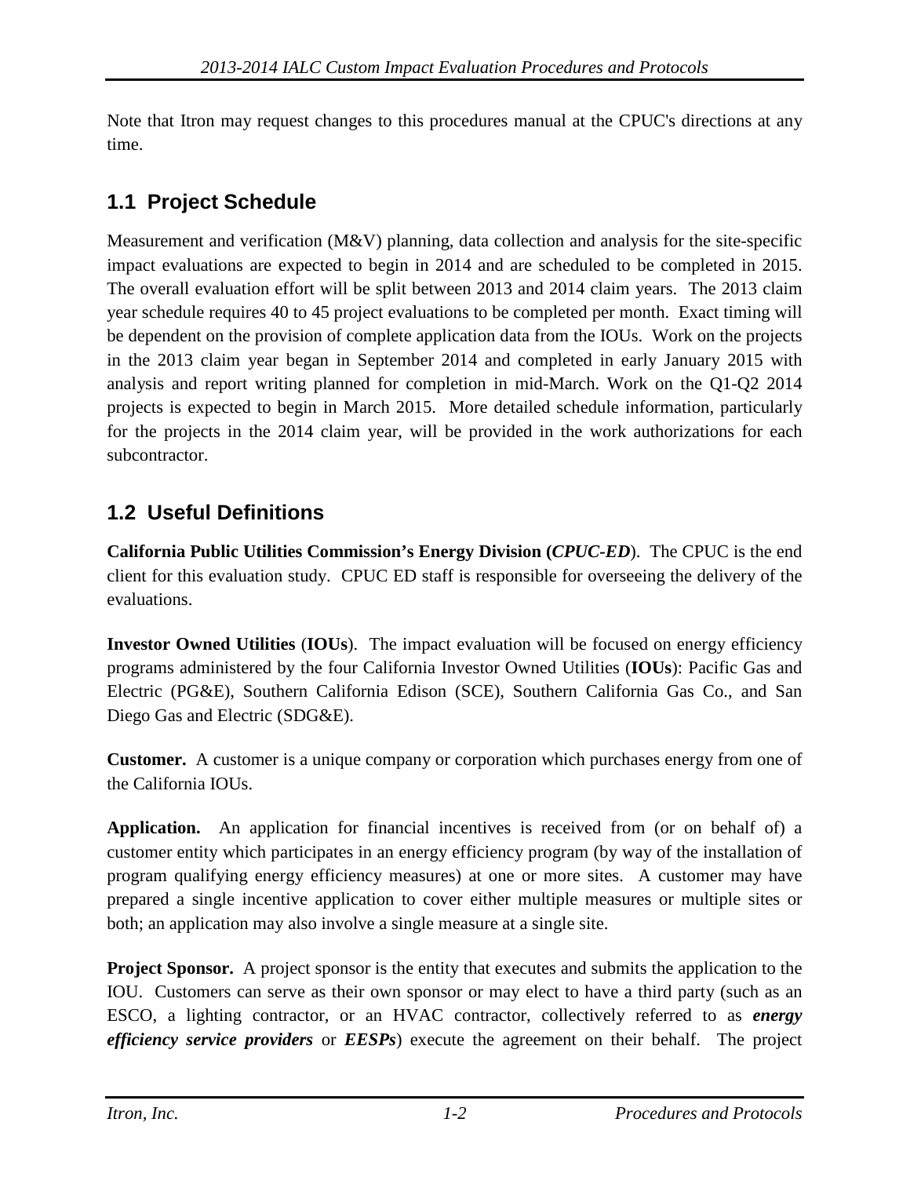Note that Itron may request changes to this procedures manual at the CPUC's directions at any time.

## 1.1 Project Schedule

Measurement and verification (M&V) planning, data collection and analysis for the site-specific impact evaluations are expected to begin in 2014 and are scheduled to be completed in 2015. The overall evaluation effort will be split between 2013 and 2014 claim years. The 2013 claim year schedule requires 40 to 45 project evaluations to be completed per month. Exact timing will be dependent on the provision of complete application data from the IOUs. Work on the projects in the 2013 claim year began in September 2014 and completed in early January 2015 with analysis and report writing planned for completion in mid-March. Work on the Q1-Q2 2014 projects is expected to begin in March 2015. More detailed schedule information, particularly for the projects in the 2014 claim year, will be provided in the work authorizations for each subcontractor.

## 1.2 Useful Definitions

**California Public Utilities Commission's Energy Division (*CPUC-ED*)**. The CPUC is the end client for this evaluation study. CPUC ED staff is responsible for overseeing the delivery of the evaluations.

**Investor Owned Utilities** (**IOUs**). The impact evaluation will be focused on energy efficiency programs administered by the four California Investor Owned Utilities (**IOUs**): Pacific Gas and Electric (PG&E), Southern California Edison (SCE), Southern California Gas Co., and San Diego Gas and Electric (SDG&E).

**Customer.** A customer is a unique company or corporation which purchases energy from one of the California IOUs.

**Application.** An application for financial incentives is received from (or on behalf of) a customer entity which participates in an energy efficiency program (by way of the installation of program qualifying energy efficiency measures) at one or more sites. A customer may have prepared a single incentive application to cover either multiple measures or multiple sites or both; an application may also involve a single measure at a single site.

**Project Sponsor.** A project sponsor is the entity that executes and submits the application to the IOU. Customers can serve as their own sponsor or may elect to have a third party (such as an ESCO, a lighting contractor, or an HVAC contractor, collectively referred to as ***energy efficiency service providers*** or ***EESPs***) execute the agreement on their behalf. The project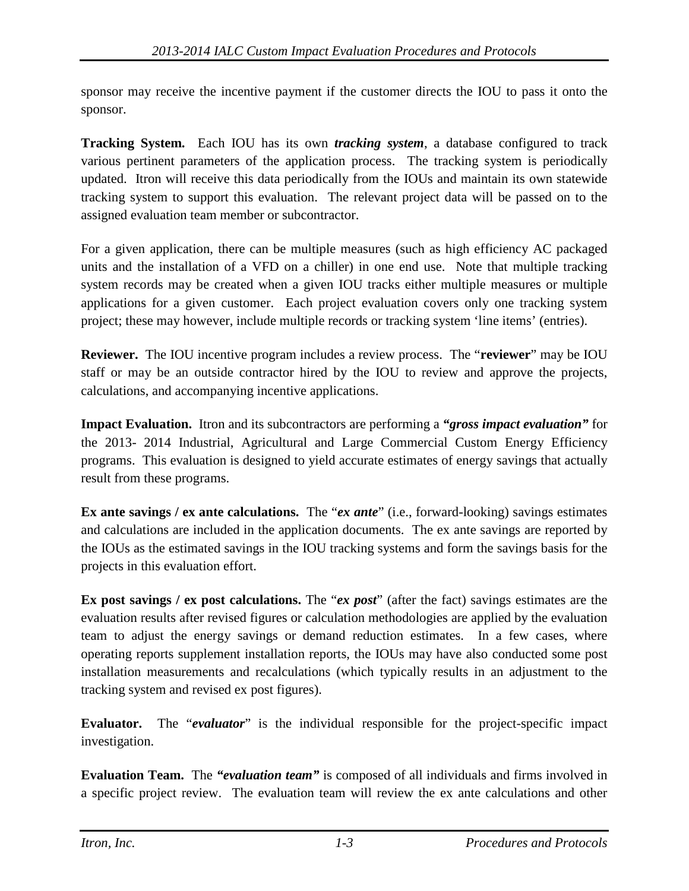sponsor may receive the incentive payment if the customer directs the IOU to pass it onto the sponsor.

**Tracking System.** Each IOU has its own ***tracking system***, a database configured to track various pertinent parameters of the application process. The tracking system is periodically updated. Itron will receive this data periodically from the IOUs and maintain its own statewide tracking system to support this evaluation. The relevant project data will be passed on to the assigned evaluation team member or subcontractor.

For a given application, there can be multiple measures (such as high efficiency AC packaged units and the installation of a VFD on a chiller) in one end use. Note that multiple tracking system records may be created when a given IOU tracks either multiple measures or multiple applications for a given customer. Each project evaluation covers only one tracking system project; these may however, include multiple records or tracking system 'line items' (entries).

**Reviewer.** The IOU incentive program includes a review process. The "**reviewer**" may be IOU staff or may be an outside contractor hired by the IOU to review and approve the projects, calculations, and accompanying incentive applications.

**Impact Evaluation.** Itron and its subcontractors are performing a ***"gross impact evaluation"*** for the 2013- 2014 Industrial, Agricultural and Large Commercial Custom Energy Efficiency programs. This evaluation is designed to yield accurate estimates of energy savings that actually result from these programs.

**Ex ante savings / ex ante calculations.** The "***ex ante***" (i.e., forward-looking) savings estimates and calculations are included in the application documents. The ex ante savings are reported by the IOUs as the estimated savings in the IOU tracking systems and form the savings basis for the projects in this evaluation effort.

**Ex post savings / ex post calculations.** The "***ex post***" (after the fact) savings estimates are the evaluation results after revised figures or calculation methodologies are applied by the evaluation team to adjust the energy savings or demand reduction estimates. In a few cases, where operating reports supplement installation reports, the IOUs may have also conducted some post installation measurements and recalculations (which typically results in an adjustment to the tracking system and revised ex post figures).

**Evaluator.** The "***evaluator***" is the individual responsible for the project-specific impact investigation.

**Evaluation Team.** The ***"evaluation team"*** is composed of all individuals and firms involved in a specific project review. The evaluation team will review the ex ante calculations and other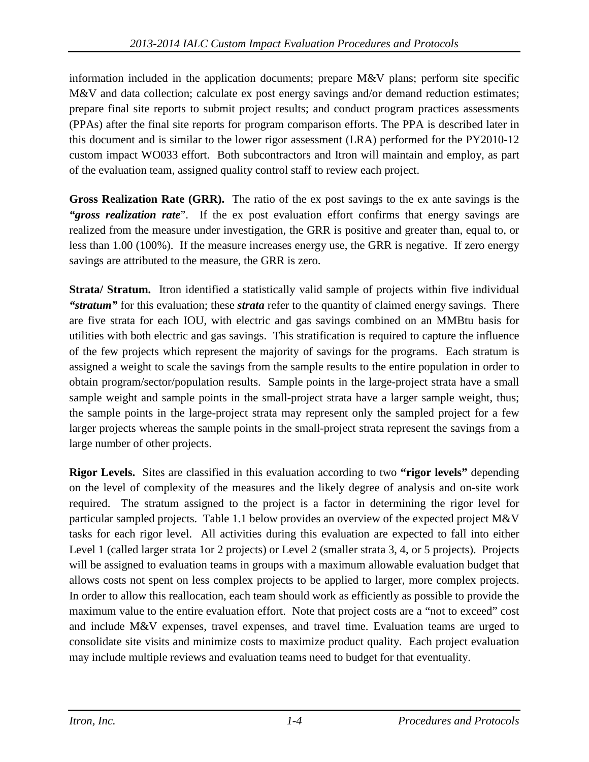information included in the application documents; prepare M&V plans; perform site specific M&V and data collection; calculate ex post energy savings and/or demand reduction estimates; prepare final site reports to submit project results; and conduct program practices assessments (PPAs) after the final site reports for program comparison efforts. The PPA is described later in this document and is similar to the lower rigor assessment (LRA) performed for the PY2010-12 custom impact WO033 effort. Both subcontractors and Itron will maintain and employ, as part of the evaluation team, assigned quality control staff to review each project.

**Gross Realization Rate (GRR).** The ratio of the ex post savings to the ex ante savings is the ***"gross realization rate***". If the ex post evaluation effort confirms that energy savings are realized from the measure under investigation, the GRR is positive and greater than, equal to, or less than 1.00 (100%). If the measure increases energy use, the GRR is negative. If zero energy savings are attributed to the measure, the GRR is zero.

**Strata/ Stratum.** Itron identified a statistically valid sample of projects within five individual ***"stratum"*** for this evaluation; these ***strata*** refer to the quantity of claimed energy savings. There are five strata for each IOU, with electric and gas savings combined on an MMBtu basis for utilities with both electric and gas savings. This stratification is required to capture the influence of the few projects which represent the majority of savings for the programs. Each stratum is assigned a weight to scale the savings from the sample results to the entire population in order to obtain program/sector/population results. Sample points in the large-project strata have a small sample weight and sample points in the small-project strata have a larger sample weight, thus; the sample points in the large-project strata may represent only the sampled project for a few larger projects whereas the sample points in the small-project strata represent the savings from a large number of other projects.

**Rigor Levels.** Sites are classified in this evaluation according to two **"rigor levels"** depending on the level of complexity of the measures and the likely degree of analysis and on-site work required. The stratum assigned to the project is a factor in determining the rigor level for particular sampled projects. Table 1.1 below provides an overview of the expected project M&V tasks for each rigor level. All activities during this evaluation are expected to fall into either Level 1 (called larger strata 1or 2 projects) or Level 2 (smaller strata 3, 4, or 5 projects). Projects will be assigned to evaluation teams in groups with a maximum allowable evaluation budget that allows costs not spent on less complex projects to be applied to larger, more complex projects. In order to allow this reallocation, each team should work as efficiently as possible to provide the maximum value to the entire evaluation effort. Note that project costs are a "not to exceed" cost and include M&V expenses, travel expenses, and travel time. Evaluation teams are urged to consolidate site visits and minimize costs to maximize product quality. Each project evaluation may include multiple reviews and evaluation teams need to budget for that eventuality.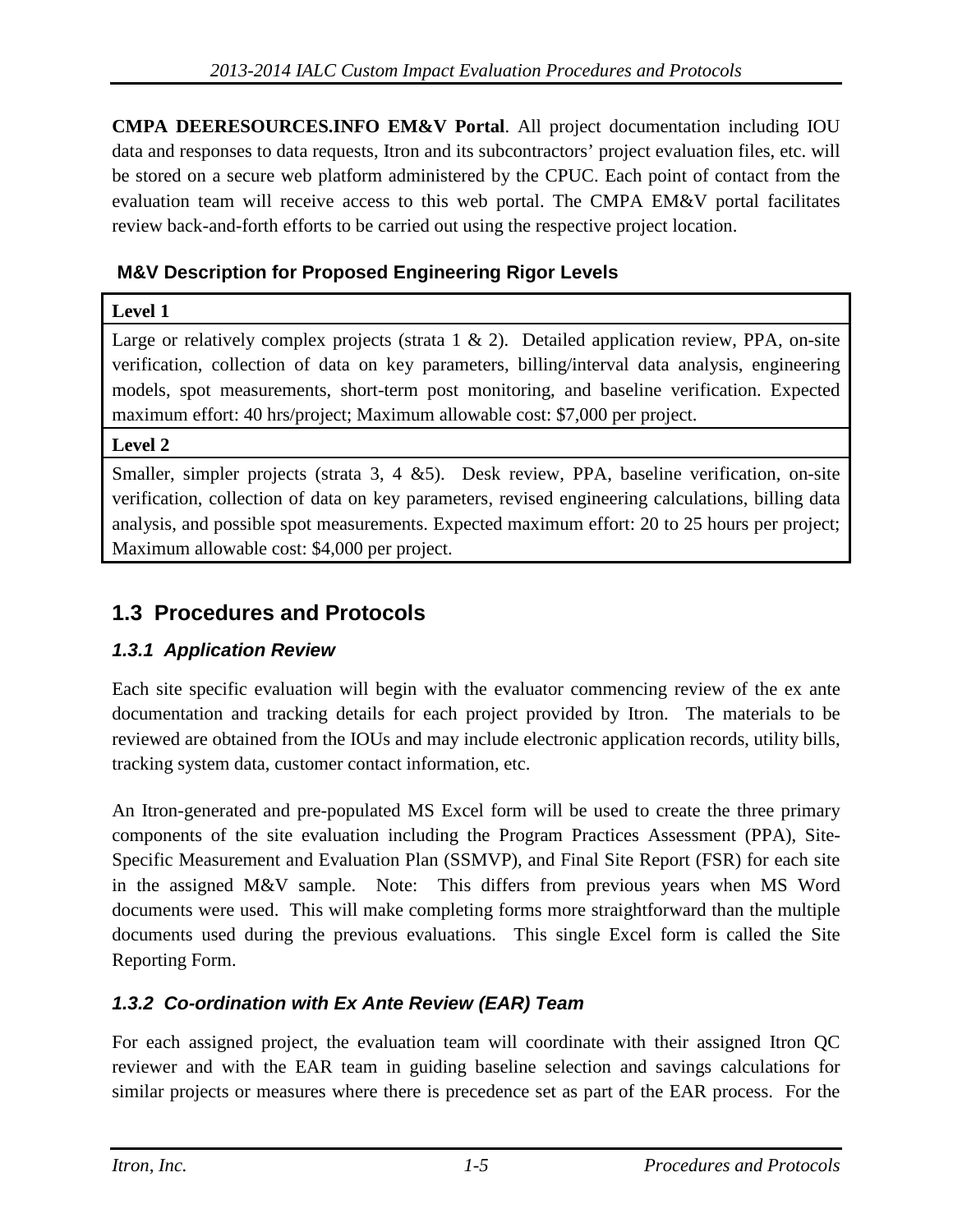**CMPA DEERESOURCES.INFO EM&V Portal**. All project documentation including IOU data and responses to data requests, Itron and its subcontractors' project evaluation files, etc. will be stored on a secure web platform administered by the CPUC. Each point of contact from the evaluation team will receive access to this web portal. The CMPA EM&V portal facilitates review back-and-forth efforts to be carried out using the respective project location.

**M&V Description for Proposed Engineering Rigor Levels**

| **Level 1** |
|---|
| Large or relatively complex projects (strata 1 & 2). Detailed application review, PPA, on-site verification, collection of data on key parameters, billing/interval data analysis, engineering models, spot measurements, short-term post monitoring, and baseline verification. Expected maximum effort: 40 hrs/project; Maximum allowable cost: $7,000 per project. |
| **Level 2** |
| Smaller, simpler projects (strata 3, 4 &5). Desk review, PPA, baseline verification, on-site verification, collection of data on key parameters, revised engineering calculations, billing data analysis, and possible spot measurements. Expected maximum effort: 20 to 25 hours per project; Maximum allowable cost: $4,000 per project. |

## 1.3 Procedures and Protocols

### *1.3.1 Application Review*

Each site specific evaluation will begin with the evaluator commencing review of the ex ante documentation and tracking details for each project provided by Itron. The materials to be reviewed are obtained from the IOUs and may include electronic application records, utility bills, tracking system data, customer contact information, etc.

An Itron-generated and pre-populated MS Excel form will be used to create the three primary components of the site evaluation including the Program Practices Assessment (PPA), Site-Specific Measurement and Evaluation Plan (SSMVP), and Final Site Report (FSR) for each site in the assigned M&V sample. Note: This differs from previous years when MS Word documents were used. This will make completing forms more straightforward than the multiple documents used during the previous evaluations. This single Excel form is called the Site Reporting Form.

### *1.3.2 Co-ordination with Ex Ante Review (EAR) Team*

For each assigned project, the evaluation team will coordinate with their assigned Itron QC reviewer and with the EAR team in guiding baseline selection and savings calculations for similar projects or measures where there is precedence set as part of the EAR process. For the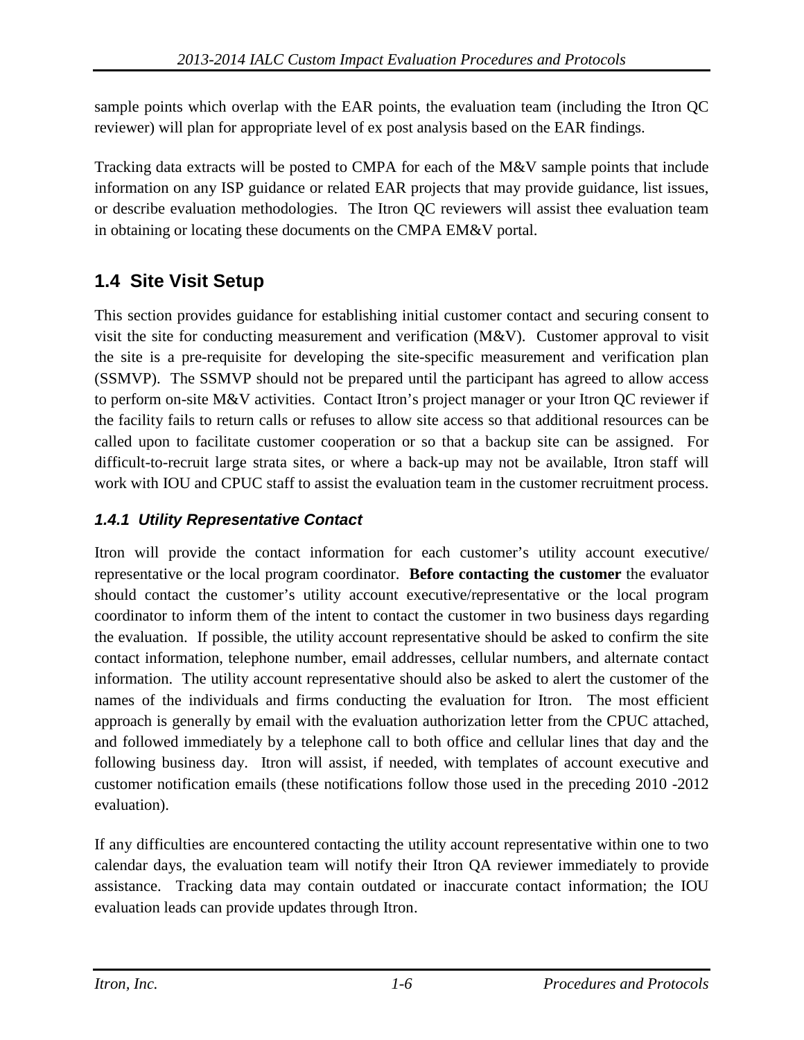sample points which overlap with the EAR points, the evaluation team (including the Itron QC reviewer) will plan for appropriate level of ex post analysis based on the EAR findings.

Tracking data extracts will be posted to CMPA for each of the M&V sample points that include information on any ISP guidance or related EAR projects that may provide guidance, list issues, or describe evaluation methodologies. The Itron QC reviewers will assist thee evaluation team in obtaining or locating these documents on the CMPA EM&V portal.

## 1.4 Site Visit Setup

This section provides guidance for establishing initial customer contact and securing consent to visit the site for conducting measurement and verification (M&V). Customer approval to visit the site is a pre-requisite for developing the site-specific measurement and verification plan (SSMVP). The SSMVP should not be prepared until the participant has agreed to allow access to perform on-site M&V activities. Contact Itron's project manager or your Itron QC reviewer if the facility fails to return calls or refuses to allow site access so that additional resources can be called upon to facilitate customer cooperation or so that a backup site can be assigned. For difficult-to-recruit large strata sites, or where a back-up may not be available, Itron staff will work with IOU and CPUC staff to assist the evaluation team in the customer recruitment process.

### *1.4.1 Utility Representative Contact*

Itron will provide the contact information for each customer's utility account executive/ representative or the local program coordinator. **Before contacting the customer** the evaluator should contact the customer's utility account executive/representative or the local program coordinator to inform them of the intent to contact the customer in two business days regarding the evaluation. If possible, the utility account representative should be asked to confirm the site contact information, telephone number, email addresses, cellular numbers, and alternate contact information. The utility account representative should also be asked to alert the customer of the names of the individuals and firms conducting the evaluation for Itron. The most efficient approach is generally by email with the evaluation authorization letter from the CPUC attached, and followed immediately by a telephone call to both office and cellular lines that day and the following business day. Itron will assist, if needed, with templates of account executive and customer notification emails (these notifications follow those used in the preceding 2010 -2012 evaluation).

If any difficulties are encountered contacting the utility account representative within one to two calendar days, the evaluation team will notify their Itron QA reviewer immediately to provide assistance. Tracking data may contain outdated or inaccurate contact information; the IOU evaluation leads can provide updates through Itron.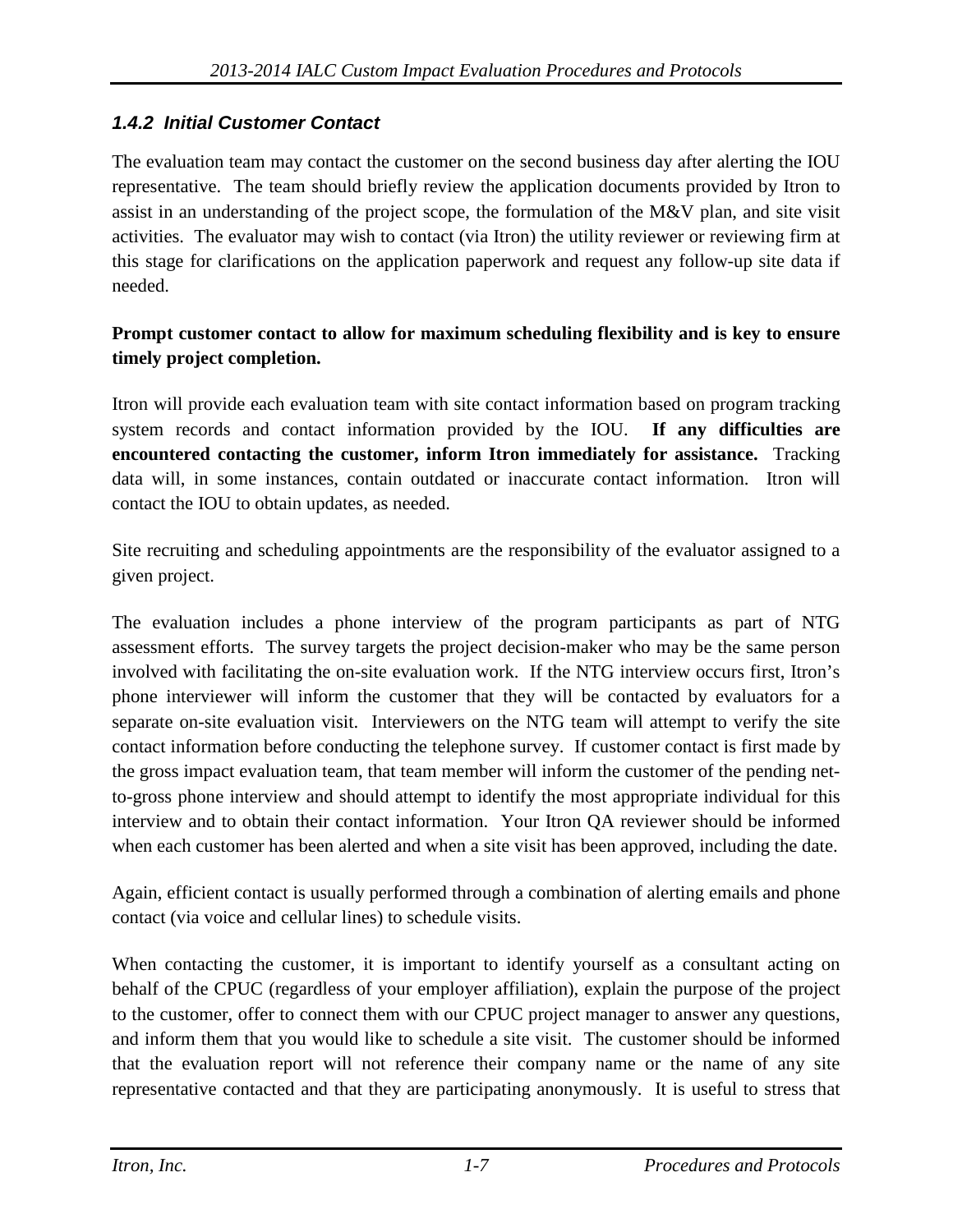### *1.4.2 Initial Customer Contact*

The evaluation team may contact the customer on the second business day after alerting the IOU representative. The team should briefly review the application documents provided by Itron to assist in an understanding of the project scope, the formulation of the M&V plan, and site visit activities. The evaluator may wish to contact (via Itron) the utility reviewer or reviewing firm at this stage for clarifications on the application paperwork and request any follow-up site data if needed.

**Prompt customer contact to allow for maximum scheduling flexibility and is key to ensure timely project completion.**

Itron will provide each evaluation team with site contact information based on program tracking system records and contact information provided by the IOU. **If any difficulties are encountered contacting the customer, inform Itron immediately for assistance.** Tracking data will, in some instances, contain outdated or inaccurate contact information. Itron will contact the IOU to obtain updates, as needed.

Site recruiting and scheduling appointments are the responsibility of the evaluator assigned to a given project.

The evaluation includes a phone interview of the program participants as part of NTG assessment efforts. The survey targets the project decision-maker who may be the same person involved with facilitating the on-site evaluation work. If the NTG interview occurs first, Itron's phone interviewer will inform the customer that they will be contacted by evaluators for a separate on-site evaluation visit. Interviewers on the NTG team will attempt to verify the site contact information before conducting the telephone survey. If customer contact is first made by the gross impact evaluation team, that team member will inform the customer of the pending net-to-gross phone interview and should attempt to identify the most appropriate individual for this interview and to obtain their contact information. Your Itron QA reviewer should be informed when each customer has been alerted and when a site visit has been approved, including the date.

Again, efficient contact is usually performed through a combination of alerting emails and phone contact (via voice and cellular lines) to schedule visits.

When contacting the customer, it is important to identify yourself as a consultant acting on behalf of the CPUC (regardless of your employer affiliation), explain the purpose of the project to the customer, offer to connect them with our CPUC project manager to answer any questions, and inform them that you would like to schedule a site visit. The customer should be informed that the evaluation report will not reference their company name or the name of any site representative contacted and that they are participating anonymously. It is useful to stress that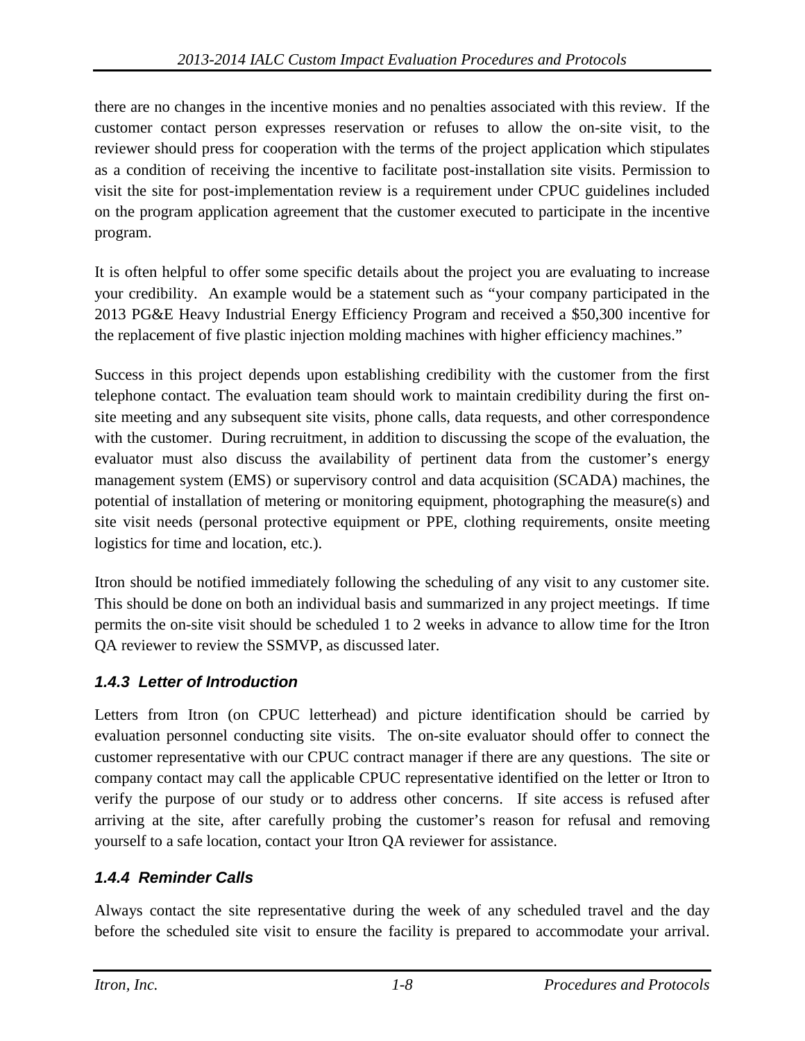there are no changes in the incentive monies and no penalties associated with this review. If the customer contact person expresses reservation or refuses to allow the on-site visit, to the reviewer should press for cooperation with the terms of the project application which stipulates as a condition of receiving the incentive to facilitate post-installation site visits. Permission to visit the site for post-implementation review is a requirement under CPUC guidelines included on the program application agreement that the customer executed to participate in the incentive program.

It is often helpful to offer some specific details about the project you are evaluating to increase your credibility. An example would be a statement such as "your company participated in the 2013 PG&E Heavy Industrial Energy Efficiency Program and received a $50,300 incentive for the replacement of five plastic injection molding machines with higher efficiency machines."

Success in this project depends upon establishing credibility with the customer from the first telephone contact. The evaluation team should work to maintain credibility during the first on-site meeting and any subsequent site visits, phone calls, data requests, and other correspondence with the customer. During recruitment, in addition to discussing the scope of the evaluation, the evaluator must also discuss the availability of pertinent data from the customer's energy management system (EMS) or supervisory control and data acquisition (SCADA) machines, the potential of installation of metering or monitoring equipment, photographing the measure(s) and site visit needs (personal protective equipment or PPE, clothing requirements, onsite meeting logistics for time and location, etc.).

Itron should be notified immediately following the scheduling of any visit to any customer site. This should be done on both an individual basis and summarized in any project meetings. If time permits the on-site visit should be scheduled 1 to 2 weeks in advance to allow time for the Itron QA reviewer to review the SSMVP, as discussed later.

### *1.4.3 Letter of Introduction*

Letters from Itron (on CPUC letterhead) and picture identification should be carried by evaluation personnel conducting site visits. The on-site evaluator should offer to connect the customer representative with our CPUC contract manager if there are any questions. The site or company contact may call the applicable CPUC representative identified on the letter or Itron to verify the purpose of our study or to address other concerns. If site access is refused after arriving at the site, after carefully probing the customer's reason for refusal and removing yourself to a safe location, contact your Itron QA reviewer for assistance.

### *1.4.4 Reminder Calls*

Always contact the site representative during the week of any scheduled travel and the day before the scheduled site visit to ensure the facility is prepared to accommodate your arrival.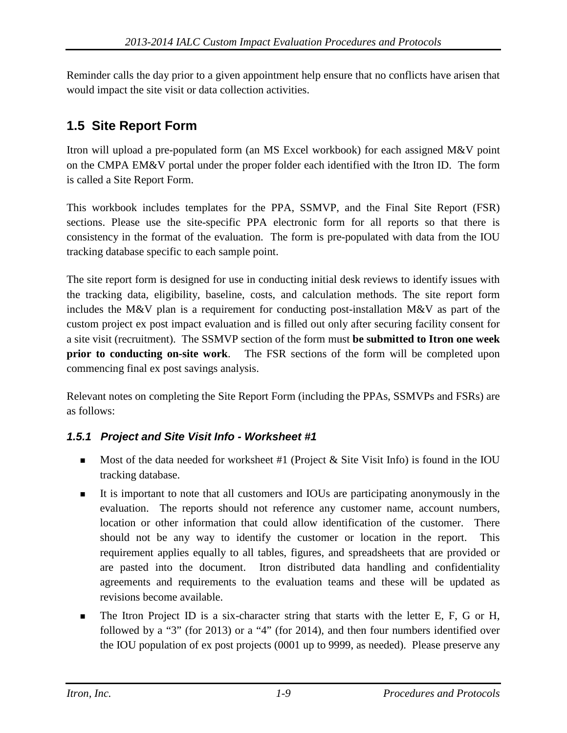Reminder calls the day prior to a given appointment help ensure that no conflicts have arisen that would impact the site visit or data collection activities.

## 1.5 Site Report Form

Itron will upload a pre-populated form (an MS Excel workbook) for each assigned M&V point on the CMPA EM&V portal under the proper folder each identified with the Itron ID. The form is called a Site Report Form.

This workbook includes templates for the PPA, SSMVP, and the Final Site Report (FSR) sections. Please use the site-specific PPA electronic form for all reports so that there is consistency in the format of the evaluation. The form is pre-populated with data from the IOU tracking database specific to each sample point.

The site report form is designed for use in conducting initial desk reviews to identify issues with the tracking data, eligibility, baseline, costs, and calculation methods. The site report form includes the M&V plan is a requirement for conducting post-installation M&V as part of the custom project ex post impact evaluation and is filled out only after securing facility consent for a site visit (recruitment). The SSMVP section of the form must **be submitted to Itron one week prior to conducting on-site work**. The FSR sections of the form will be completed upon commencing final ex post savings analysis.

Relevant notes on completing the Site Report Form (including the PPAs, SSMVPs and FSRs) are as follows:

### 1.5.1 Project and Site Visit Info - Worksheet #1

- Most of the data needed for worksheet #1 (Project & Site Visit Info) is found in the IOU tracking database.
- It is important to note that all customers and IOUs are participating anonymously in the evaluation. The reports should not reference any customer name, account numbers, location or other information that could allow identification of the customer. There should not be any way to identify the customer or location in the report. This requirement applies equally to all tables, figures, and spreadsheets that are provided or are pasted into the document. Itron distributed data handling and confidentiality agreements and requirements to the evaluation teams and these will be updated as revisions become available.
- The Itron Project ID is a six-character string that starts with the letter E, F, G or H, followed by a "3" (for 2013) or a "4" (for 2014), and then four numbers identified over the IOU population of ex post projects (0001 up to 9999, as needed). Please preserve any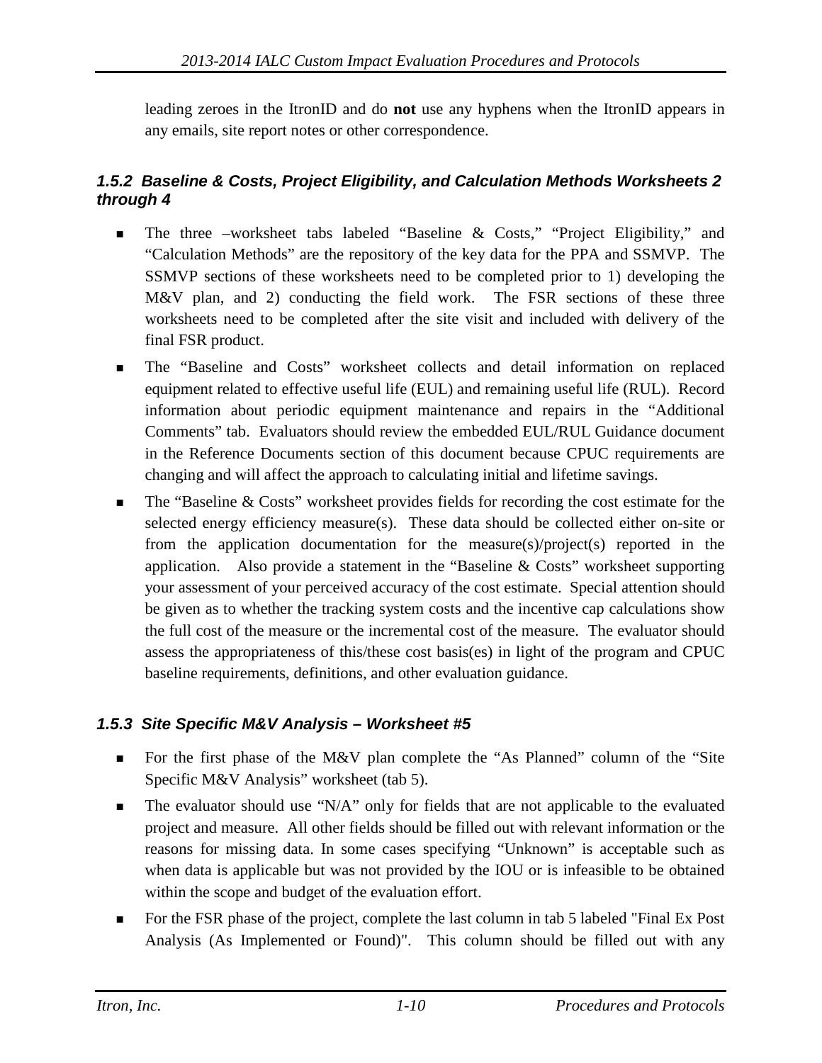leading zeroes in the ItronID and do **not** use any hyphens when the ItronID appears in any emails, site report notes or other correspondence.

### *1.5.2 Baseline & Costs, Project Eligibility, and Calculation Methods Worksheets 2 through 4*

- The three –worksheet tabs labeled "Baseline & Costs," "Project Eligibility," and "Calculation Methods" are the repository of the key data for the PPA and SSMVP. The SSMVP sections of these worksheets need to be completed prior to 1) developing the M&V plan, and 2) conducting the field work. The FSR sections of these three worksheets need to be completed after the site visit and included with delivery of the final FSR product.
- The "Baseline and Costs" worksheet collects and detail information on replaced equipment related to effective useful life (EUL) and remaining useful life (RUL). Record information about periodic equipment maintenance and repairs in the "Additional Comments" tab. Evaluators should review the embedded EUL/RUL Guidance document in the Reference Documents section of this document because CPUC requirements are changing and will affect the approach to calculating initial and lifetime savings.
- The "Baseline & Costs" worksheet provides fields for recording the cost estimate for the selected energy efficiency measure(s). These data should be collected either on-site or from the application documentation for the measure(s)/project(s) reported in the application. Also provide a statement in the "Baseline & Costs" worksheet supporting your assessment of your perceived accuracy of the cost estimate. Special attention should be given as to whether the tracking system costs and the incentive cap calculations show the full cost of the measure or the incremental cost of the measure. The evaluator should assess the appropriateness of this/these cost basis(es) in light of the program and CPUC baseline requirements, definitions, and other evaluation guidance.

### *1.5.3 Site Specific M&V Analysis – Worksheet #5*

- For the first phase of the M&V plan complete the "As Planned" column of the "Site Specific M&V Analysis" worksheet (tab 5).
- The evaluator should use "N/A" only for fields that are not applicable to the evaluated project and measure. All other fields should be filled out with relevant information or the reasons for missing data. In some cases specifying "Unknown" is acceptable such as when data is applicable but was not provided by the IOU or is infeasible to be obtained within the scope and budget of the evaluation effort.
- For the FSR phase of the project, complete the last column in tab 5 labeled "Final Ex Post Analysis (As Implemented or Found)". This column should be filled out with any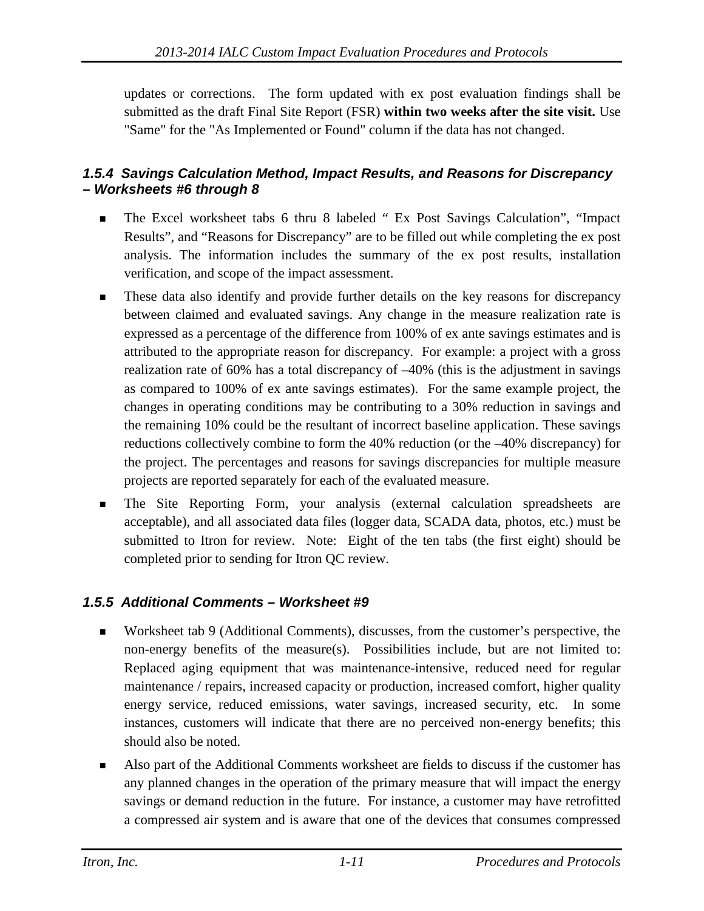updates or corrections. The form updated with ex post evaluation findings shall be submitted as the draft Final Site Report (FSR) **within two weeks after the site visit.** Use "Same" for the "As Implemented or Found" column if the data has not changed.

### *1.5.4 Savings Calculation Method, Impact Results, and Reasons for Discrepancy – Worksheets #6 through 8*

- The Excel worksheet tabs 6 thru 8 labeled " Ex Post Savings Calculation", "Impact Results", and "Reasons for Discrepancy" are to be filled out while completing the ex post analysis. The information includes the summary of the ex post results, installation verification, and scope of the impact assessment.
- These data also identify and provide further details on the key reasons for discrepancy between claimed and evaluated savings. Any change in the measure realization rate is expressed as a percentage of the difference from 100% of ex ante savings estimates and is attributed to the appropriate reason for discrepancy. For example: a project with a gross realization rate of 60% has a total discrepancy of –40% (this is the adjustment in savings as compared to 100% of ex ante savings estimates). For the same example project, the changes in operating conditions may be contributing to a 30% reduction in savings and the remaining 10% could be the resultant of incorrect baseline application. These savings reductions collectively combine to form the 40% reduction (or the –40% discrepancy) for the project. The percentages and reasons for savings discrepancies for multiple measure projects are reported separately for each of the evaluated measure.
- The Site Reporting Form, your analysis (external calculation spreadsheets are acceptable), and all associated data files (logger data, SCADA data, photos, etc.) must be submitted to Itron for review. Note: Eight of the ten tabs (the first eight) should be completed prior to sending for Itron QC review.

### *1.5.5 Additional Comments – Worksheet #9*

- Worksheet tab 9 (Additional Comments), discusses, from the customer's perspective, the non-energy benefits of the measure(s). Possibilities include, but are not limited to: Replaced aging equipment that was maintenance-intensive, reduced need for regular maintenance / repairs, increased capacity or production, increased comfort, higher quality energy service, reduced emissions, water savings, increased security, etc. In some instances, customers will indicate that there are no perceived non-energy benefits; this should also be noted.
- Also part of the Additional Comments worksheet are fields to discuss if the customer has any planned changes in the operation of the primary measure that will impact the energy savings or demand reduction in the future. For instance, a customer may have retrofitted a compressed air system and is aware that one of the devices that consumes compressed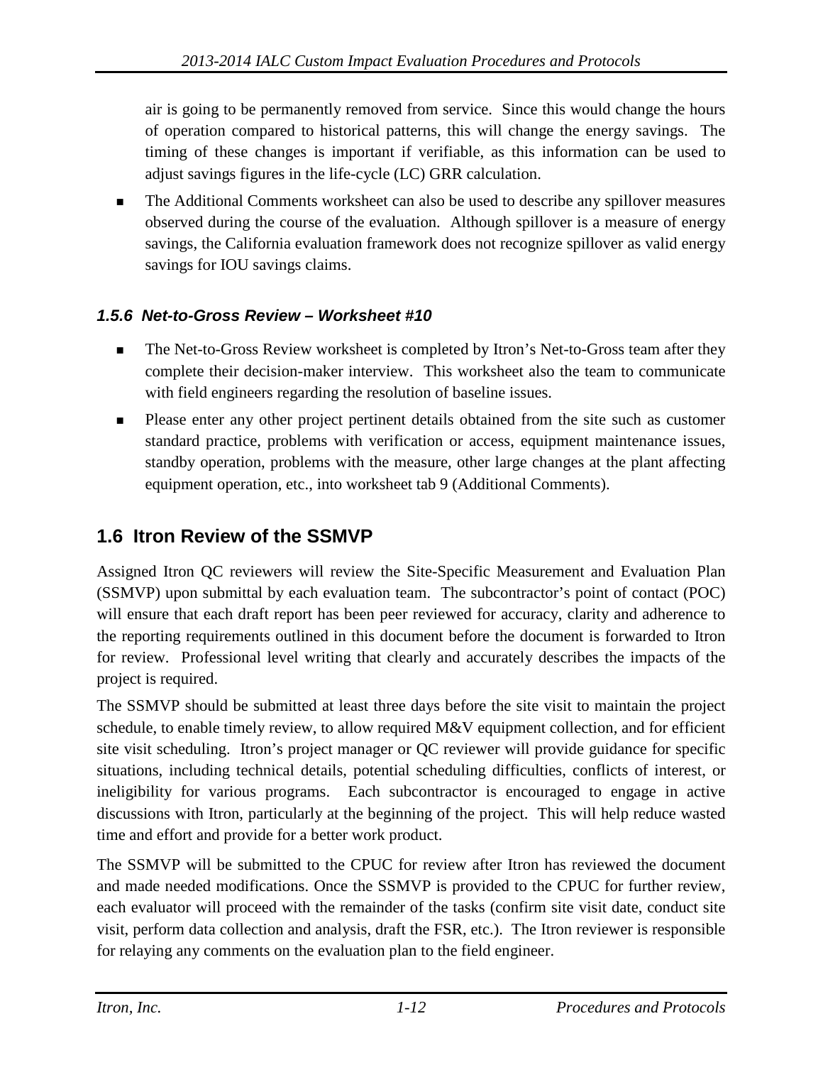air is going to be permanently removed from service. Since this would change the hours of operation compared to historical patterns, this will change the energy savings. The timing of these changes is important if verifiable, as this information can be used to adjust savings figures in the life-cycle (LC) GRR calculation.

- The Additional Comments worksheet can also be used to describe any spillover measures observed during the course of the evaluation. Although spillover is a measure of energy savings, the California evaluation framework does not recognize spillover as valid energy savings for IOU savings claims.

### *1.5.6 Net-to-Gross Review – Worksheet #10*

- The Net-to-Gross Review worksheet is completed by Itron's Net-to-Gross team after they complete their decision-maker interview. This worksheet also the team to communicate with field engineers regarding the resolution of baseline issues.
- Please enter any other project pertinent details obtained from the site such as customer standard practice, problems with verification or access, equipment maintenance issues, standby operation, problems with the measure, other large changes at the plant affecting equipment operation, etc., into worksheet tab 9 (Additional Comments).

## 1.6 Itron Review of the SSMVP

Assigned Itron QC reviewers will review the Site-Specific Measurement and Evaluation Plan (SSMVP) upon submittal by each evaluation team. The subcontractor's point of contact (POC) will ensure that each draft report has been peer reviewed for accuracy, clarity and adherence to the reporting requirements outlined in this document before the document is forwarded to Itron for review. Professional level writing that clearly and accurately describes the impacts of the project is required.

The SSMVP should be submitted at least three days before the site visit to maintain the project schedule, to enable timely review, to allow required M&V equipment collection, and for efficient site visit scheduling. Itron's project manager or QC reviewer will provide guidance for specific situations, including technical details, potential scheduling difficulties, conflicts of interest, or ineligibility for various programs. Each subcontractor is encouraged to engage in active discussions with Itron, particularly at the beginning of the project. This will help reduce wasted time and effort and provide for a better work product.

The SSMVP will be submitted to the CPUC for review after Itron has reviewed the document and made needed modifications. Once the SSMVP is provided to the CPUC for further review, each evaluator will proceed with the remainder of the tasks (confirm site visit date, conduct site visit, perform data collection and analysis, draft the FSR, etc.). The Itron reviewer is responsible for relaying any comments on the evaluation plan to the field engineer.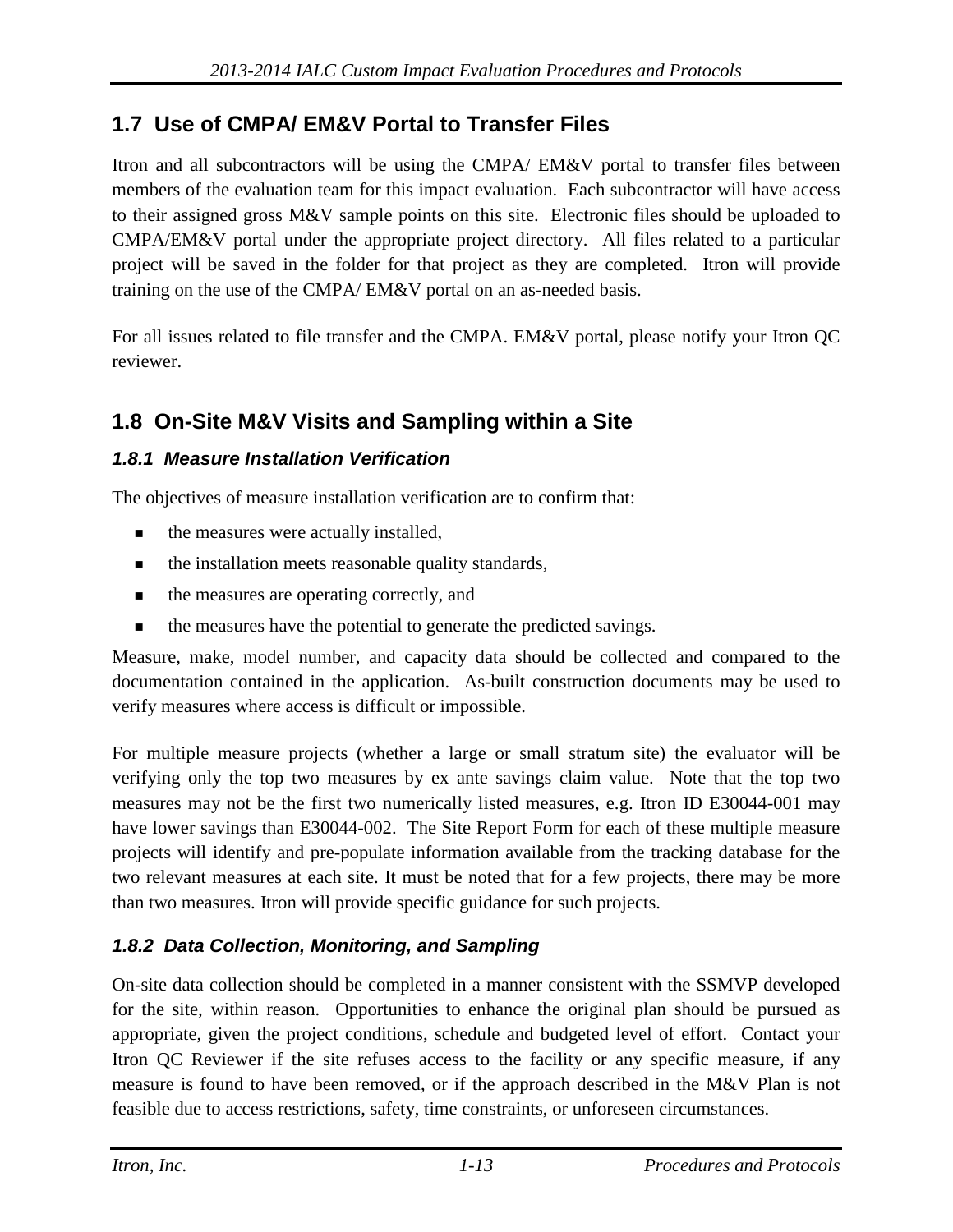## 1.7 Use of CMPA/ EM&V Portal to Transfer Files

Itron and all subcontractors will be using the CMPA/ EM&V portal to transfer files between members of the evaluation team for this impact evaluation. Each subcontractor will have access to their assigned gross M&V sample points on this site. Electronic files should be uploaded to CMPA/EM&V portal under the appropriate project directory. All files related to a particular project will be saved in the folder for that project as they are completed. Itron will provide training on the use of the CMPA/ EM&V portal on an as-needed basis.

For all issues related to file transfer and the CMPA. EM&V portal, please notify your Itron QC reviewer.

## 1.8 On-Site M&V Visits and Sampling within a Site

### *1.8.1 Measure Installation Verification*

The objectives of measure installation verification are to confirm that:

- the measures were actually installed,
- the installation meets reasonable quality standards,
- the measures are operating correctly, and
- the measures have the potential to generate the predicted savings.

Measure, make, model number, and capacity data should be collected and compared to the documentation contained in the application. As-built construction documents may be used to verify measures where access is difficult or impossible.

For multiple measure projects (whether a large or small stratum site) the evaluator will be verifying only the top two measures by ex ante savings claim value. Note that the top two measures may not be the first two numerically listed measures, e.g. Itron ID E30044-001 may have lower savings than E30044-002. The Site Report Form for each of these multiple measure projects will identify and pre-populate information available from the tracking database for the two relevant measures at each site. It must be noted that for a few projects, there may be more than two measures. Itron will provide specific guidance for such projects.

### *1.8.2 Data Collection, Monitoring, and Sampling*

On-site data collection should be completed in a manner consistent with the SSMVP developed for the site, within reason. Opportunities to enhance the original plan should be pursued as appropriate, given the project conditions, schedule and budgeted level of effort. Contact your Itron QC Reviewer if the site refuses access to the facility or any specific measure, if any measure is found to have been removed, or if the approach described in the M&V Plan is not feasible due to access restrictions, safety, time constraints, or unforeseen circumstances.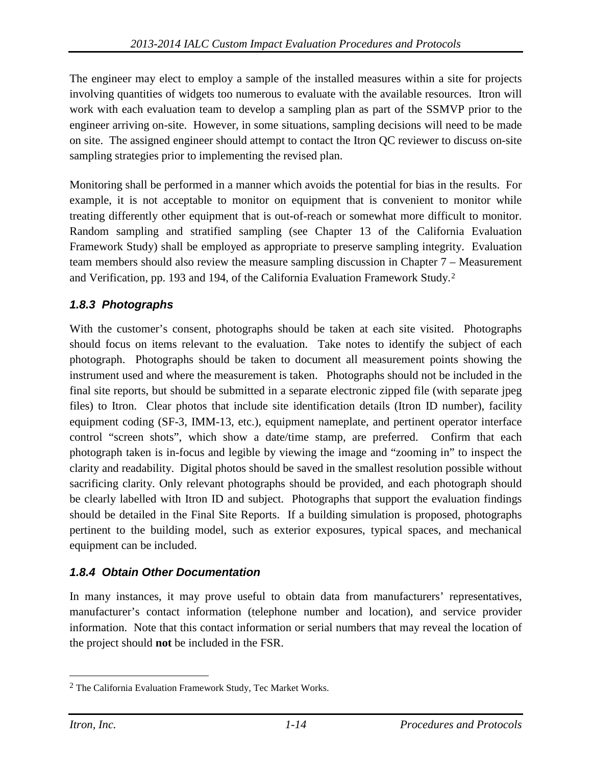The engineer may elect to employ a sample of the installed measures within a site for projects involving quantities of widgets too numerous to evaluate with the available resources. Itron will work with each evaluation team to develop a sampling plan as part of the SSMVP prior to the engineer arriving on-site. However, in some situations, sampling decisions will need to be made on site. The assigned engineer should attempt to contact the Itron QC reviewer to discuss on-site sampling strategies prior to implementing the revised plan.

Monitoring shall be performed in a manner which avoids the potential for bias in the results. For example, it is not acceptable to monitor on equipment that is convenient to monitor while treating differently other equipment that is out-of-reach or somewhat more difficult to monitor. Random sampling and stratified sampling (see Chapter 13 of the California Evaluation Framework Study) shall be employed as appropriate to preserve sampling integrity. Evaluation team members should also review the measure sampling discussion in Chapter 7 – Measurement and Verification, pp. 193 and 194, of the California Evaluation Framework Study.[2]

### *1.8.3 Photographs*

With the customer's consent, photographs should be taken at each site visited. Photographs should focus on items relevant to the evaluation. Take notes to identify the subject of each photograph. Photographs should be taken to document all measurement points showing the instrument used and where the measurement is taken. Photographs should not be included in the final site reports, but should be submitted in a separate electronic zipped file (with separate jpeg files) to Itron. Clear photos that include site identification details (Itron ID number), facility equipment coding (SF-3, IMM-13, etc.), equipment nameplate, and pertinent operator interface control "screen shots", which show a date/time stamp, are preferred. Confirm that each photograph taken is in-focus and legible by viewing the image and "zooming in" to inspect the clarity and readability. Digital photos should be saved in the smallest resolution possible without sacrificing clarity. Only relevant photographs should be provided, and each photograph should be clearly labelled with Itron ID and subject. Photographs that support the evaluation findings should be detailed in the Final Site Reports. If a building simulation is proposed, photographs pertinent to the building model, such as exterior exposures, typical spaces, and mechanical equipment can be included.

### *1.8.4 Obtain Other Documentation*

In many instances, it may prove useful to obtain data from manufacturers' representatives, manufacturer's contact information (telephone number and location), and service provider information. Note that this contact information or serial numbers that may reveal the location of the project should **not** be included in the FSR.

---

[2] The California Evaluation Framework Study, Tec Market Works.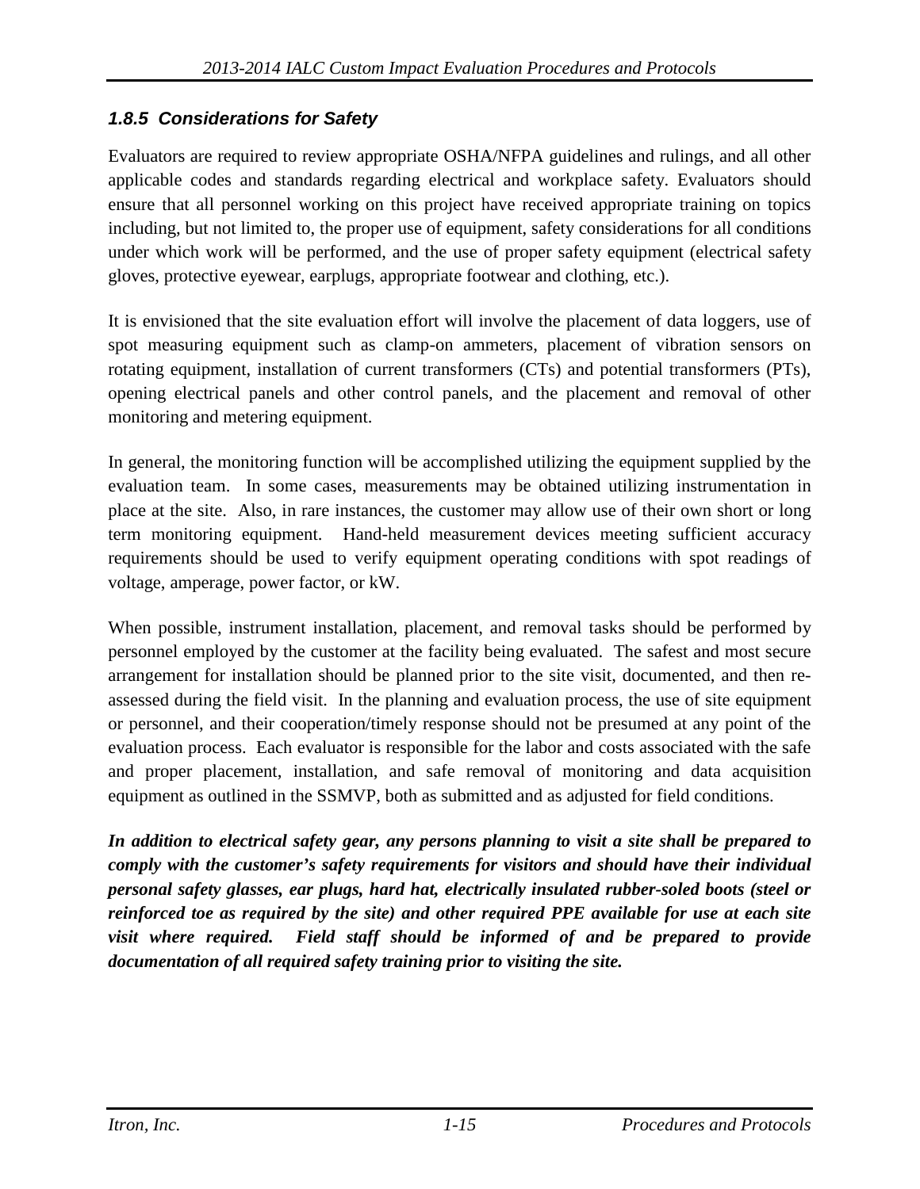### *1.8.5 Considerations for Safety*

Evaluators are required to review appropriate OSHA/NFPA guidelines and rulings, and all other applicable codes and standards regarding electrical and workplace safety. Evaluators should ensure that all personnel working on this project have received appropriate training on topics including, but not limited to, the proper use of equipment, safety considerations for all conditions under which work will be performed, and the use of proper safety equipment (electrical safety gloves, protective eyewear, earplugs, appropriate footwear and clothing, etc.).

It is envisioned that the site evaluation effort will involve the placement of data loggers, use of spot measuring equipment such as clamp-on ammeters, placement of vibration sensors on rotating equipment, installation of current transformers (CTs) and potential transformers (PTs), opening electrical panels and other control panels, and the placement and removal of other monitoring and metering equipment.

In general, the monitoring function will be accomplished utilizing the equipment supplied by the evaluation team. In some cases, measurements may be obtained utilizing instrumentation in place at the site. Also, in rare instances, the customer may allow use of their own short or long term monitoring equipment. Hand-held measurement devices meeting sufficient accuracy requirements should be used to verify equipment operating conditions with spot readings of voltage, amperage, power factor, or kW.

When possible, instrument installation, placement, and removal tasks should be performed by personnel employed by the customer at the facility being evaluated. The safest and most secure arrangement for installation should be planned prior to the site visit, documented, and then re-assessed during the field visit. In the planning and evaluation process, the use of site equipment or personnel, and their cooperation/timely response should not be presumed at any point of the evaluation process. Each evaluator is responsible for the labor and costs associated with the safe and proper placement, installation, and safe removal of monitoring and data acquisition equipment as outlined in the SSMVP, both as submitted and as adjusted for field conditions.

***In addition to electrical safety gear, any persons planning to visit a site shall be prepared to comply with the customer's safety requirements for visitors and should have their individual personal safety glasses, ear plugs, hard hat, electrically insulated rubber-soled boots (steel or reinforced toe as required by the site) and other required PPE available for use at each site visit where required. Field staff should be informed of and be prepared to provide documentation of all required safety training prior to visiting the site.***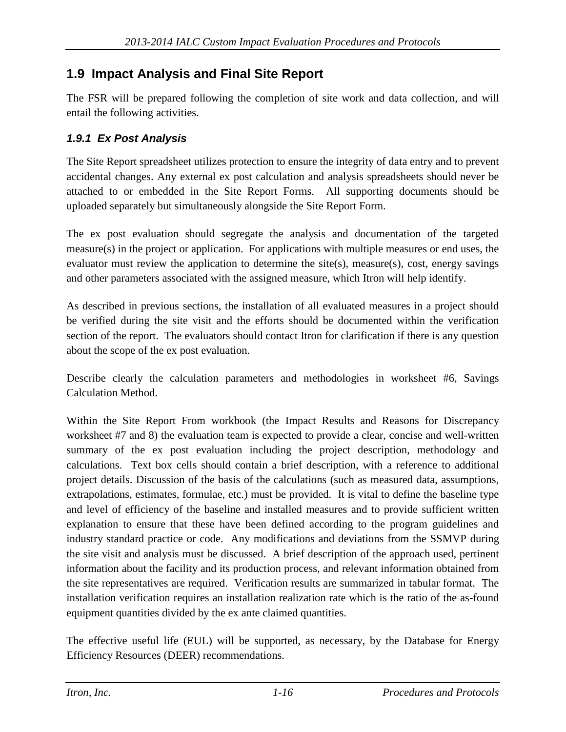## 1.9 Impact Analysis and Final Site Report

The FSR will be prepared following the completion of site work and data collection, and will entail the following activities.

### *1.9.1 Ex Post Analysis*

The Site Report spreadsheet utilizes protection to ensure the integrity of data entry and to prevent accidental changes. Any external ex post calculation and analysis spreadsheets should never be attached to or embedded in the Site Report Forms. All supporting documents should be uploaded separately but simultaneously alongside the Site Report Form.

The ex post evaluation should segregate the analysis and documentation of the targeted measure(s) in the project or application. For applications with multiple measures or end uses, the evaluator must review the application to determine the site(s), measure(s), cost, energy savings and other parameters associated with the assigned measure, which Itron will help identify.

As described in previous sections, the installation of all evaluated measures in a project should be verified during the site visit and the efforts should be documented within the verification section of the report. The evaluators should contact Itron for clarification if there is any question about the scope of the ex post evaluation.

Describe clearly the calculation parameters and methodologies in worksheet #6, Savings Calculation Method.

Within the Site Report From workbook (the Impact Results and Reasons for Discrepancy worksheet #7 and 8) the evaluation team is expected to provide a clear, concise and well-written summary of the ex post evaluation including the project description, methodology and calculations. Text box cells should contain a brief description, with a reference to additional project details. Discussion of the basis of the calculations (such as measured data, assumptions, extrapolations, estimates, formulae, etc.) must be provided. It is vital to define the baseline type and level of efficiency of the baseline and installed measures and to provide sufficient written explanation to ensure that these have been defined according to the program guidelines and industry standard practice or code. Any modifications and deviations from the SSMVP during the site visit and analysis must be discussed. A brief description of the approach used, pertinent information about the facility and its production process, and relevant information obtained from the site representatives are required. Verification results are summarized in tabular format. The installation verification requires an installation realization rate which is the ratio of the as-found equipment quantities divided by the ex ante claimed quantities.

The effective useful life (EUL) will be supported, as necessary, by the Database for Energy Efficiency Resources (DEER) recommendations.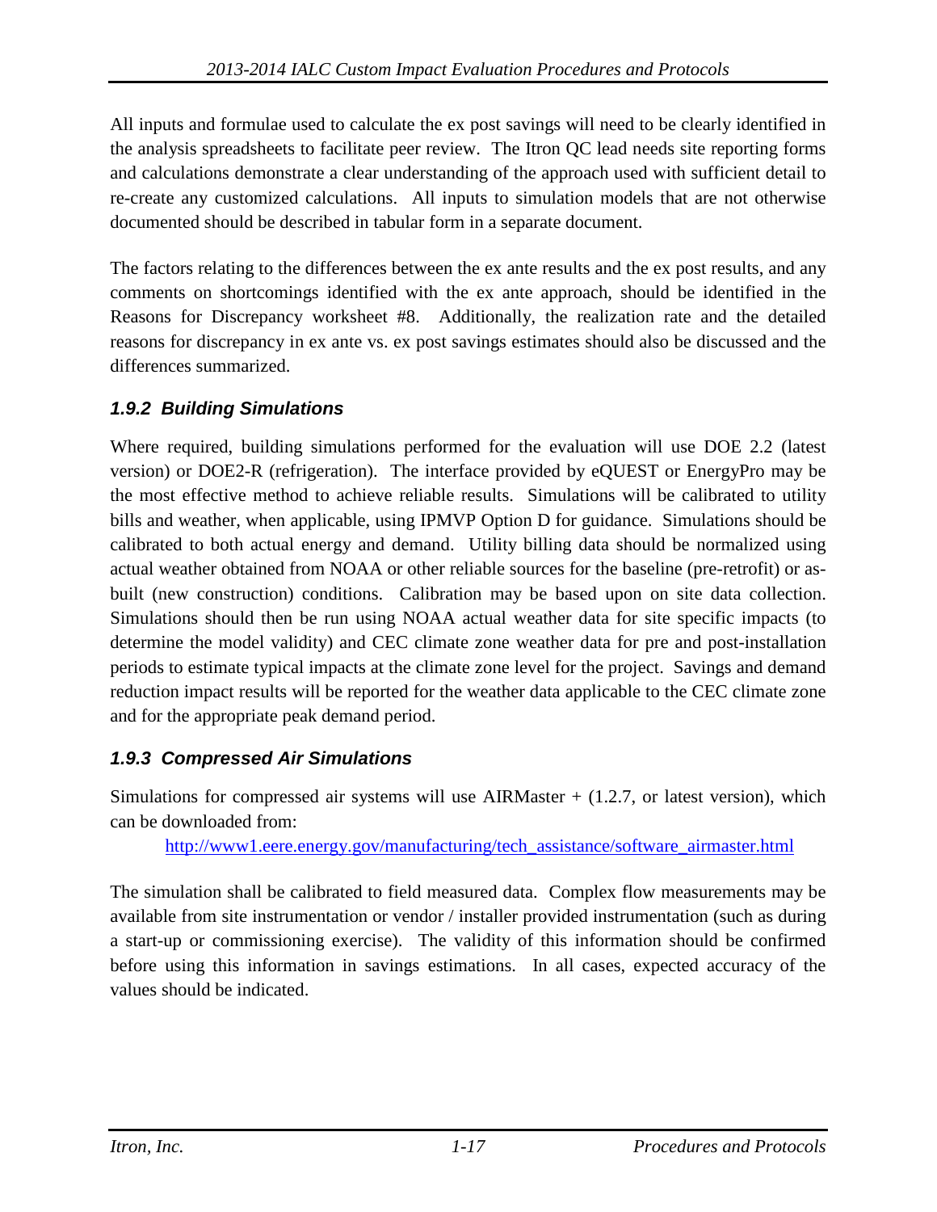All inputs and formulae used to calculate the ex post savings will need to be clearly identified in the analysis spreadsheets to facilitate peer review. The Itron QC lead needs site reporting forms and calculations demonstrate a clear understanding of the approach used with sufficient detail to re-create any customized calculations. All inputs to simulation models that are not otherwise documented should be described in tabular form in a separate document.

The factors relating to the differences between the ex ante results and the ex post results, and any comments on shortcomings identified with the ex ante approach, should be identified in the Reasons for Discrepancy worksheet #8. Additionally, the realization rate and the detailed reasons for discrepancy in ex ante vs. ex post savings estimates should also be discussed and the differences summarized.

### *1.9.2 Building Simulations*

Where required, building simulations performed for the evaluation will use DOE 2.2 (latest version) or DOE2-R (refrigeration). The interface provided by eQUEST or EnergyPro may be the most effective method to achieve reliable results. Simulations will be calibrated to utility bills and weather, when applicable, using IPMVP Option D for guidance. Simulations should be calibrated to both actual energy and demand. Utility billing data should be normalized using actual weather obtained from NOAA or other reliable sources for the baseline (pre-retrofit) or as-built (new construction) conditions. Calibration may be based upon on site data collection. Simulations should then be run using NOAA actual weather data for site specific impacts (to determine the model validity) and CEC climate zone weather data for pre and post-installation periods to estimate typical impacts at the climate zone level for the project. Savings and demand reduction impact results will be reported for the weather data applicable to the CEC climate zone and for the appropriate peak demand period.

### *1.9.3 Compressed Air Simulations*

Simulations for compressed air systems will use AIRMaster + (1.2.7, or latest version), which can be downloaded from:

[http://www1.eere.energy.gov/manufacturing/tech_assistance/software_airmaster.html](http://www1.eere.energy.gov/manufacturing/tech_assistance/software_airmaster.html)

The simulation shall be calibrated to field measured data. Complex flow measurements may be available from site instrumentation or vendor / installer provided instrumentation (such as during a start-up or commissioning exercise). The validity of this information should be confirmed before using this information in savings estimations. In all cases, expected accuracy of the values should be indicated.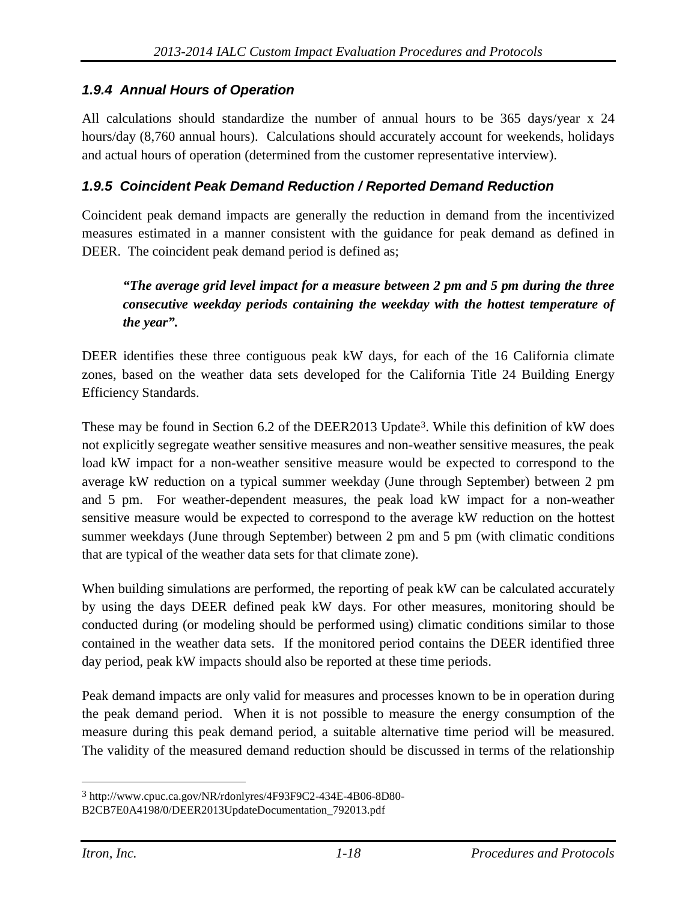### *1.9.4 Annual Hours of Operation*

All calculations should standardize the number of annual hours to be 365 days/year x 24 hours/day (8,760 annual hours). Calculations should accurately account for weekends, holidays and actual hours of operation (determined from the customer representative interview).

### *1.9.5 Coincident Peak Demand Reduction / Reported Demand Reduction*

Coincident peak demand impacts are generally the reduction in demand from the incentivized measures estimated in a manner consistent with the guidance for peak demand as defined in DEER. The coincident peak demand period is defined as;

> ***"The average grid level impact for a measure between 2 pm and 5 pm during the three consecutive weekday periods containing the weekday with the hottest temperature of the year".***

DEER identifies these three contiguous peak kW days, for each of the 16 California climate zones, based on the weather data sets developed for the California Title 24 Building Energy Efficiency Standards.

These may be found in Section 6.2 of the DEER2013 Update[3]. While this definition of kW does not explicitly segregate weather sensitive measures and non-weather sensitive measures, the peak load kW impact for a non-weather sensitive measure would be expected to correspond to the average kW reduction on a typical summer weekday (June through September) between 2 pm and 5 pm. For weather-dependent measures, the peak load kW impact for a non-weather sensitive measure would be expected to correspond to the average kW reduction on the hottest summer weekdays (June through September) between 2 pm and 5 pm (with climatic conditions that are typical of the weather data sets for that climate zone).

When building simulations are performed, the reporting of peak kW can be calculated accurately by using the days DEER defined peak kW days. For other measures, monitoring should be conducted during (or modeling should be performed using) climatic conditions similar to those contained in the weather data sets. If the monitored period contains the DEER identified three day period, peak kW impacts should also be reported at these time periods.

Peak demand impacts are only valid for measures and processes known to be in operation during the peak demand period. When it is not possible to measure the energy consumption of the measure during this peak demand period, a suitable alternative time period will be measured. The validity of the measured demand reduction should be discussed in terms of the relationship

---

[3] http://www.cpuc.ca.gov/NR/rdonlyres/4F93F9C2-434E-4B06-8D80-B2CB7E0A4198/0/DEER2013UpdateDocumentation_792013.pdf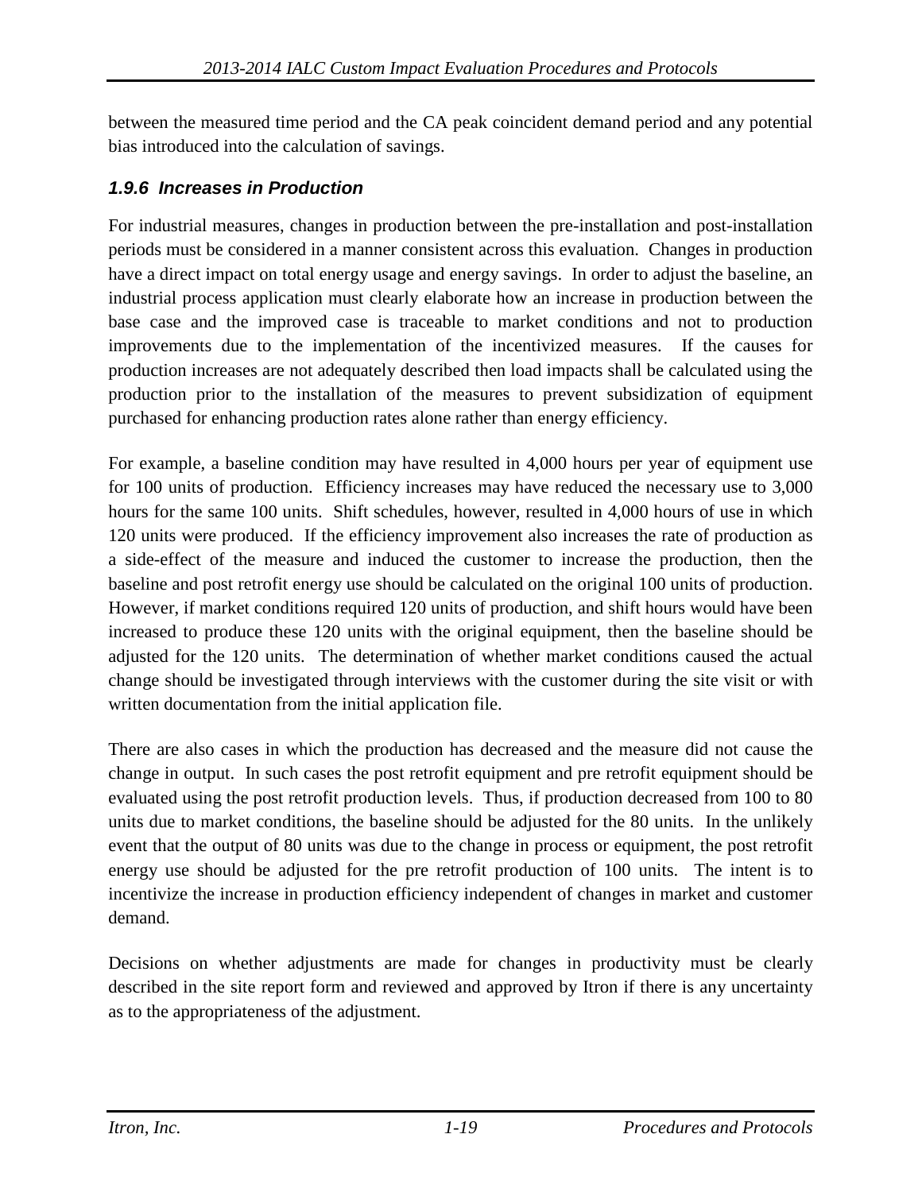between the measured time period and the CA peak coincident demand period and any potential bias introduced into the calculation of savings.

### *1.9.6 Increases in Production*

For industrial measures, changes in production between the pre-installation and post-installation periods must be considered in a manner consistent across this evaluation. Changes in production have a direct impact on total energy usage and energy savings. In order to adjust the baseline, an industrial process application must clearly elaborate how an increase in production between the base case and the improved case is traceable to market conditions and not to production improvements due to the implementation of the incentivized measures. If the causes for production increases are not adequately described then load impacts shall be calculated using the production prior to the installation of the measures to prevent subsidization of equipment purchased for enhancing production rates alone rather than energy efficiency.

For example, a baseline condition may have resulted in 4,000 hours per year of equipment use for 100 units of production. Efficiency increases may have reduced the necessary use to 3,000 hours for the same 100 units. Shift schedules, however, resulted in 4,000 hours of use in which 120 units were produced. If the efficiency improvement also increases the rate of production as a side-effect of the measure and induced the customer to increase the production, then the baseline and post retrofit energy use should be calculated on the original 100 units of production. However, if market conditions required 120 units of production, and shift hours would have been increased to produce these 120 units with the original equipment, then the baseline should be adjusted for the 120 units. The determination of whether market conditions caused the actual change should be investigated through interviews with the customer during the site visit or with written documentation from the initial application file.

There are also cases in which the production has decreased and the measure did not cause the change in output. In such cases the post retrofit equipment and pre retrofit equipment should be evaluated using the post retrofit production levels. Thus, if production decreased from 100 to 80 units due to market conditions, the baseline should be adjusted for the 80 units. In the unlikely event that the output of 80 units was due to the change in process or equipment, the post retrofit energy use should be adjusted for the pre retrofit production of 100 units. The intent is to incentivize the increase in production efficiency independent of changes in market and customer demand.

Decisions on whether adjustments are made for changes in productivity must be clearly described in the site report form and reviewed and approved by Itron if there is any uncertainty as to the appropriateness of the adjustment.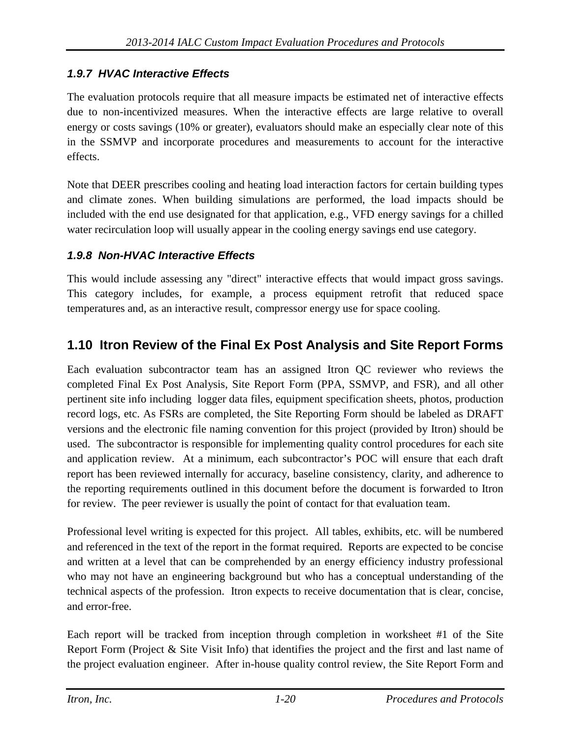### *1.9.7 HVAC Interactive Effects*

The evaluation protocols require that all measure impacts be estimated net of interactive effects due to non-incentivized measures. When the interactive effects are large relative to overall energy or costs savings (10% or greater), evaluators should make an especially clear note of this in the SSMVP and incorporate procedures and measurements to account for the interactive effects.

Note that DEER prescribes cooling and heating load interaction factors for certain building types and climate zones. When building simulations are performed, the load impacts should be included with the end use designated for that application, e.g., VFD energy savings for a chilled water recirculation loop will usually appear in the cooling energy savings end use category.

### *1.9.8 Non-HVAC Interactive Effects*

This would include assessing any "direct" interactive effects that would impact gross savings. This category includes, for example, a process equipment retrofit that reduced space temperatures and, as an interactive result, compressor energy use for space cooling.

## 1.10 Itron Review of the Final Ex Post Analysis and Site Report Forms

Each evaluation subcontractor team has an assigned Itron QC reviewer who reviews the completed Final Ex Post Analysis, Site Report Form (PPA, SSMVP, and FSR), and all other pertinent site info including logger data files, equipment specification sheets, photos, production record logs, etc. As FSRs are completed, the Site Reporting Form should be labeled as DRAFT versions and the electronic file naming convention for this project (provided by Itron) should be used. The subcontractor is responsible for implementing quality control procedures for each site and application review. At a minimum, each subcontractor's POC will ensure that each draft report has been reviewed internally for accuracy, baseline consistency, clarity, and adherence to the reporting requirements outlined in this document before the document is forwarded to Itron for review. The peer reviewer is usually the point of contact for that evaluation team.

Professional level writing is expected for this project. All tables, exhibits, etc. will be numbered and referenced in the text of the report in the format required. Reports are expected to be concise and written at a level that can be comprehended by an energy efficiency industry professional who may not have an engineering background but who has a conceptual understanding of the technical aspects of the profession. Itron expects to receive documentation that is clear, concise, and error-free.

Each report will be tracked from inception through completion in worksheet #1 of the Site Report Form (Project & Site Visit Info) that identifies the project and the first and last name of the project evaluation engineer. After in-house quality control review, the Site Report Form and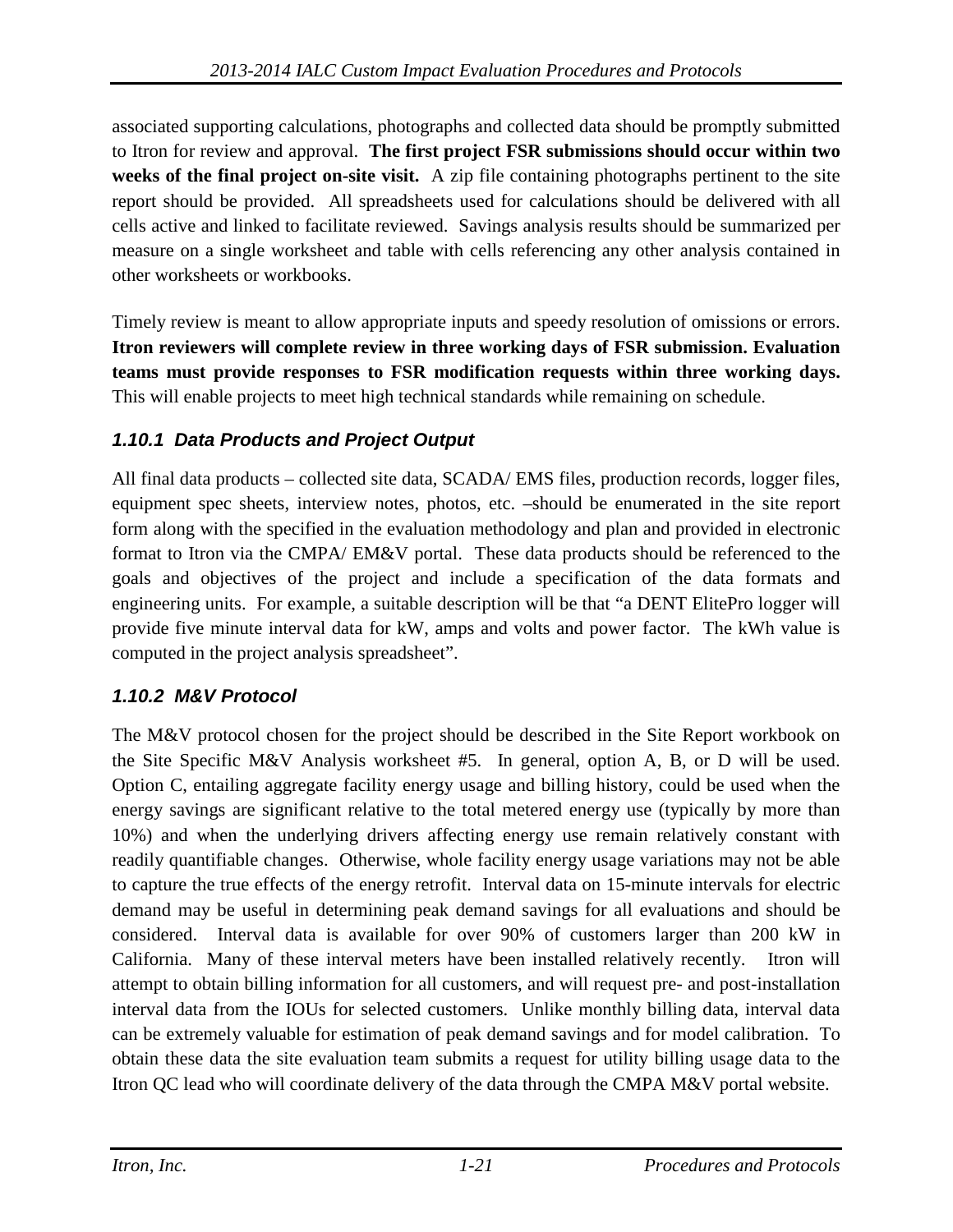associated supporting calculations, photographs and collected data should be promptly submitted to Itron for review and approval. **The first project FSR submissions should occur within two weeks of the final project on-site visit.** A zip file containing photographs pertinent to the site report should be provided. All spreadsheets used for calculations should be delivered with all cells active and linked to facilitate reviewed. Savings analysis results should be summarized per measure on a single worksheet and table with cells referencing any other analysis contained in other worksheets or workbooks.

Timely review is meant to allow appropriate inputs and speedy resolution of omissions or errors. **Itron reviewers will complete review in three working days of FSR submission. Evaluation teams must provide responses to FSR modification requests within three working days.** This will enable projects to meet high technical standards while remaining on schedule.

### *1.10.1 Data Products and Project Output*

All final data products – collected site data, SCADA/ EMS files, production records, logger files, equipment spec sheets, interview notes, photos, etc. –should be enumerated in the site report form along with the specified in the evaluation methodology and plan and provided in electronic format to Itron via the CMPA/ EM&V portal. These data products should be referenced to the goals and objectives of the project and include a specification of the data formats and engineering units. For example, a suitable description will be that "a DENT ElitePro logger will provide five minute interval data for kW, amps and volts and power factor. The kWh value is computed in the project analysis spreadsheet".

### *1.10.2 M&V Protocol*

The M&V protocol chosen for the project should be described in the Site Report workbook on the Site Specific M&V Analysis worksheet #5. In general, option A, B, or D will be used. Option C, entailing aggregate facility energy usage and billing history, could be used when the energy savings are significant relative to the total metered energy use (typically by more than 10%) and when the underlying drivers affecting energy use remain relatively constant with readily quantifiable changes. Otherwise, whole facility energy usage variations may not be able to capture the true effects of the energy retrofit. Interval data on 15-minute intervals for electric demand may be useful in determining peak demand savings for all evaluations and should be considered. Interval data is available for over 90% of customers larger than 200 kW in California. Many of these interval meters have been installed relatively recently. Itron will attempt to obtain billing information for all customers, and will request pre- and post-installation interval data from the IOUs for selected customers. Unlike monthly billing data, interval data can be extremely valuable for estimation of peak demand savings and for model calibration. To obtain these data the site evaluation team submits a request for utility billing usage data to the Itron QC lead who will coordinate delivery of the data through the CMPA M&V portal website.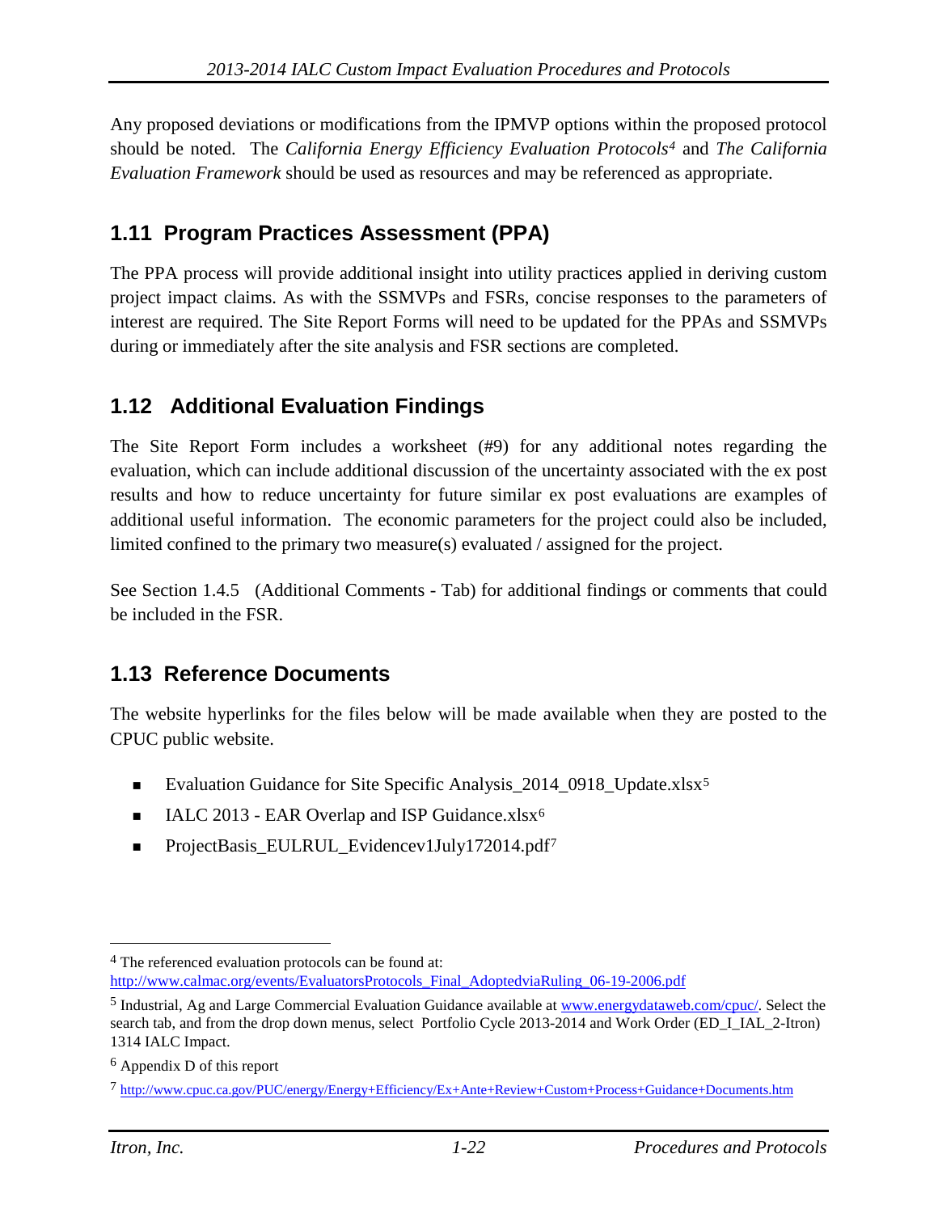Any proposed deviations or modifications from the IPMVP options within the proposed protocol should be noted. The *California Energy Efficiency Evaluation Protocols*[4] and *The California Evaluation Framework* should be used as resources and may be referenced as appropriate.

## 1.11 Program Practices Assessment (PPA)

The PPA process will provide additional insight into utility practices applied in deriving custom project impact claims. As with the SSMVPs and FSRs, concise responses to the parameters of interest are required. The Site Report Forms will need to be updated for the PPAs and SSMVPs during or immediately after the site analysis and FSR sections are completed.

## 1.12 Additional Evaluation Findings

The Site Report Form includes a worksheet (#9) for any additional notes regarding the evaluation, which can include additional discussion of the uncertainty associated with the ex post results and how to reduce uncertainty for future similar ex post evaluations are examples of additional useful information. The economic parameters for the project could also be included, limited confined to the primary two measure(s) evaluated / assigned for the project.

See Section 1.4.5 (Additional Comments - Tab) for additional findings or comments that could be included in the FSR.

## 1.13 Reference Documents

The website hyperlinks for the files below will be made available when they are posted to the CPUC public website.

- Evaluation Guidance for Site Specific Analysis_2014_0918_Update.xlsx[5]
- IALC 2013 - EAR Overlap and ISP Guidance.xlsx[6]
- ProjectBasis_EULRUL_Evidencev1July172014.pdf[7]

---

[4] The referenced evaluation protocols can be found at: http://www.calmac.org/events/EvaluatorsProtocols_Final_AdoptedviaRuling_06-19-2006.pdf

[5] Industrial, Ag and Large Commercial Evaluation Guidance available at www.energydataweb.com/cpuc/. Select the search tab, and from the drop down menus, select Portfolio Cycle 2013-2014 and Work Order (ED_I_IAL_2-Itron) 1314 IALC Impact.

[6] Appendix D of this report

[7] http://www.cpuc.ca.gov/PUC/energy/Energy+Efficiency/Ex+Ante+Review+Custom+Process+Guidance+Documents.htm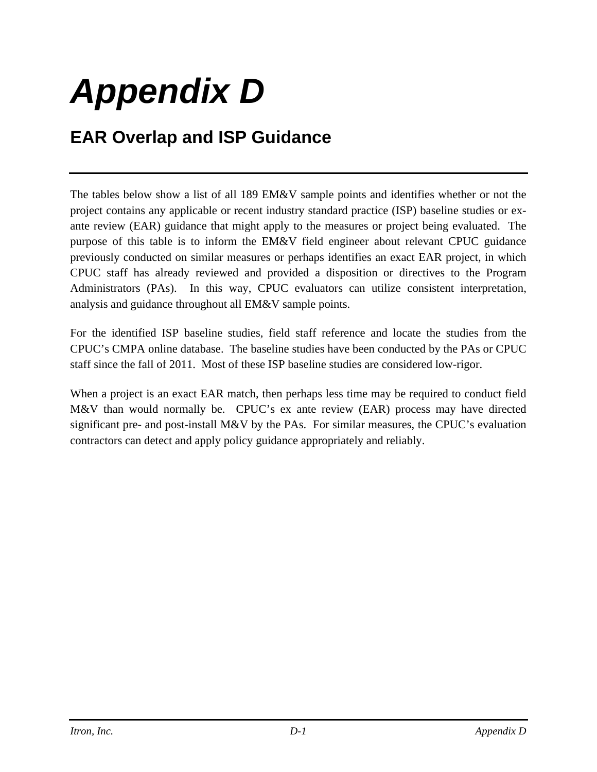# Appendix D

## EAR Overlap and ISP Guidance

The tables below show a list of all 189 EM&V sample points and identifies whether or not the project contains any applicable or recent industry standard practice (ISP) baseline studies or ex-ante review (EAR) guidance that might apply to the measures or project being evaluated. The purpose of this table is to inform the EM&V field engineer about relevant CPUC guidance previously conducted on similar measures or perhaps identifies an exact EAR project, in which CPUC staff has already reviewed and provided a disposition or directives to the Program Administrators (PAs). In this way, CPUC evaluators can utilize consistent interpretation, analysis and guidance throughout all EM&V sample points.

For the identified ISP baseline studies, field staff reference and locate the studies from the CPUC's CMPA online database. The baseline studies have been conducted by the PAs or CPUC staff since the fall of 2011. Most of these ISP baseline studies are considered low-rigor.

When a project is an exact EAR match, then perhaps less time may be required to conduct field M&V than would normally be. CPUC's ex ante review (EAR) process may have directed significant pre- and post-install M&V by the PAs. For similar measures, the CPUC's evaluation contractors can detect and apply policy guidance appropriately and reliably.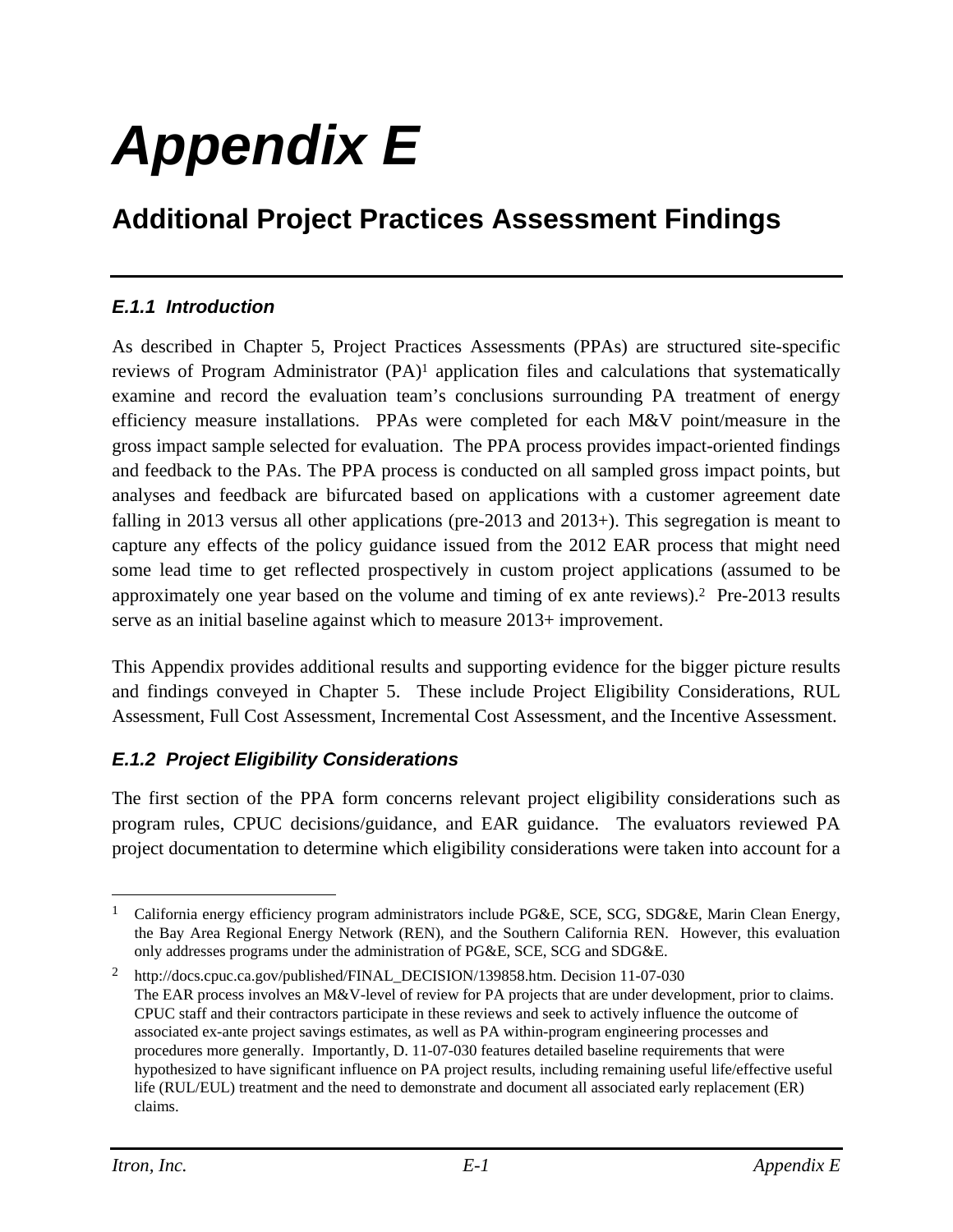# Appendix E

## Additional Project Practices Assessment Findings

### E.1.1 Introduction

As described in Chapter 5, Project Practices Assessments (PPAs) are structured site-specific reviews of Program Administrator (PA)[1] application files and calculations that systematically examine and record the evaluation team's conclusions surrounding PA treatment of energy efficiency measure installations. PPAs were completed for each M&V point/measure in the gross impact sample selected for evaluation. The PPA process provides impact-oriented findings and feedback to the PAs. The PPA process is conducted on all sampled gross impact points, but analyses and feedback are bifurcated based on applications with a customer agreement date falling in 2013 versus all other applications (pre-2013 and 2013+). This segregation is meant to capture any effects of the policy guidance issued from the 2012 EAR process that might need some lead time to get reflected prospectively in custom project applications (assumed to be approximately one year based on the volume and timing of ex ante reviews).[2] Pre-2013 results serve as an initial baseline against which to measure 2013+ improvement.

This Appendix provides additional results and supporting evidence for the bigger picture results and findings conveyed in Chapter 5. These include Project Eligibility Considerations, RUL Assessment, Full Cost Assessment, Incremental Cost Assessment, and the Incentive Assessment.

### E.1.2 Project Eligibility Considerations

The first section of the PPA form concerns relevant project eligibility considerations such as program rules, CPUC decisions/guidance, and EAR guidance. The evaluators reviewed PA project documentation to determine which eligibility considerations were taken into account for a

---

[1] California energy efficiency program administrators include PG&E, SCE, SCG, SDG&E, Marin Clean Energy, the Bay Area Regional Energy Network (REN), and the Southern California REN. However, this evaluation only addresses programs under the administration of PG&E, SCE, SCG and SDG&E.

[2] http://docs.cpuc.ca.gov/published/FINAL_DECISION/139858.htm. Decision 11-07-030
The EAR process involves an M&V-level of review for PA projects that are under development, prior to claims. CPUC staff and their contractors participate in these reviews and seek to actively influence the outcome of associated ex-ante project savings estimates, as well as PA within-program engineering processes and procedures more generally. Importantly, D. 11-07-030 features detailed baseline requirements that were hypothesized to have significant influence on PA project results, including remaining useful life/effective useful life (RUL/EUL) treatment and the need to demonstrate and document all associated early replacement (ER) claims.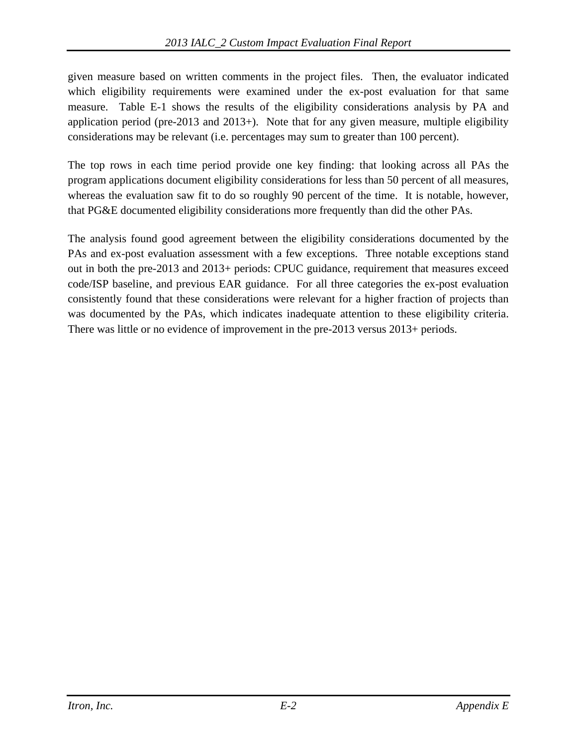given measure based on written comments in the project files. Then, the evaluator indicated which eligibility requirements were examined under the ex-post evaluation for that same measure. Table E-1 shows the results of the eligibility considerations analysis by PA and application period (pre-2013 and 2013+). Note that for any given measure, multiple eligibility considerations may be relevant (i.e. percentages may sum to greater than 100 percent).

The top rows in each time period provide one key finding: that looking across all PAs the program applications document eligibility considerations for less than 50 percent of all measures, whereas the evaluation saw fit to do so roughly 90 percent of the time. It is notable, however, that PG&E documented eligibility considerations more frequently than did the other PAs.

The analysis found good agreement between the eligibility considerations documented by the PAs and ex-post evaluation assessment with a few exceptions. Three notable exceptions stand out in both the pre-2013 and 2013+ periods: CPUC guidance, requirement that measures exceed code/ISP baseline, and previous EAR guidance. For all three categories the ex-post evaluation consistently found that these considerations were relevant for a higher fraction of projects than was documented by the PAs, which indicates inadequate attention to these eligibility criteria. There was little or no evidence of improvement in the pre-2013 versus 2013+ periods.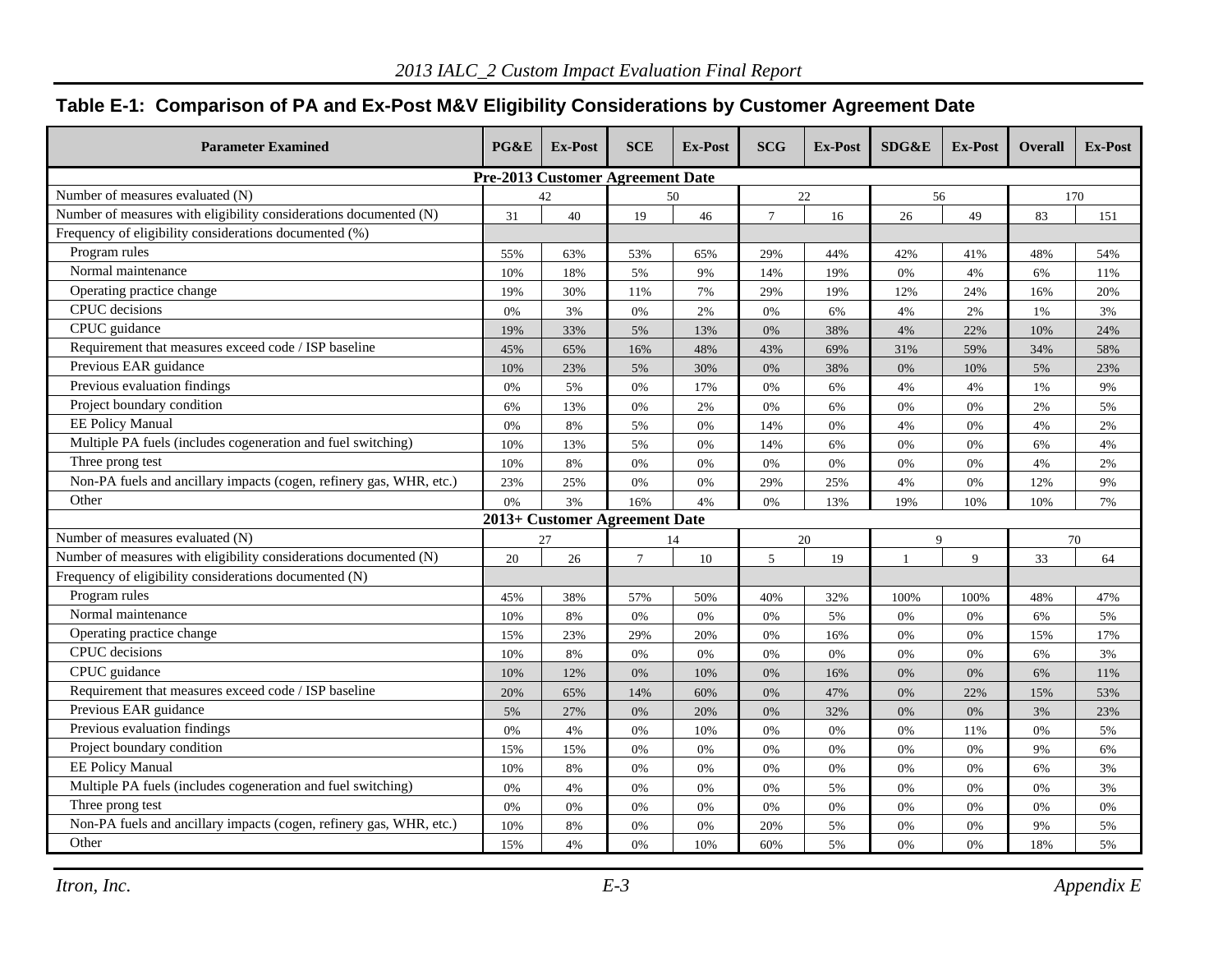**Table E-1: Comparison of PA and Ex-Post M&V Eligibility Considerations by Customer Agreement Date**

| Parameter Examined | PG&E | Ex-Post | SCE | Ex-Post | SCG | Ex-Post | SDG&E | Ex-Post | Overall | Ex-Post |
|---|---|---|---|---|---|---|---|---|---|---|
| **Pre-2013 Customer Agreement Date** | | | | | | | | | | |
| Number of measures evaluated (N) | 42 | | 50 | | 22 | | 56 | | 170 | |
| Number of measures with eligibility considerations documented (N) | 31 | 40 | 19 | 46 | 7 | 16 | 26 | 49 | 83 | 151 |
| Frequency of eligibility considerations documented (%) | | | | | | | | | | |
| Program rules | 55% | 63% | 53% | 65% | 29% | 44% | 42% | 41% | 48% | 54% |
| Normal maintenance | 10% | 18% | 5% | 9% | 14% | 19% | 0% | 4% | 6% | 11% |
| Operating practice change | 19% | 30% | 11% | 7% | 29% | 19% | 12% | 24% | 16% | 20% |
| CPUC decisions | 0% | 3% | 0% | 2% | 0% | 6% | 4% | 2% | 1% | 3% |
| CPUC guidance | 19% | 33% | 5% | 13% | 0% | 38% | 4% | 22% | 10% | 24% |
| Requirement that measures exceed code / ISP baseline | 45% | 65% | 16% | 48% | 43% | 69% | 31% | 59% | 34% | 58% |
| Previous EAR guidance | 10% | 23% | 5% | 30% | 0% | 38% | 0% | 10% | 5% | 23% |
| Previous evaluation findings | 0% | 5% | 0% | 17% | 0% | 6% | 4% | 4% | 1% | 9% |
| Project boundary condition | 6% | 13% | 0% | 2% | 0% | 6% | 0% | 0% | 2% | 5% |
| EE Policy Manual | 0% | 8% | 5% | 0% | 14% | 0% | 4% | 0% | 4% | 2% |
| Multiple PA fuels (includes cogeneration and fuel switching) | 10% | 13% | 5% | 0% | 14% | 6% | 0% | 0% | 6% | 4% |
| Three prong test | 10% | 8% | 0% | 0% | 0% | 0% | 0% | 0% | 4% | 2% |
| Non-PA fuels and ancillary impacts (cogen, refinery gas, WHR, etc.) | 23% | 25% | 0% | 0% | 29% | 25% | 4% | 0% | 12% | 9% |
| Other | 0% | 3% | 16% | 4% | 0% | 13% | 19% | 10% | 10% | 7% |
| **2013+ Customer Agreement Date** | | | | | | | | | | |
| Number of measures evaluated (N) | 27 | | 14 | | 20 | | 9 | | 70 | |
| Number of measures with eligibility considerations documented (N) | 20 | 26 | 7 | 10 | 5 | 19 | 1 | 9 | 33 | 64 |
| Frequency of eligibility considerations documented (N) | | | | | | | | | | |
| Program rules | 45% | 38% | 57% | 50% | 40% | 32% | 100% | 100% | 48% | 47% |
| Normal maintenance | 10% | 8% | 0% | 0% | 0% | 5% | 0% | 0% | 6% | 5% |
| Operating practice change | 15% | 23% | 29% | 20% | 0% | 16% | 0% | 0% | 15% | 17% |
| CPUC decisions | 10% | 8% | 0% | 0% | 0% | 0% | 0% | 0% | 6% | 3% |
| CPUC guidance | 10% | 12% | 0% | 10% | 0% | 16% | 0% | 0% | 6% | 11% |
| Requirement that measures exceed code / ISP baseline | 20% | 65% | 14% | 60% | 0% | 47% | 0% | 22% | 15% | 53% |
| Previous EAR guidance | 5% | 27% | 0% | 20% | 0% | 32% | 0% | 0% | 3% | 23% |
| Previous evaluation findings | 0% | 4% | 0% | 10% | 0% | 0% | 0% | 11% | 0% | 5% |
| Project boundary condition | 15% | 15% | 0% | 0% | 0% | 0% | 0% | 0% | 9% | 6% |
| EE Policy Manual | 10% | 8% | 0% | 0% | 0% | 0% | 0% | 0% | 6% | 3% |
| Multiple PA fuels (includes cogeneration and fuel switching) | 0% | 4% | 0% | 0% | 0% | 5% | 0% | 0% | 0% | 3% |
| Three prong test | 0% | 0% | 0% | 0% | 0% | 0% | 0% | 0% | 0% | 0% |
| Non-PA fuels and ancillary impacts (cogen, refinery gas, WHR, etc.) | 10% | 8% | 0% | 0% | 20% | 5% | 0% | 0% | 9% | 5% |
| Other | 15% | 4% | 0% | 10% | 60% | 5% | 0% | 0% | 18% | 5% |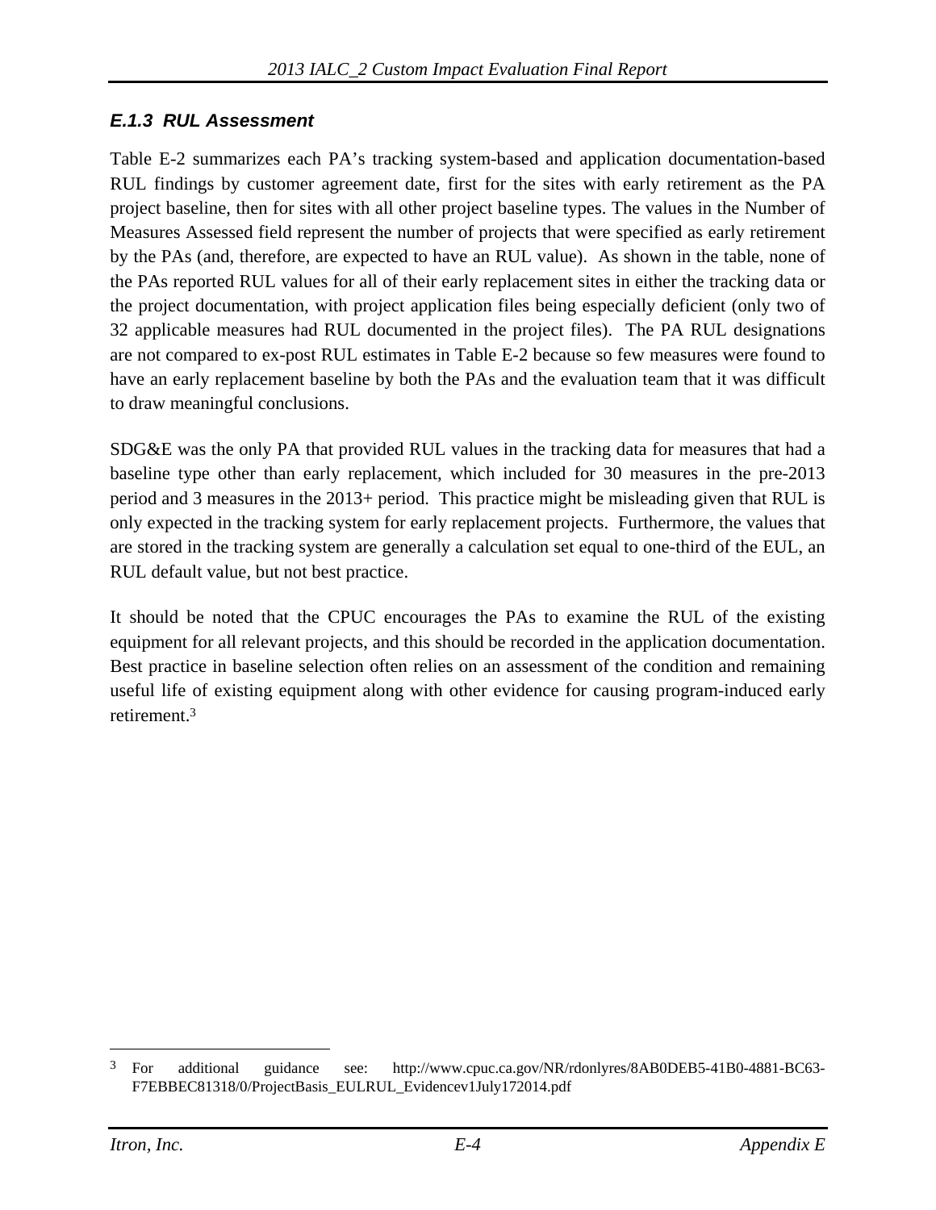### *E.1.3 RUL Assessment*

Table E-2 summarizes each PA's tracking system-based and application documentation-based RUL findings by customer agreement date, first for the sites with early retirement as the PA project baseline, then for sites with all other project baseline types. The values in the Number of Measures Assessed field represent the number of projects that were specified as early retirement by the PAs (and, therefore, are expected to have an RUL value). As shown in the table, none of the PAs reported RUL values for all of their early replacement sites in either the tracking data or the project documentation, with project application files being especially deficient (only two of 32 applicable measures had RUL documented in the project files). The PA RUL designations are not compared to ex-post RUL estimates in Table E-2 because so few measures were found to have an early replacement baseline by both the PAs and the evaluation team that it was difficult to draw meaningful conclusions.

SDG&E was the only PA that provided RUL values in the tracking data for measures that had a baseline type other than early replacement, which included for 30 measures in the pre-2013 period and 3 measures in the 2013+ period. This practice might be misleading given that RUL is only expected in the tracking system for early replacement projects. Furthermore, the values that are stored in the tracking system are generally a calculation set equal to one-third of the EUL, an RUL default value, but not best practice.

It should be noted that the CPUC encourages the PAs to examine the RUL of the existing equipment for all relevant projects, and this should be recorded in the application documentation. Best practice in baseline selection often relies on an assessment of the condition and remaining useful life of existing equipment along with other evidence for causing program-induced early retirement.[3]

---

[3] For additional guidance see: http://www.cpuc.ca.gov/NR/rdonlyres/8AB0DEB5-41B0-4881-BC63-F7EBBEC81318/0/ProjectBasis_EULRUL_Evidencev1July172014.pdf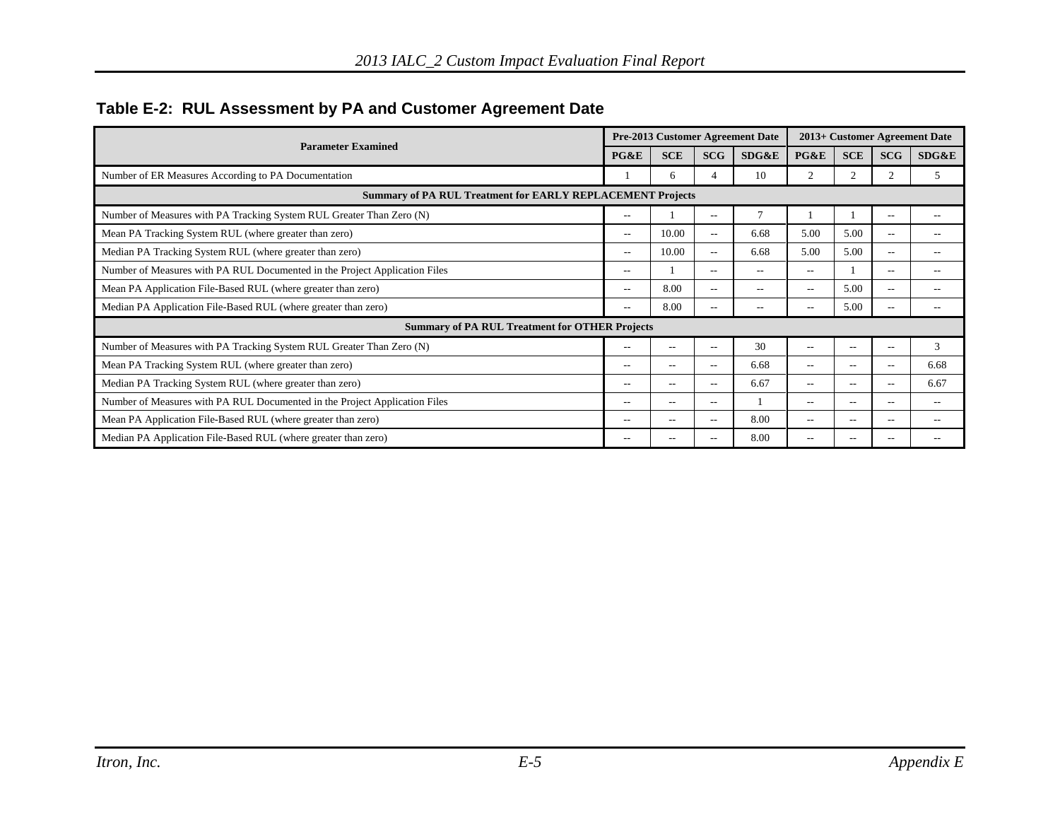**Table E-2: RUL Assessment by PA and Customer Agreement Date**

| Parameter Examined | Pre-2013 Customer Agreement Date | | | | 2013+ Customer Agreement Date | | | |
|---|---|---|---|---|---|---|---|---|
| | PG&E | SCE | SCG | SDG&E | PG&E | SCE | SCG | SDG&E |
| Number of ER Measures According to PA Documentation | 1 | 6 | 4 | 10 | 2 | 2 | 2 | 5 |
| **Summary of PA RUL Treatment for EARLY REPLACEMENT Projects** | | | | | | | | |
| Number of Measures with PA Tracking System RUL Greater Than Zero (N) | -- | 1 | -- | 7 | 1 | 1 | -- | -- |
| Mean PA Tracking System RUL (where greater than zero) | -- | 10.00 | -- | 6.68 | 5.00 | 5.00 | -- | -- |
| Median PA Tracking System RUL (where greater than zero) | -- | 10.00 | -- | 6.68 | 5.00 | 5.00 | -- | -- |
| Number of Measures with PA RUL Documented in the Project Application Files | -- | 1 | -- | -- | -- | 1 | -- | -- |
| Mean PA Application File-Based RUL (where greater than zero) | -- | 8.00 | -- | -- | -- | 5.00 | -- | -- |
| Median PA Application File-Based RUL (where greater than zero) | -- | 8.00 | -- | -- | -- | 5.00 | -- | -- |
| **Summary of PA RUL Treatment for OTHER Projects** | | | | | | | | |
| Number of Measures with PA Tracking System RUL Greater Than Zero (N) | -- | -- | -- | 30 | -- | -- | -- | 3 |
| Mean PA Tracking System RUL (where greater than zero) | -- | -- | -- | 6.68 | -- | -- | -- | 6.68 |
| Median PA Tracking System RUL (where greater than zero) | -- | -- | -- | 6.67 | -- | -- | -- | 6.67 |
| Number of Measures with PA RUL Documented in the Project Application Files | -- | -- | -- | 1 | -- | -- | -- | -- |
| Mean PA Application File-Based RUL (where greater than zero) | -- | -- | -- | 8.00 | -- | -- | -- | -- |
| Median PA Application File-Based RUL (where greater than zero) | -- | -- | -- | 8.00 | -- | -- | -- | -- |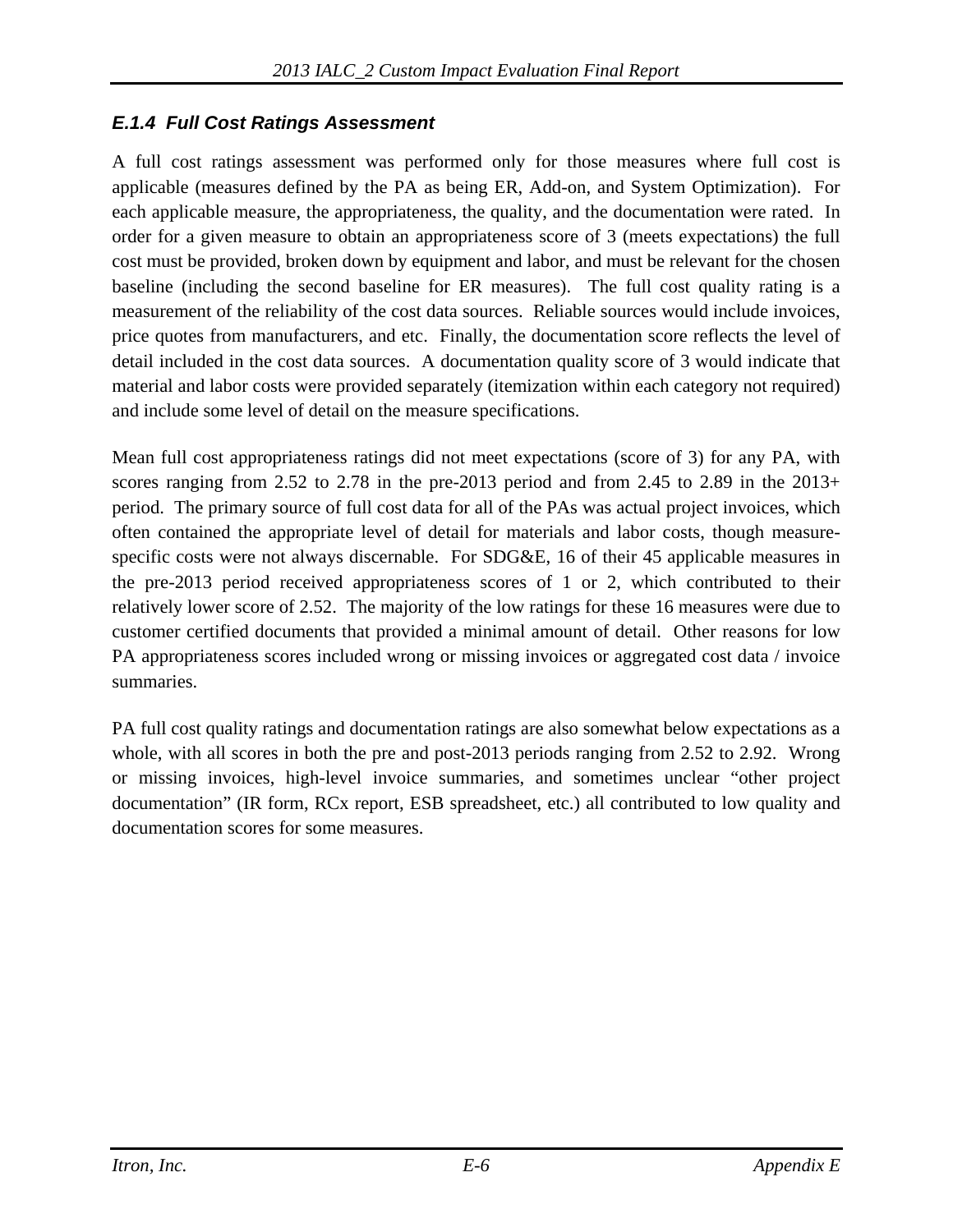### *E.1.4 Full Cost Ratings Assessment*

A full cost ratings assessment was performed only for those measures where full cost is applicable (measures defined by the PA as being ER, Add-on, and System Optimization). For each applicable measure, the appropriateness, the quality, and the documentation were rated. In order for a given measure to obtain an appropriateness score of 3 (meets expectations) the full cost must be provided, broken down by equipment and labor, and must be relevant for the chosen baseline (including the second baseline for ER measures). The full cost quality rating is a measurement of the reliability of the cost data sources. Reliable sources would include invoices, price quotes from manufacturers, and etc. Finally, the documentation score reflects the level of detail included in the cost data sources. A documentation quality score of 3 would indicate that material and labor costs were provided separately (itemization within each category not required) and include some level of detail on the measure specifications.

Mean full cost appropriateness ratings did not meet expectations (score of 3) for any PA, with scores ranging from 2.52 to 2.78 in the pre-2013 period and from 2.45 to 2.89 in the 2013+ period. The primary source of full cost data for all of the PAs was actual project invoices, which often contained the appropriate level of detail for materials and labor costs, though measure-specific costs were not always discernable. For SDG&E, 16 of their 45 applicable measures in the pre-2013 period received appropriateness scores of 1 or 2, which contributed to their relatively lower score of 2.52. The majority of the low ratings for these 16 measures were due to customer certified documents that provided a minimal amount of detail. Other reasons for low PA appropriateness scores included wrong or missing invoices or aggregated cost data / invoice summaries.

PA full cost quality ratings and documentation ratings are also somewhat below expectations as a whole, with all scores in both the pre and post-2013 periods ranging from 2.52 to 2.92. Wrong or missing invoices, high-level invoice summaries, and sometimes unclear "other project documentation" (IR form, RCx report, ESB spreadsheet, etc.) all contributed to low quality and documentation scores for some measures.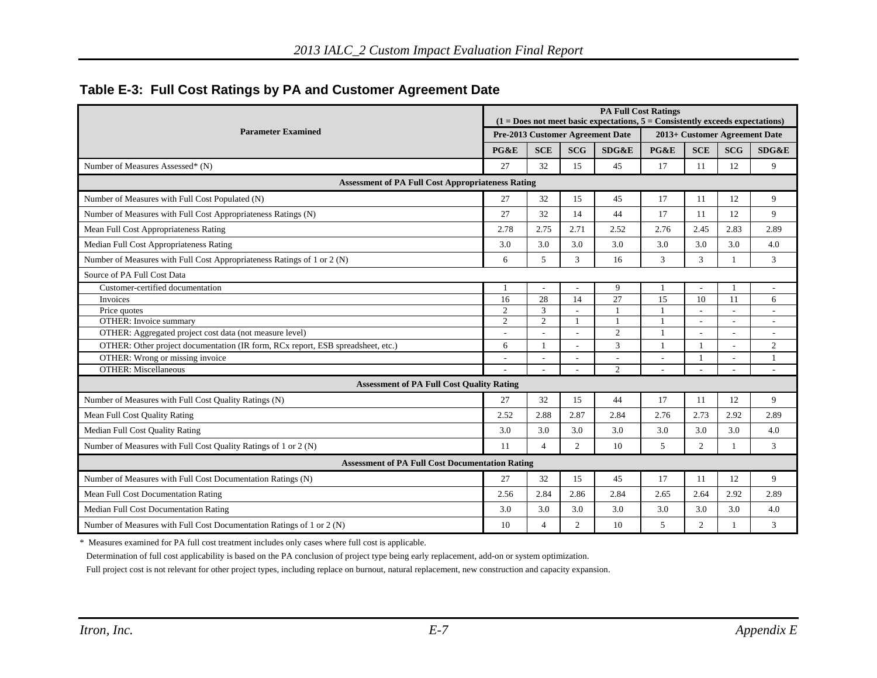## Table E-3: Full Cost Ratings by PA and Customer Agreement Date

| Parameter Examined | PA Full Cost Ratings (1 = Does not meet basic expectations, 5 = Consistently exceeds expectations) | | | | | | | |
|---|---|---|---|---|---|---|---|---|
| | Pre-2013 Customer Agreement Date | | | | 2013+ Customer Agreement Date | | | |
| | PG&E | SCE | SCG | SDG&E | PG&E | SCE | SCG | SDG&E |
| Number of Measures Assessed* (N) | 27 | 32 | 15 | 45 | 17 | 11 | 12 | 9 |
| **Assessment of PA Full Cost Appropriateness Rating** | | | | | | | | |
| Number of Measures with Full Cost Populated (N) | 27 | 32 | 15 | 45 | 17 | 11 | 12 | 9 |
| Number of Measures with Full Cost Appropriateness Ratings (N) | 27 | 32 | 14 | 44 | 17 | 11 | 12 | 9 |
| Mean Full Cost Appropriateness Rating | 2.78 | 2.75 | 2.71 | 2.52 | 2.76 | 2.45 | 2.83 | 2.89 |
| Median Full Cost Appropriateness Rating | 3.0 | 3.0 | 3.0 | 3.0 | 3.0 | 3.0 | 3.0 | 4.0 |
| Number of Measures with Full Cost Appropriateness Ratings of 1 or 2 (N) | 6 | 5 | 3 | 16 | 3 | 3 | 1 | 3 |
| Source of PA Full Cost Data | | | | | | | | |
| Customer-certified documentation | 1 | - | - | 9 | 1 | - | 1 | - |
| Invoices | 16 | 28 | 14 | 27 | 15 | 10 | 11 | 6 |
| Price quotes | 2 | 3 | - | 1 | 1 | - | - | - |
| OTHER: Invoice summary | 2 | 2 | 1 | 1 | 1 | - | - | - |
| OTHER: Aggregated project cost data (not measure level) | - | - | - | 2 | 1 | - | - | - |
| OTHER: Other project documentation (IR form, RCx report, ESB spreadsheet, etc.) | 6 | 1 | - | 3 | 1 | 1 | - | 2 |
| OTHER: Wrong or missing invoice | - | - | - | - | - | 1 | - | 1 |
| OTHER: Miscellaneous | - | - | - | 2 | - | - | - | - |
| **Assessment of PA Full Cost Quality Rating** | | | | | | | | |
| Number of Measures with Full Cost Quality Ratings (N) | 27 | 32 | 15 | 44 | 17 | 11 | 12 | 9 |
| Mean Full Cost Quality Rating | 2.52 | 2.88 | 2.87 | 2.84 | 2.76 | 2.73 | 2.92 | 2.89 |
| Median Full Cost Quality Rating | 3.0 | 3.0 | 3.0 | 3.0 | 3.0 | 3.0 | 3.0 | 4.0 |
| Number of Measures with Full Cost Quality Ratings of 1 or 2 (N) | 11 | 4 | 2 | 10 | 5 | 2 | 1 | 3 |
| **Assessment of PA Full Cost Documentation Rating** | | | | | | | | |
| Number of Measures with Full Cost Documentation Ratings (N) | 27 | 32 | 15 | 45 | 17 | 11 | 12 | 9 |
| Mean Full Cost Documentation Rating | 2.56 | 2.84 | 2.86 | 2.84 | 2.65 | 2.64 | 2.92 | 2.89 |
| Median Full Cost Documentation Rating | 3.0 | 3.0 | 3.0 | 3.0 | 3.0 | 3.0 | 3.0 | 4.0 |
| Number of Measures with Full Cost Documentation Ratings of 1 or 2 (N) | 10 | 4 | 2 | 10 | 5 | 2 | 1 | 3 |

* Measures examined for PA full cost treatment includes only cases where full cost is applicable.
Determination of full cost applicability is based on the PA conclusion of project type being early replacement, add-on or system optimization.
Full project cost is not relevant for other project types, including replace on burnout, natural replacement, new construction and capacity expansion.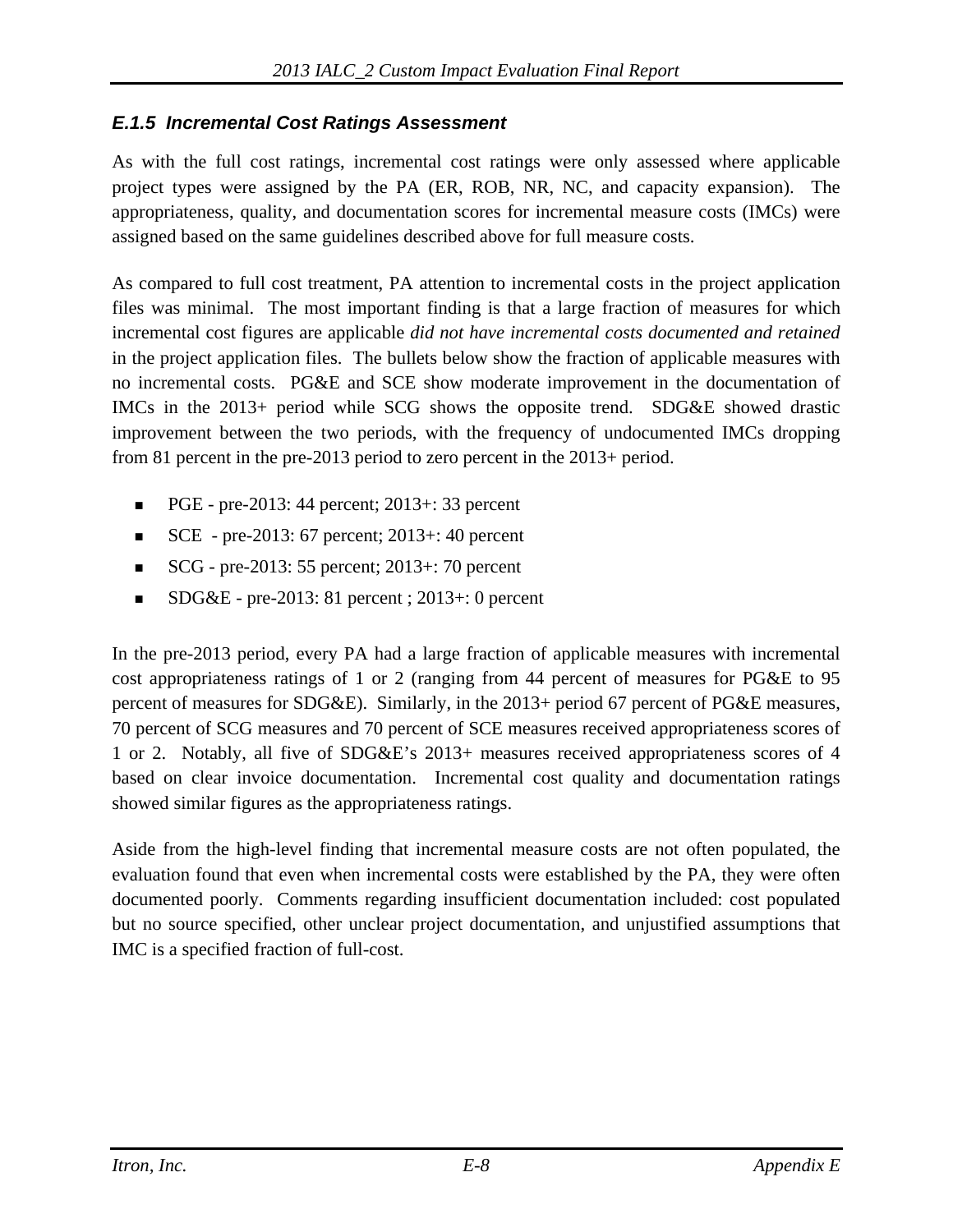### *E.1.5 Incremental Cost Ratings Assessment*

As with the full cost ratings, incremental cost ratings were only assessed where applicable project types were assigned by the PA (ER, ROB, NR, NC, and capacity expansion). The appropriateness, quality, and documentation scores for incremental measure costs (IMCs) were assigned based on the same guidelines described above for full measure costs.

As compared to full cost treatment, PA attention to incremental costs in the project application files was minimal. The most important finding is that a large fraction of measures for which incremental cost figures are applicable *did not have incremental costs documented and retained* in the project application files. The bullets below show the fraction of applicable measures with no incremental costs. PG&E and SCE show moderate improvement in the documentation of IMCs in the 2013+ period while SCG shows the opposite trend. SDG&E showed drastic improvement between the two periods, with the frequency of undocumented IMCs dropping from 81 percent in the pre-2013 period to zero percent in the 2013+ period.

- PGE - pre-2013: 44 percent; 2013+: 33 percent
- SCE - pre-2013: 67 percent; 2013+: 40 percent
- SCG - pre-2013: 55 percent; 2013+: 70 percent
- SDG&E - pre-2013: 81 percent ; 2013+: 0 percent

In the pre-2013 period, every PA had a large fraction of applicable measures with incremental cost appropriateness ratings of 1 or 2 (ranging from 44 percent of measures for PG&E to 95 percent of measures for SDG&E). Similarly, in the 2013+ period 67 percent of PG&E measures, 70 percent of SCG measures and 70 percent of SCE measures received appropriateness scores of 1 or 2. Notably, all five of SDG&E's 2013+ measures received appropriateness scores of 4 based on clear invoice documentation. Incremental cost quality and documentation ratings showed similar figures as the appropriateness ratings.

Aside from the high-level finding that incremental measure costs are not often populated, the evaluation found that even when incremental costs were established by the PA, they were often documented poorly. Comments regarding insufficient documentation included: cost populated but no source specified, other unclear project documentation, and unjustified assumptions that IMC is a specified fraction of full-cost.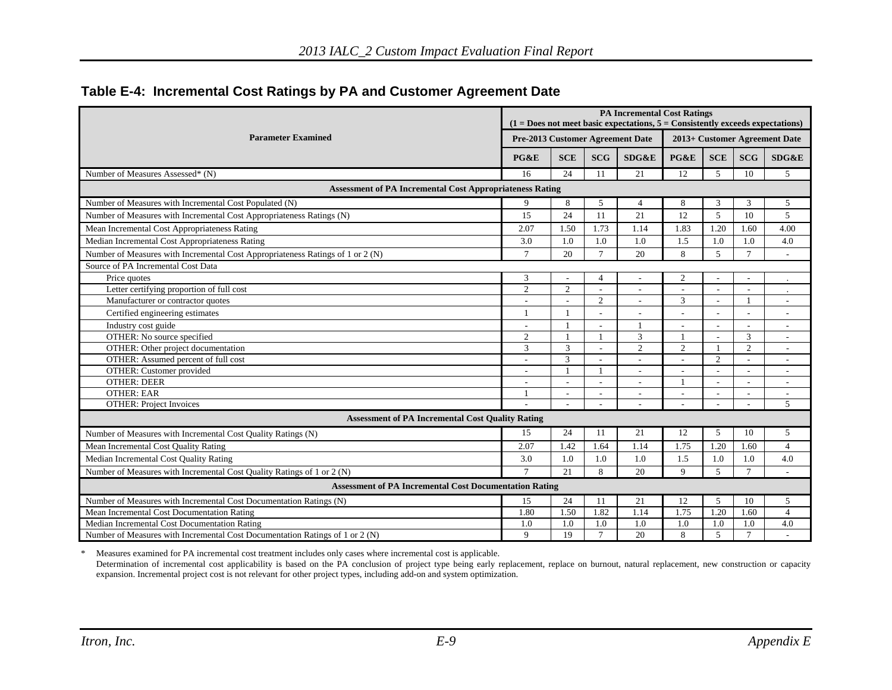## Table E-4: Incremental Cost Ratings by PA and Customer Agreement Date

| Parameter Examined | PA Incremental Cost Ratings (1 = Does not meet basic expectations, 5 = Consistently exceeds expectations) | | | | | | | |
|---|---|---|---|---|---|---|---|---|
| | Pre-2013 Customer Agreement Date | | | | 2013+ Customer Agreement Date | | | |
| | PG&E | SCE | SCG | SDG&E | PG&E | SCE | SCG | SDG&E |
| Number of Measures Assessed* (N) | 16 | 24 | 11 | 21 | 12 | 5 | 10 | 5 |
| **Assessment of PA Incremental Cost Appropriateness Rating** | | | | | | | | |
| Number of Measures with Incremental Cost Populated (N) | 9 | 8 | 5 | 4 | 8 | 3 | 3 | 5 |
| Number of Measures with Incremental Cost Appropriateness Ratings (N) | 15 | 24 | 11 | 21 | 12 | 5 | 10 | 5 |
| Mean Incremental Cost Appropriateness Rating | 2.07 | 1.50 | 1.73 | 1.14 | 1.83 | 1.20 | 1.60 | 4.00 |
| Median Incremental Cost Appropriateness Rating | 3.0 | 1.0 | 1.0 | 1.0 | 1.5 | 1.0 | 1.0 | 4.0 |
| Number of Measures with Incremental Cost Appropriateness Ratings of 1 or 2 (N) | 7 | 20 | 7 | 20 | 8 | 5 | 7 | - |
| Source of PA Incremental Cost Data | | | | | | | | |
| Price quotes | 3 | - | 4 | - | 2 | - | - | . |
| Letter certifying proportion of full cost | 2 | 2 | - | - | - | - | - | . |
| Manufacturer or contractor quotes | - | - | 2 | - | 3 | - | 1 | - |
| Certified engineering estimates | 1 | 1 | - | - | - | - | - | - |
| Industry cost guide | - | 1 | - | 1 | - | - | - | - |
| OTHER: No source specified | 2 | 1 | 1 | 3 | 1 | - | 3 | - |
| OTHER: Other project documentation | 3 | 3 | - | 2 | 2 | 1 | 2 | - |
| OTHER: Assumed percent of full cost | - | 3 | - | - | - | 2 | - | - |
| OTHER: Customer provided | - | 1 | 1 | - | - | - | - | - |
| OTHER: DEER | - | - | - | - | 1 | - | - | - |
| OTHER: EAR | 1 | - | - | - | - | - | - | - |
| OTHER: Project Invoices | - | - | - | - | - | - | - | 5 |
| **Assessment of PA Incremental Cost Quality Rating** | | | | | | | | |
| Number of Measures with Incremental Cost Quality Ratings (N) | 15 | 24 | 11 | 21 | 12 | 5 | 10 | 5 |
| Mean Incremental Cost Quality Rating | 2.07 | 1.42 | 1.64 | 1.14 | 1.75 | 1.20 | 1.60 | 4 |
| Median Incremental Cost Quality Rating | 3.0 | 1.0 | 1.0 | 1.0 | 1.5 | 1.0 | 1.0 | 4.0 |
| Number of Measures with Incremental Cost Quality Ratings of 1 or 2 (N) | 7 | 21 | 8 | 20 | 9 | 5 | 7 | - |
| **Assessment of PA Incremental Cost Documentation Rating** | | | | | | | | |
| Number of Measures with Incremental Cost Documentation Ratings (N) | 15 | 24 | 11 | 21 | 12 | 5 | 10 | 5 |
| Mean Incremental Cost Documentation Rating | 1.80 | 1.50 | 1.82 | 1.14 | 1.75 | 1.20 | 1.60 | 4 |
| Median Incremental Cost Documentation Rating | 1.0 | 1.0 | 1.0 | 1.0 | 1.0 | 1.0 | 1.0 | 4.0 |
| Number of Measures with Incremental Cost Documentation Ratings of 1 or 2 (N) | 9 | 19 | 7 | 20 | 8 | 5 | 7 | - |

\* Measures examined for PA incremental cost treatment includes only cases where incremental cost is applicable.
Determination of incremental cost applicability is based on the PA conclusion of project type being early replacement, replace on burnout, natural replacement, new construction or capacity expansion. Incremental project cost is not relevant for other project types, including add-on and system optimization.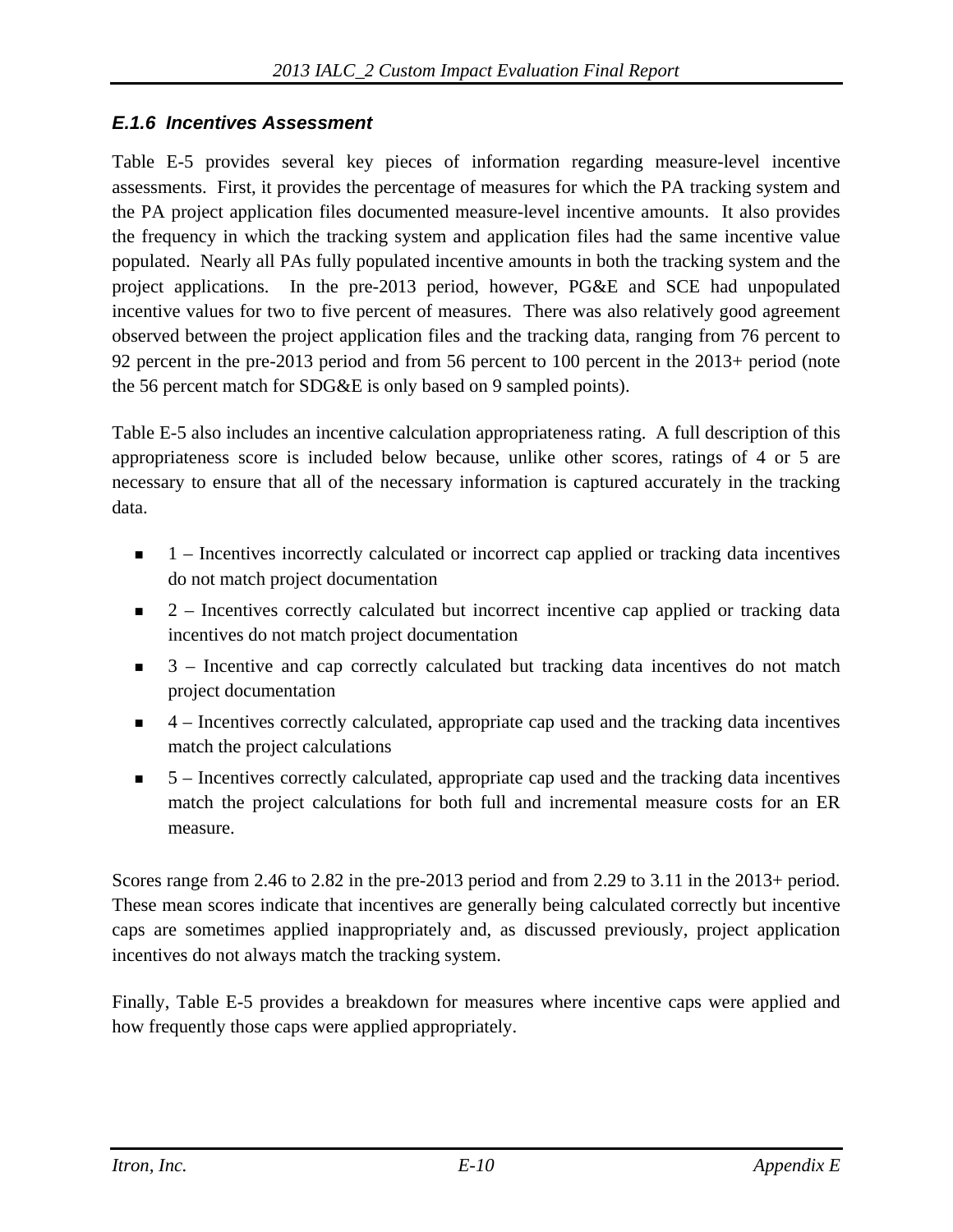### *E.1.6 Incentives Assessment*

Table E-5 provides several key pieces of information regarding measure-level incentive assessments. First, it provides the percentage of measures for which the PA tracking system and the PA project application files documented measure-level incentive amounts. It also provides the frequency in which the tracking system and application files had the same incentive value populated. Nearly all PAs fully populated incentive amounts in both the tracking system and the project applications. In the pre-2013 period, however, PG&E and SCE had unpopulated incentive values for two to five percent of measures. There was also relatively good agreement observed between the project application files and the tracking data, ranging from 76 percent to 92 percent in the pre-2013 period and from 56 percent to 100 percent in the 2013+ period (note the 56 percent match for SDG&E is only based on 9 sampled points).

Table E-5 also includes an incentive calculation appropriateness rating. A full description of this appropriateness score is included below because, unlike other scores, ratings of 4 or 5 are necessary to ensure that all of the necessary information is captured accurately in the tracking data.

- 1 – Incentives incorrectly calculated or incorrect cap applied or tracking data incentives do not match project documentation
- 2 – Incentives correctly calculated but incorrect incentive cap applied or tracking data incentives do not match project documentation
- 3 – Incentive and cap correctly calculated but tracking data incentives do not match project documentation
- 4 – Incentives correctly calculated, appropriate cap used and the tracking data incentives match the project calculations
- 5 – Incentives correctly calculated, appropriate cap used and the tracking data incentives match the project calculations for both full and incremental measure costs for an ER measure.

Scores range from 2.46 to 2.82 in the pre-2013 period and from 2.29 to 3.11 in the 2013+ period. These mean scores indicate that incentives are generally being calculated correctly but incentive caps are sometimes applied inappropriately and, as discussed previously, project application incentives do not always match the tracking system.

Finally, Table E-5 provides a breakdown for measures where incentive caps were applied and how frequently those caps were applied appropriately.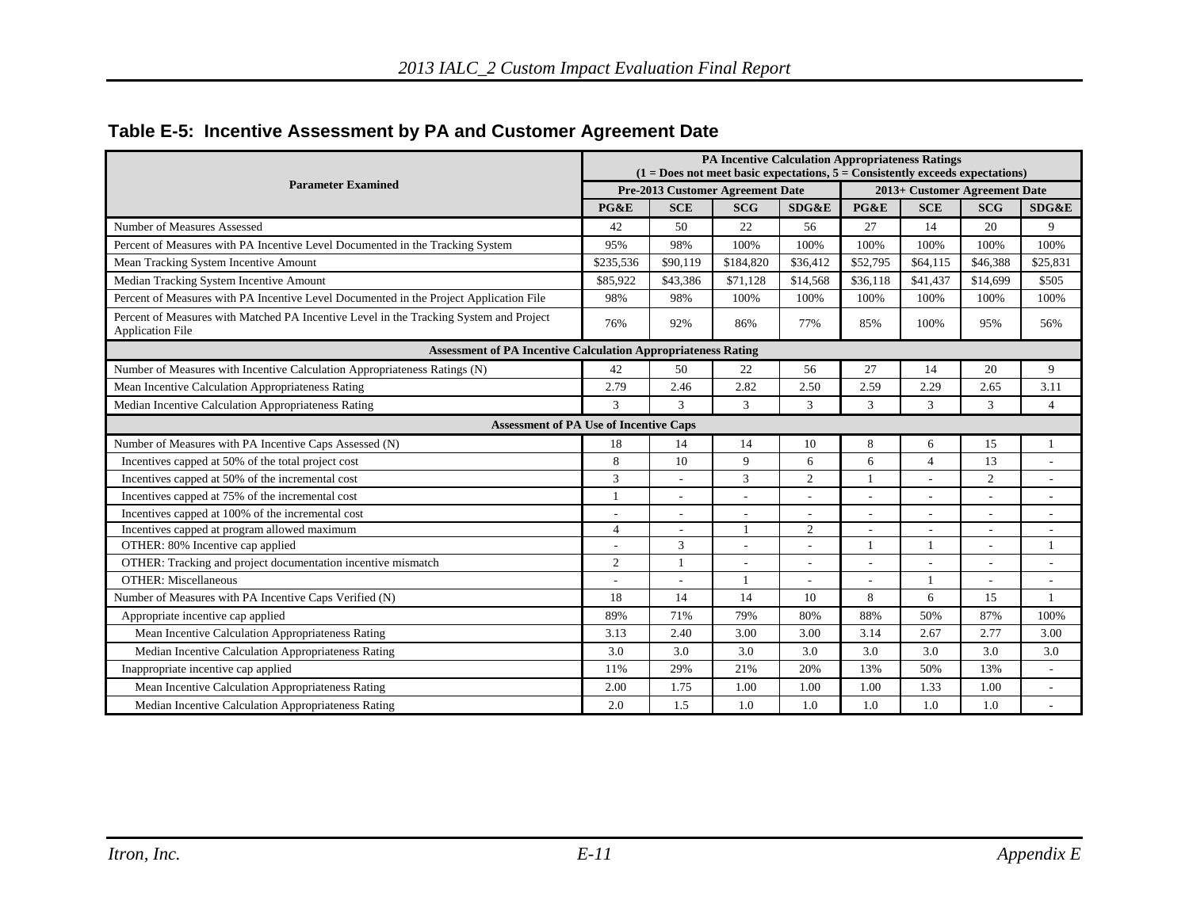## Table E-5: Incentive Assessment by PA and Customer Agreement Date

| Parameter Examined | PA Incentive Calculation Appropriateness Ratings (1 = Does not meet basic expectations, 5 = Consistently exceeds expectations) | | | | | | | |
|---|---|---|---|---|---|---|---|---|
| | Pre-2013 Customer Agreement Date | | | | 2013+ Customer Agreement Date | | | |
| | PG&E | SCE | SCG | SDG&E | PG&E | SCE | SCG | SDG&E |
| Number of Measures Assessed | 42 | 50 | 22 | 56 | 27 | 14 | 20 | 9 |
| Percent of Measures with PA Incentive Level Documented in the Tracking System | 95% | 98% | 100% | 100% | 100% | 100% | 100% | 100% |
| Mean Tracking System Incentive Amount | $235,536 | $90,119 | $184,820 | $36,412 | $52,795 | $64,115 | $46,388 | $25,831 |
| Median Tracking System Incentive Amount | $85,922 | $43,386 | $71,128 | $14,568 | $36,118 | $41,437 | $14,699 | $505 |
| Percent of Measures with PA Incentive Level Documented in the Project Application File | 98% | 98% | 100% | 100% | 100% | 100% | 100% | 100% |
| Percent of Measures with Matched PA Incentive Level in the Tracking System and Project Application File | 76% | 92% | 86% | 77% | 85% | 100% | 95% | 56% |
| **Assessment of PA Incentive Calculation Appropriateness Rating** | | | | | | | | |
| Number of Measures with Incentive Calculation Appropriateness Ratings (N) | 42 | 50 | 22 | 56 | 27 | 14 | 20 | 9 |
| Mean Incentive Calculation Appropriateness Rating | 2.79 | 2.46 | 2.82 | 2.50 | 2.59 | 2.29 | 2.65 | 3.11 |
| Median Incentive Calculation Appropriateness Rating | 3 | 3 | 3 | 3 | 3 | 3 | 3 | 4 |
| **Assessment of PA Use of Incentive Caps** | | | | | | | | |
| Number of Measures with PA Incentive Caps Assessed (N) | 18 | 14 | 14 | 10 | 8 | 6 | 15 | 1 |
| Incentives capped at 50% of the total project cost | 8 | 10 | 9 | 6 | 6 | 4 | 13 | - |
| Incentives capped at 50% of the incremental cost | 3 | - | 3 | 2 | 1 | - | 2 | - |
| Incentives capped at 75% of the incremental cost | 1 | - | - | - | - | - | - | - |
| Incentives capped at 100% of the incremental cost | - | - | - | - | - | - | - | - |
| Incentives capped at program allowed maximum | 4 | - | 1 | 2 | - | - | - | - |
| OTHER: 80% Incentive cap applied | - | 3 | - | - | 1 | 1 | - | 1 |
| OTHER: Tracking and project documentation incentive mismatch | 2 | 1 | - | - | - | - | - | - |
| OTHER: Miscellaneous | - | - | 1 | - | - | 1 | - | - |
| Number of Measures with PA Incentive Caps Verified (N) | 18 | 14 | 14 | 10 | 8 | 6 | 15 | 1 |
| Appropriate incentive cap applied | 89% | 71% | 79% | 80% | 88% | 50% | 87% | 100% |
| Mean Incentive Calculation Appropriateness Rating | 3.13 | 2.40 | 3.00 | 3.00 | 3.14 | 2.67 | 2.77 | 3.00 |
| Median Incentive Calculation Appropriateness Rating | 3.0 | 3.0 | 3.0 | 3.0 | 3.0 | 3.0 | 3.0 | 3.0 |
| Inappropriate incentive cap applied | 11% | 29% | 21% | 20% | 13% | 50% | 13% | - |
| Mean Incentive Calculation Appropriateness Rating | 2.00 | 1.75 | 1.00 | 1.00 | 1.00 | 1.33 | 1.00 | - |
| Median Incentive Calculation Appropriateness Rating | 2.0 | 1.5 | 1.0 | 1.0 | 1.0 | 1.0 | 1.0 | - |